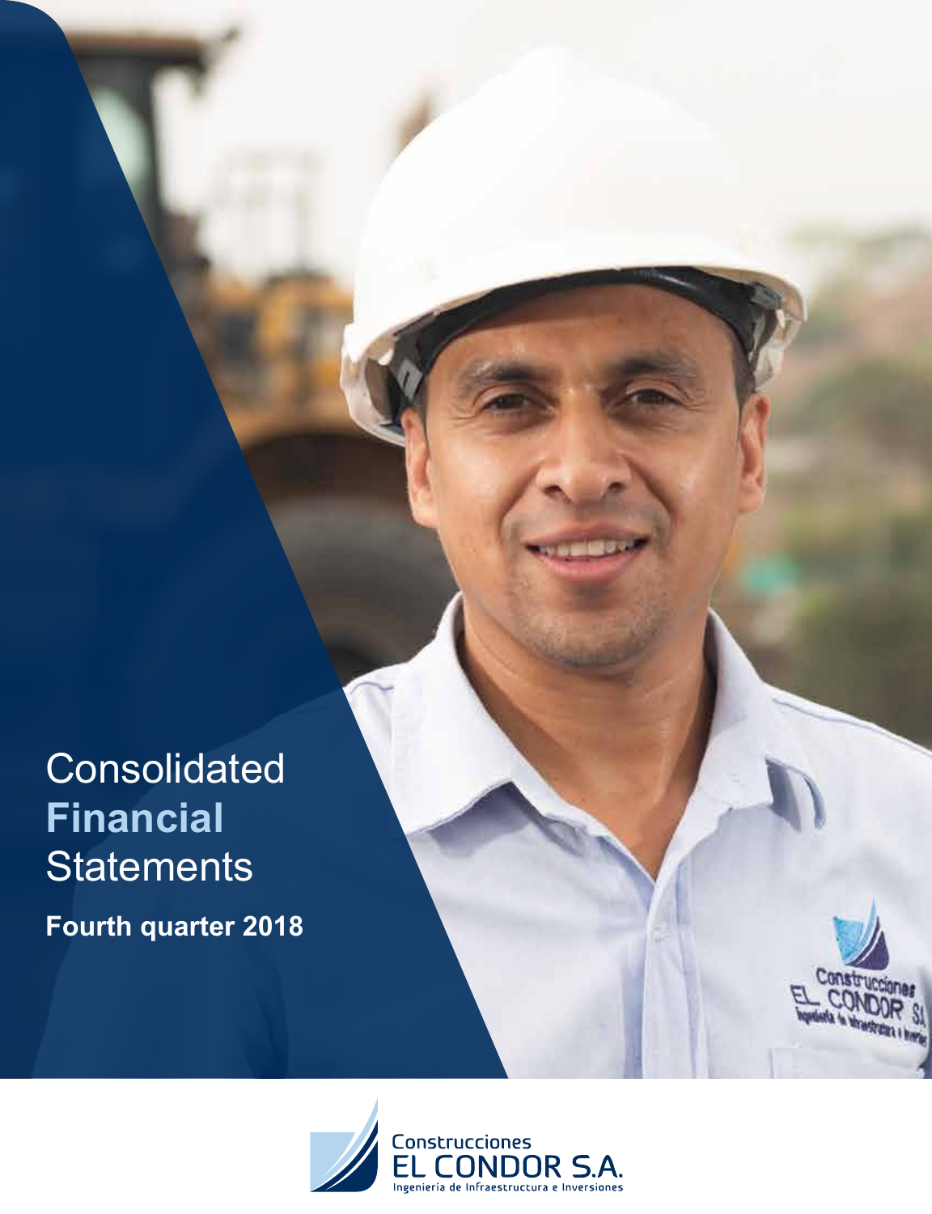# Consolidated **Financial** Statements

**Fourth quarter 2018**

Construcciones
EL CONDOR S.A.
Ingeniería de Infraestructura e Inversiones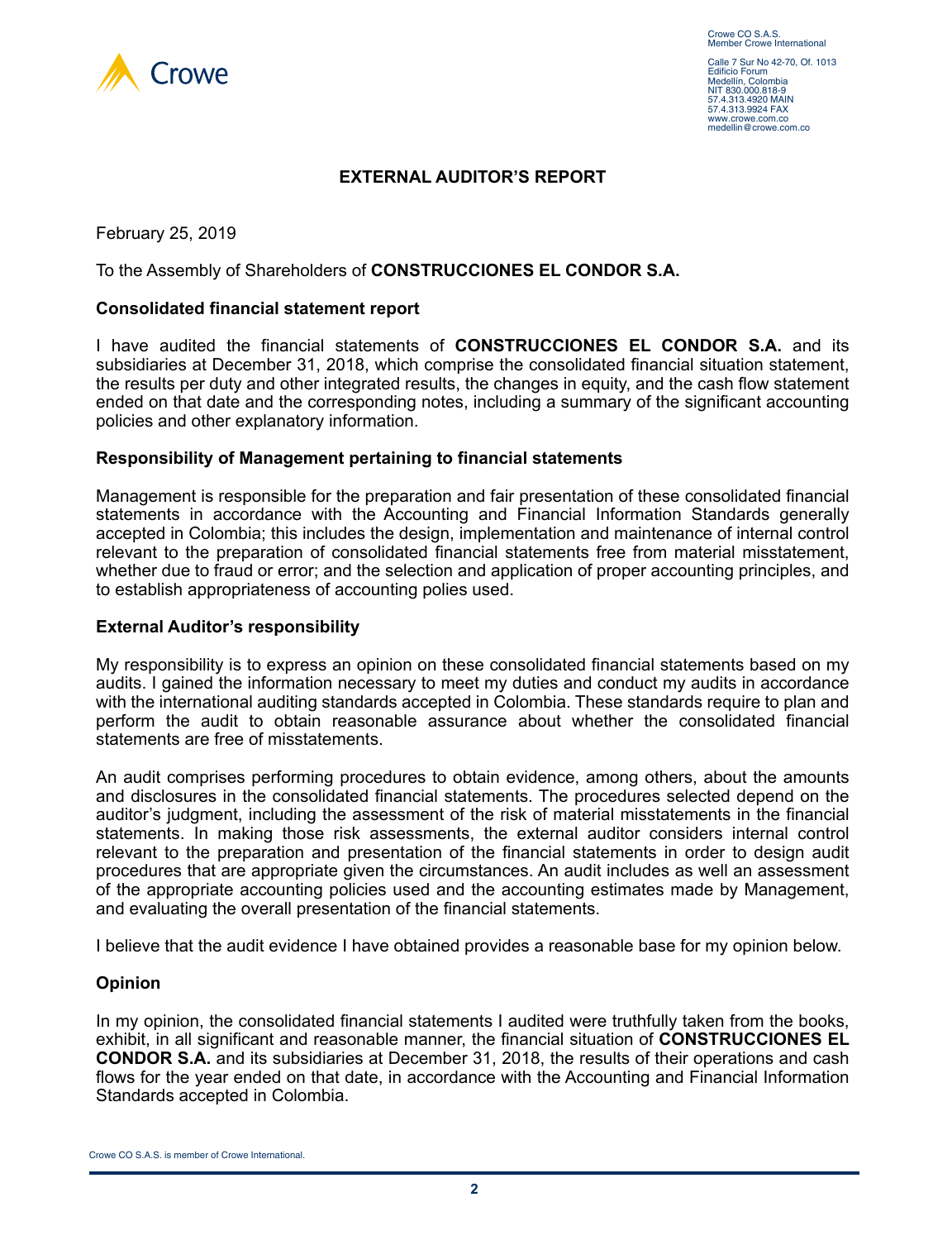Crowe CO S.A.S.
Member Crowe International

Calle 7 Sur No 42-70, Of. 1013
Edificio Forum
Medellin, Colombia
NIT 830.000.818-9
57.4.313.4920 MAIN
57.4.313.9924 FAX
www.crowe.com.co
medellin@crowe.com.co

# EXTERNAL AUDITOR'S REPORT

February 25, 2019

To the Assembly of Shareholders of **CONSTRUCCIONES EL CONDOR S.A.**

### Consolidated financial statement report

I have audited the financial statements of **CONSTRUCCIONES EL CONDOR S.A.** and its subsidiaries at December 31, 2018, which comprise the consolidated financial situation statement, the results per duty and other integrated results, the changes in equity, and the cash flow statement ended on that date and the corresponding notes, including a summary of the significant accounting policies and other explanatory information.

### Responsibility of Management pertaining to financial statements

Management is responsible for the preparation and fair presentation of these consolidated financial statements in accordance with the Accounting and Financial Information Standards generally accepted in Colombia; this includes the design, implementation and maintenance of internal control relevant to the preparation of consolidated financial statements free from material misstatement, whether due to fraud or error; and the selection and application of proper accounting principles, and to establish appropriateness of accounting polies used.

### External Auditor's responsibility

My responsibility is to express an opinion on these consolidated financial statements based on my audits. I gained the information necessary to meet my duties and conduct my audits in accordance with the international auditing standards accepted in Colombia. These standards require to plan and perform the audit to obtain reasonable assurance about whether the consolidated financial statements are free of misstatements.

An audit comprises performing procedures to obtain evidence, among others, about the amounts and disclosures in the consolidated financial statements. The procedures selected depend on the auditor's judgment, including the assessment of the risk of material misstatements in the financial statements. In making those risk assessments, the external auditor considers internal control relevant to the preparation and presentation of the financial statements in order to design audit procedures that are appropriate given the circumstances. An audit includes as well an assessment of the appropriate accounting policies used and the accounting estimates made by Management, and evaluating the overall presentation of the financial statements.

I believe that the audit evidence I have obtained provides a reasonable base for my opinion below.

### Opinion

In my opinion, the consolidated financial statements I audited were truthfully taken from the books, exhibit, in all significant and reasonable manner, the financial situation of **CONSTRUCCIONES EL CONDOR S.A.** and its subsidiaries at December 31, 2018, the results of their operations and cash flows for the year ended on that date, in accordance with the Accounting and Financial Information Standards accepted in Colombia.

Crowe CO S.A.S. is member of Crowe International.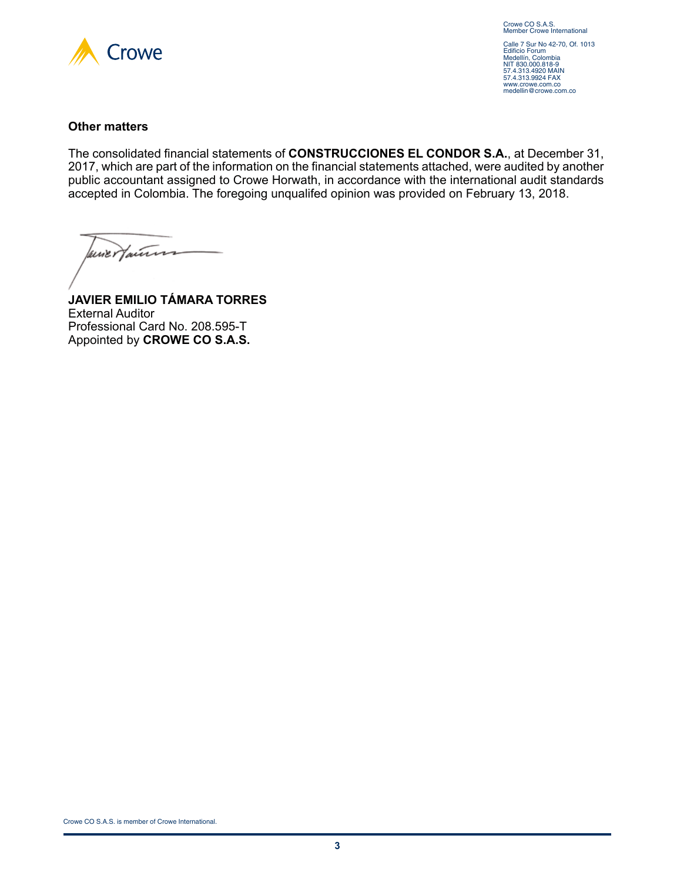Crowe CO S.A.S.
Member Crowe International

Calle 7 Sur No 42-70, Of. 1013
Edificio Forum
Medellín, Colombia
NIT 830.000.818-9
57.4.313.4920 MAIN
57.4.313.9924 FAX
www.crowe.com.co
medellin@crowe.com.co

**Other matters**

The consolidated financial statements of **CONSTRUCCIONES EL CONDOR S.A.**, at December 31, 2017, which are part of the information on the financial statements attached, were audited by another public accountant assigned to Crowe Horwath, in accordance with the international audit standards accepted in Colombia. The foregoing unqualifed opinion was provided on February 13, 2018.

**JAVIER EMILIO TÁMARA TORRES**
External Auditor
Professional Card No. 208.595-T
Appointed by **CROWE CO S.A.S.**

Crowe CO S.A.S. is member of Crowe International.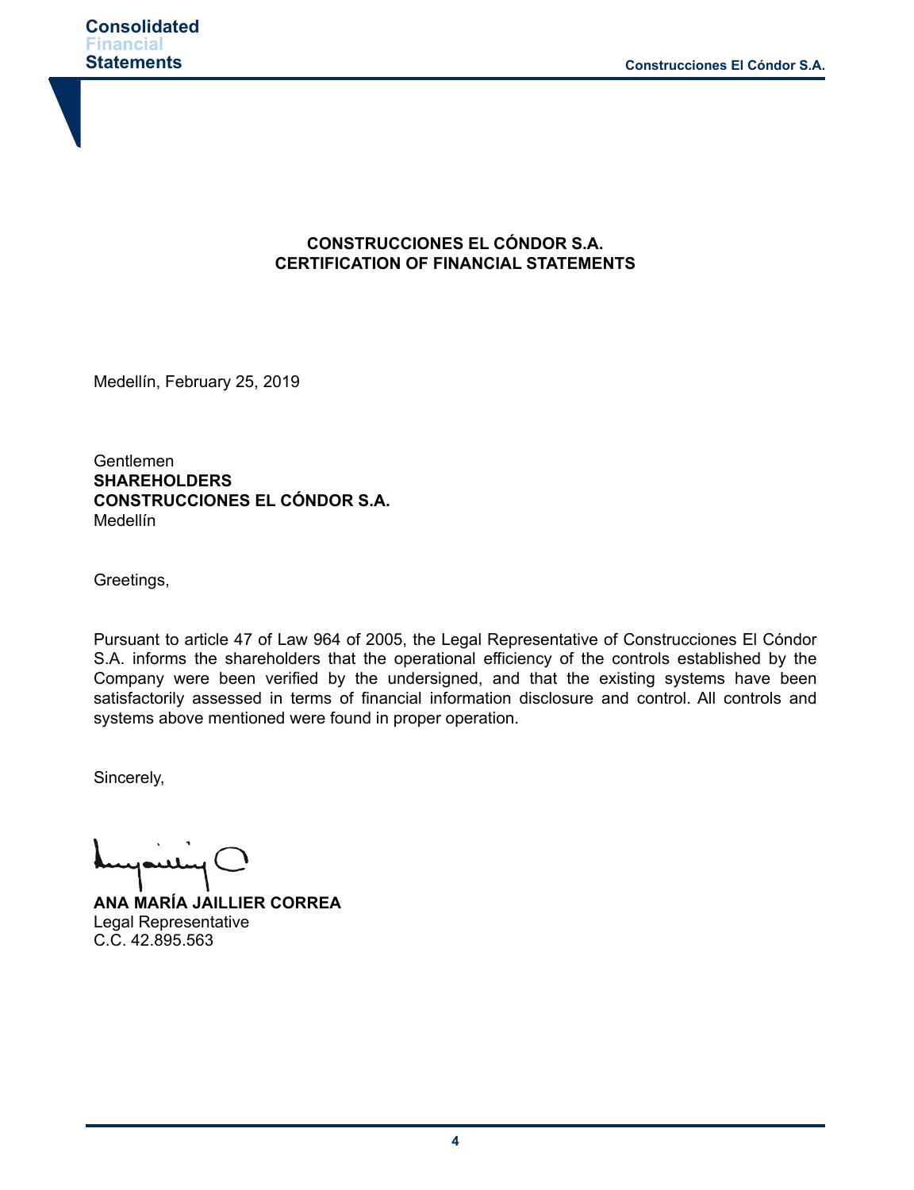**CONSTRUCCIONES EL CÓNDOR S.A.**
**CERTIFICATION OF FINANCIAL STATEMENTS**

Medellín, February 25, 2019

Gentlemen
**SHAREHOLDERS**
**CONSTRUCCIONES EL CÓNDOR S.A.**
Medellín

Greetings,

Pursuant to article 47 of Law 964 of 2005, the Legal Representative of Construcciones El Cóndor S.A. informs the shareholders that the operational efficiency of the controls established by the Company were been verified by the undersigned, and that the existing systems have been satisfactorily assessed in terms of financial information disclosure and control. All controls and systems above mentioned were found in proper operation.

Sincerely,

**ANA MARÍA JAILLIER CORREA**
Legal Representative
C.C. 42.895.563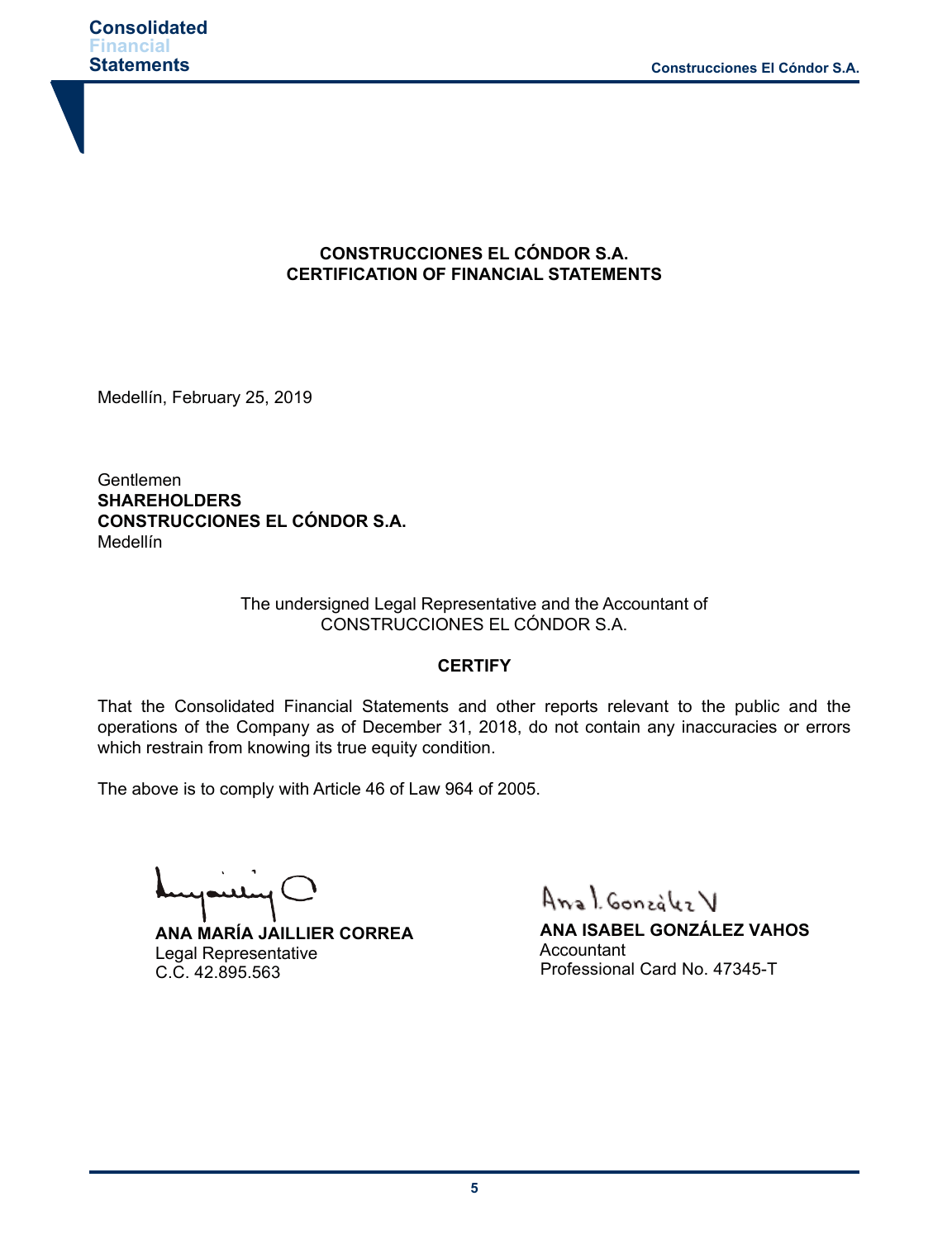**CONSTRUCCIONES EL CÓNDOR S.A.**
**CERTIFICATION OF FINANCIAL STATEMENTS**

Medellín, February 25, 2019

Gentlemen
**SHAREHOLDERS**
**CONSTRUCCIONES EL CÓNDOR S.A.**
Medellín

The undersigned Legal Representative and the Accountant of CONSTRUCCIONES EL CÓNDOR S.A.

**CERTIFY**

That the Consolidated Financial Statements and other reports relevant to the public and the operations of the Company as of December 31, 2018, do not contain any inaccuracies or errors which restrain from knowing its true equity condition.

The above is to comply with Article 46 of Law 964 of 2005.

**ANA MARÍA JAILLIER CORREA**
Legal Representative
C.C. 42.895.563

**ANA ISABEL GONZÁLEZ VAHOS**
Accountant
Professional Card No. 47345-T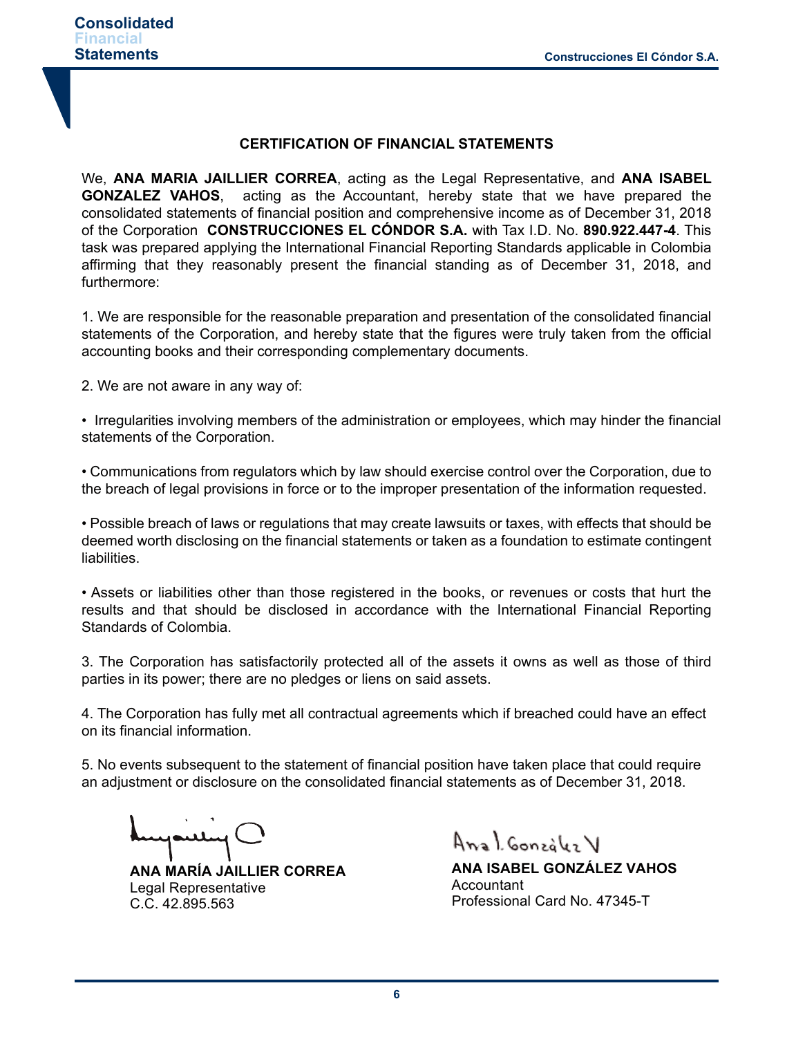## CERTIFICATION OF FINANCIAL STATEMENTS

We, **ANA MARIA JAILLIER CORREA**, acting as the Legal Representative, and **ANA ISABEL GONZALEZ VAHOS**, acting as the Accountant, hereby state that we have prepared the consolidated statements of financial position and comprehensive income as of December 31, 2018 of the Corporation **CONSTRUCCIONES EL CÓNDOR S.A.** with Tax I.D. No. **890.922.447-4**. This task was prepared applying the International Financial Reporting Standards applicable in Colombia affirming that they reasonably present the financial standing as of December 31, 2018, and furthermore:

1. We are responsible for the reasonable preparation and presentation of the consolidated financial statements of the Corporation, and hereby state that the figures were truly taken from the official accounting books and their corresponding complementary documents.

2. We are not aware in any way of:

- Irregularities involving members of the administration or employees, which may hinder the financial statements of the Corporation.

- Communications from regulators which by law should exercise control over the Corporation, due to the breach of legal provisions in force or to the improper presentation of the information requested.

- Possible breach of laws or regulations that may create lawsuits or taxes, with effects that should be deemed worth disclosing on the financial statements or taken as a foundation to estimate contingent liabilities.

- Assets or liabilities other than those registered in the books, or revenues or costs that hurt the results and that should be disclosed in accordance with the International Financial Reporting Standards of Colombia.

3. The Corporation has satisfactorily protected all of the assets it owns as well as those of third parties in its power; there are no pledges or liens on said assets.

4. The Corporation has fully met all contractual agreements which if breached could have an effect on its financial information.

5. No events subsequent to the statement of financial position have taken place that could require an adjustment or disclosure on the consolidated financial statements as of December 31, 2018.

**ANA MARÍA JAILLIER CORREA**
Legal Representative
C.C. 42.895.563

**ANA ISABEL GONZÁLEZ VAHOS**
Accountant
Professional Card No. 47345-T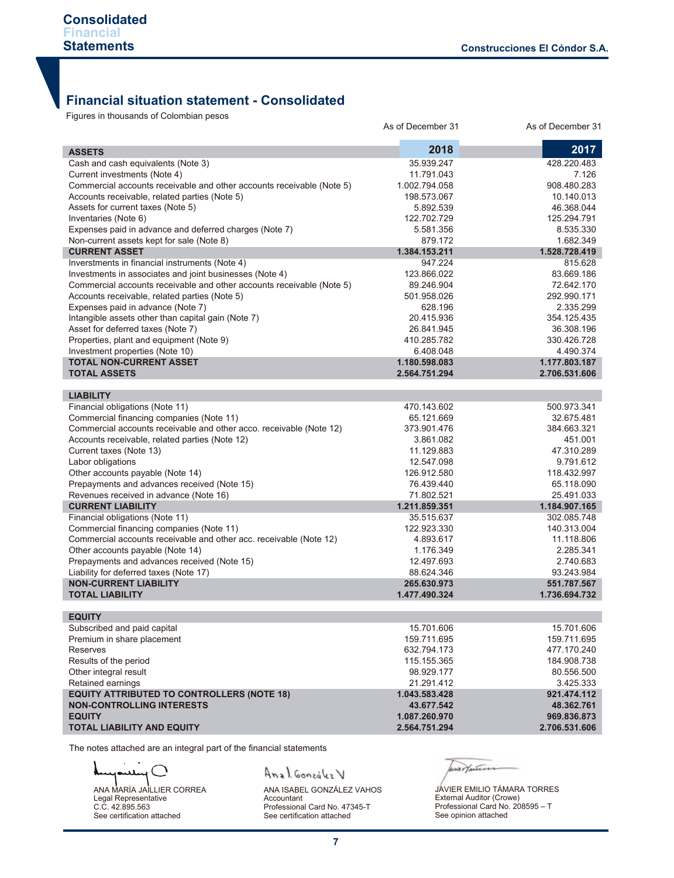## Financial situation statement - Consolidated

Figures in thousands of Colombian pesos

| | As of December 31 2018 | As of December 31 2017 |
|---|---|---|
| **ASSETS** | | |
| Cash and cash equivalents (Note 3) | 35.939.247 | 428.220.483 |
| Current investments (Note 4) | 11.791.043 | 7.126 |
| Commercial accounts receivable and other accounts receivable (Note 5) | 1.002.794.058 | 908.480.283 |
| Accounts receivable, related parties (Note 5) | 198.573.067 | 10.140.013 |
| Assets for current taxes (Note 5) | 5.892.539 | 46.368.044 |
| Inventaries (Note 6) | 122.702.729 | 125.294.791 |
| Expenses paid in advance and deferred charges (Note 7) | 5.581.356 | 8.535.330 |
| Non-current assets kept for sale (Note 8) | 879.172 | 1.682.349 |
| **CURRENT ASSET** | **1.384.153.211** | **1.528.728.419** |
| Inverstments in financial instruments (Note 4) | 947.224 | 815.628 |
| Investments in associates and joint businesses (Note 4) | 123.866.022 | 83.669.186 |
| Commercial accounts receivable and other accounts receivable (Note 5) | 89.246.904 | 72.642.170 |
| Accounts receivable, related parties (Note 5) | 501.958.026 | 292.990.171 |
| Expenses paid in advance (Note 7) | 628.196 | 2.335.299 |
| Intangible assets other than capital gain (Note 7) | 20.415.936 | 354.125.435 |
| Asset for deferred taxes (Note 7) | 26.841.945 | 36.308.196 |
| Properties, plant and equipment (Note 9) | 410.285.782 | 330.426.728 |
| Investment properties (Note 10) | 6.408.048 | 4.490.374 |
| **TOTAL NON-CURRENT ASSET** | **1.180.598.083** | **1.177.803.187** |
| **TOTAL ASSETS** | **2.564.751.294** | **2.706.531.606** |
| **LIABILITY** | | |
| Financial obligations (Note 11) | 470.143.602 | 500.973.341 |
| Commercial financing companies (Note 11) | 65.121.669 | 32.675.481 |
| Commercial accounts receivable and other acco. receivable (Note 12) | 373.901.476 | 384.663.321 |
| Accounts receivable, related parties (Note 12) | 3.861.082 | 451.001 |
| Current taxes (Note 13) | 11.129.883 | 47.310.289 |
| Labor obligations | 12.547.098 | 9.791.612 |
| Other accounts payable (Note 14) | 126.912.580 | 118.432.997 |
| Prepayments and advances received (Note 15) | 76.439.440 | 65.118.090 |
| Revenues received in advance (Note 16) | 71.802.521 | 25.491.033 |
| **CURRENT LIABILITY** | **1.211.859.351** | **1.184.907.165** |
| Financial obligations (Note 11) | 35.515.637 | 302.085.748 |
| Commercial financing companies (Note 11) | 122.923.330 | 140.313.004 |
| Commercial accounts receivable and other acc. receivable (Note 12) | 4.893.617 | 11.118.806 |
| Other accounts payable (Note 14) | 1.176.349 | 2.285.341 |
| Prepayments and advances received (Note 15) | 12.497.693 | 2.740.683 |
| Liability for deferred taxes (Note 17) | 88.624.346 | 93.243.984 |
| **NON-CURRENT LIABILITY** | **265.630.973** | **551.787.567** |
| **TOTAL LIABILITY** | **1.477.490.324** | **1.736.694.732** |
| **EQUITY** | | |
| Subscribed and paid capital | 15.701.606 | 15.701.606 |
| Premium in share placement | 159.711.695 | 159.711.695 |
| Reserves | 632.794.173 | 477.170.240 |
| Results of the period | 115.155.365 | 184.908.738 |
| Other integral result | 98.929.177 | 80.556.500 |
| Retained earnings | 21.291.412 | 3.425.333 |
| **EQUITY ATTRIBUTED TO CONTROLLERS (NOTE 18)** | **1.043.583.428** | **921.474.112** |
| **NON-CONTROLLING INTERESTS** | **43.677.542** | **48.362.761** |
| **EQUITY** | **1.087.260.970** | **969.836.873** |
| **TOTAL LIABILITY AND EQUITY** | **2.564.751.294** | **2.706.531.606** |

The notes attached are an integral part of the financial statements

ANA MARÍA JAILLIER CORREA
Legal Representative
C.C. 42.895.563
See certification attached

ANA ISABEL GONZÁLEZ VAHOS
Accountant
Professional Card No. 47345-T
See certification attached

JAVIER EMILIO TÁMARA TORRES
External Auditor (Crowe)
Professional Card No. 208595 – T
See opinion attached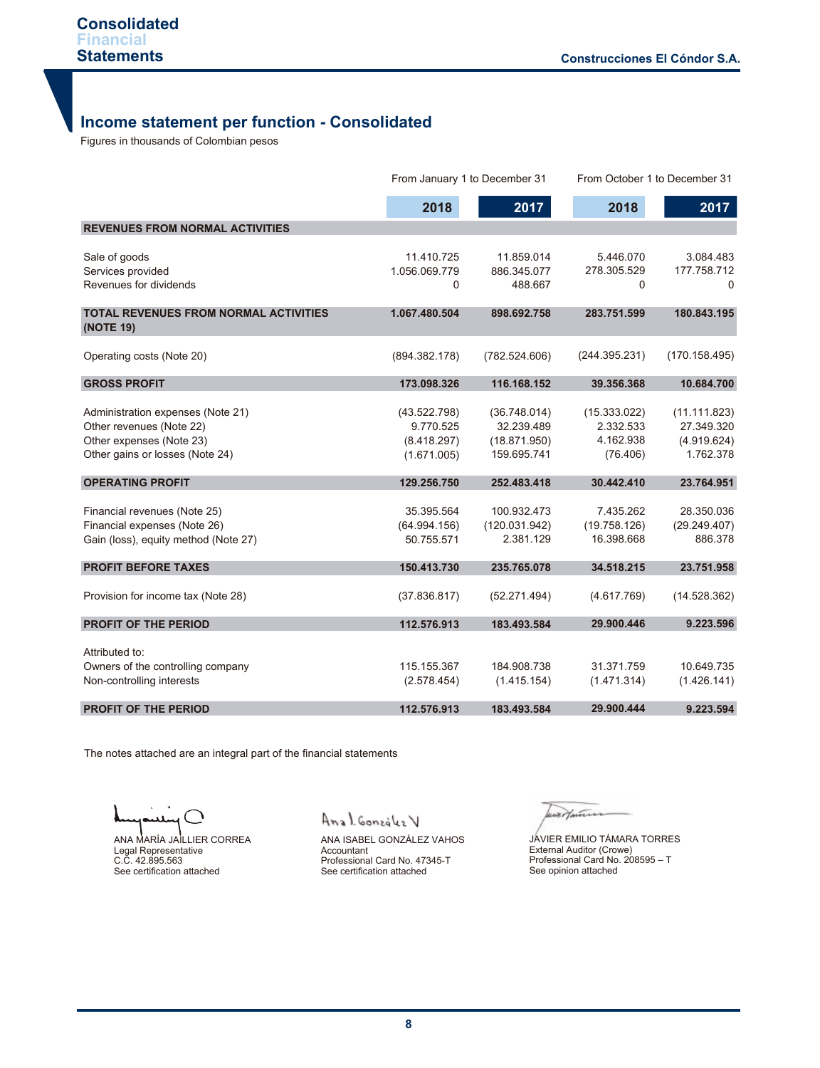## Income statement per function - Consolidated

Figures in thousands of Colombian pesos

| | From January 1 to December 31 | | From October 1 to December 31 | |
|---|---|---|---|---|
| | **2018** | **2017** | **2018** | **2017** |
| **REVENUES FROM NORMAL ACTIVITIES** | | | | |
| Sale of goods | 11.410.725 | 11.859.014 | 5.446.070 | 3.084.483 |
| Services provided | 1.056.069.779 | 886.345.077 | 278.305.529 | 177.758.712 |
| Revenues for dividends | 0 | 488.667 | 0 | 0 |
| **TOTAL REVENUES FROM NORMAL ACTIVITIES (NOTE 19)** | **1.067.480.504** | **898.692.758** | **283.751.599** | **180.843.195** |
| Operating costs (Note 20) | (894.382.178) | (782.524.606) | (244.395.231) | (170.158.495) |
| **GROSS PROFIT** | **173.098.326** | **116.168.152** | **39.356.368** | **10.684.700** |
| Administration expenses (Note 21) | (43.522.798) | (36.748.014) | (15.333.022) | (11.111.823) |
| Other revenues (Note 22) | 9.770.525 | 32.239.489 | 2.332.533 | 27.349.320 |
| Other expenses (Note 23) | (8.418.297) | (18.871.950) | 4.162.938 | (4.919.624) |
| Other gains or losses (Note 24) | (1.671.005) | 159.695.741 | (76.406) | 1.762.378 |
| **OPERATING PROFIT** | **129.256.750** | **252.483.418** | **30.442.410** | **23.764.951** |
| Financial revenues (Note 25) | 35.395.564 | 100.932.473 | 7.435.262 | 28.350.036 |
| Financial expenses (Note 26) | (64.994.156) | (120.031.942) | (19.758.126) | (29.249.407) |
| Gain (loss), equity method (Note 27) | 50.755.571 | 2.381.129 | 16.398.668 | 886.378 |
| **PROFIT BEFORE TAXES** | **150.413.730** | **235.765.078** | **34.518.215** | **23.751.958** |
| Provision for income tax (Note 28) | (37.836.817) | (52.271.494) | (4.617.769) | (14.528.362) |
| **PROFIT OF THE PERIOD** | **112.576.913** | **183.493.584** | **29.900.446** | **9.223.596** |
| Attributed to: | | | | |
| Owners of the controlling company | 115.155.367 | 184.908.738 | 31.371.759 | 10.649.735 |
| Non-controlling interests | (2.578.454) | (1.415.154) | (1.471.314) | (1.426.141) |
| **PROFIT OF THE PERIOD** | **112.576.913** | **183.493.584** | **29.900.444** | **9.223.594** |

The notes attached are an integral part of the financial statements

ANA MARÍA JAILLIER CORREA
Legal Representative
C.C. 42.895.563
See certification attached

ANA ISABEL GONZÁLEZ VAHOS
Accountant
Professional Card No. 47345-T
See certification attached

JAVIER EMILIO TÁMARA TORRES
External Auditor (Crowe)
Professional Card No. 208595 – T
See opinion attached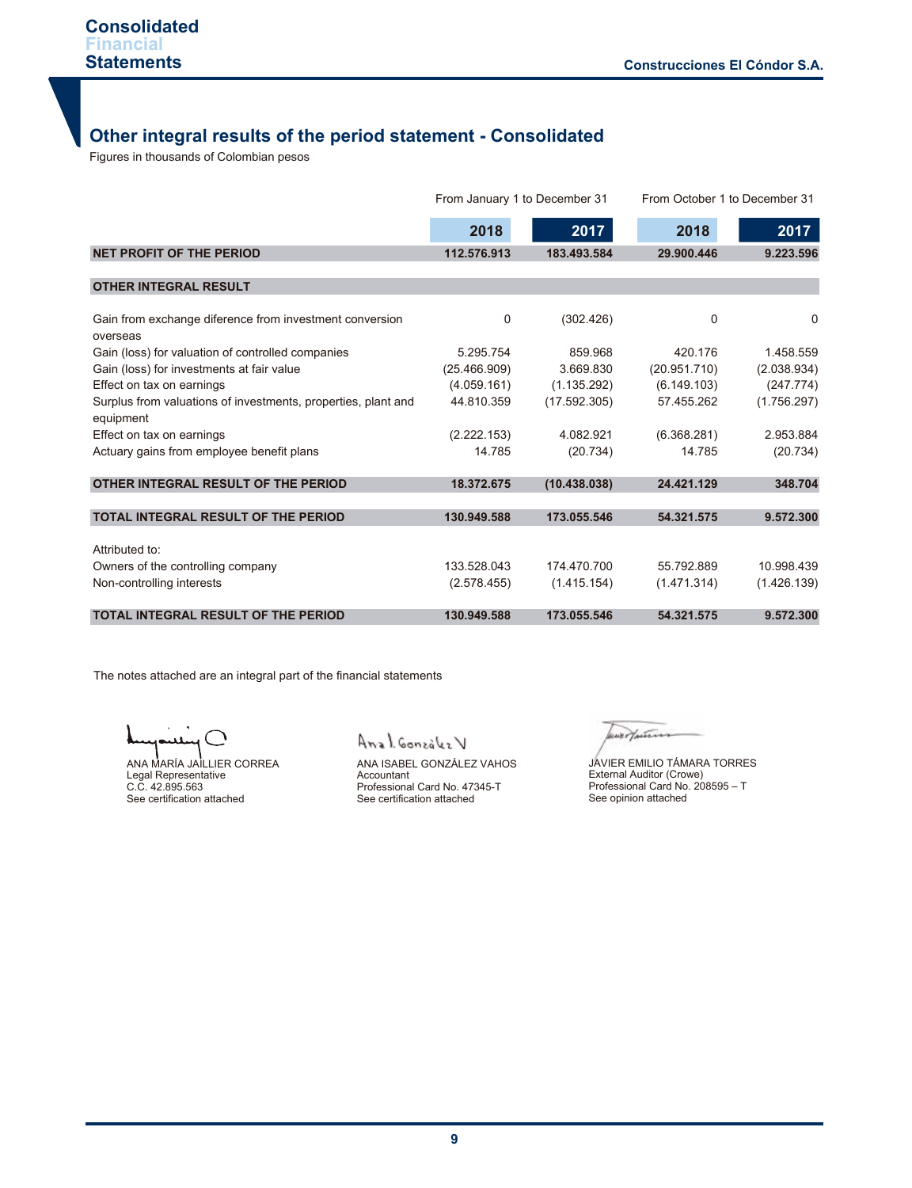## Other integral results of the period statement - Consolidated

Figures in thousands of Colombian pesos

| | From January 1 to December 31 | | From October 1 to December 31 | |
|---|---|---|---|---|
| | **2018** | **2017** | **2018** | **2017** |
| **NET PROFIT OF THE PERIOD** | **112.576.913** | **183.493.584** | **29.900.446** | **9.223.596** |
| **OTHER INTEGRAL RESULT** | | | | |
| Gain from exchange diference from investment conversion overseas | 0 | (302.426) | 0 | 0 |
| Gain (loss) for valuation of controlled companies | 5.295.754 | 859.968 | 420.176 | 1.458.559 |
| Gain (loss) for investments at fair value | (25.466.909) | 3.669.830 | (20.951.710) | (2.038.934) |
| Effect on tax on earnings | (4.059.161) | (1.135.292) | (6.149.103) | (247.774) |
| Surplus from valuations of investments, properties, plant and equipment | 44.810.359 | (17.592.305) | 57.455.262 | (1.756.297) |
| Effect on tax on earnings | (2.222.153) | 4.082.921 | (6.368.281) | 2.953.884 |
| Actuary gains from employee benefit plans | 14.785 | (20.734) | 14.785 | (20.734) |
| **OTHER INTEGRAL RESULT OF THE PERIOD** | **18.372.675** | **(10.438.038)** | **24.421.129** | **348.704** |
| **TOTAL INTEGRAL RESULT OF THE PERIOD** | **130.949.588** | **173.055.546** | **54.321.575** | **9.572.300** |
| Attributed to: | | | | |
| Owners of the controlling company | 133.528.043 | 174.470.700 | 55.792.889 | 10.998.439 |
| Non-controlling interests | (2.578.455) | (1.415.154) | (1.471.314) | (1.426.139) |
| **TOTAL INTEGRAL RESULT OF THE PERIOD** | **130.949.588** | **173.055.546** | **54.321.575** | **9.572.300** |

The notes attached are an integral part of the financial statements

ANA MARÍA JAILLIER CORREA
Legal Representative
C.C. 42.895.563
See certification attached

ANA ISABEL GONZÁLEZ VAHOS
Accountant
Professional Card No. 47345-T
See certification attached

JAVIER EMILIO TÁMARA TORRES
External Auditor (Crowe)
Professional Card No. 208595 – T
See opinion attached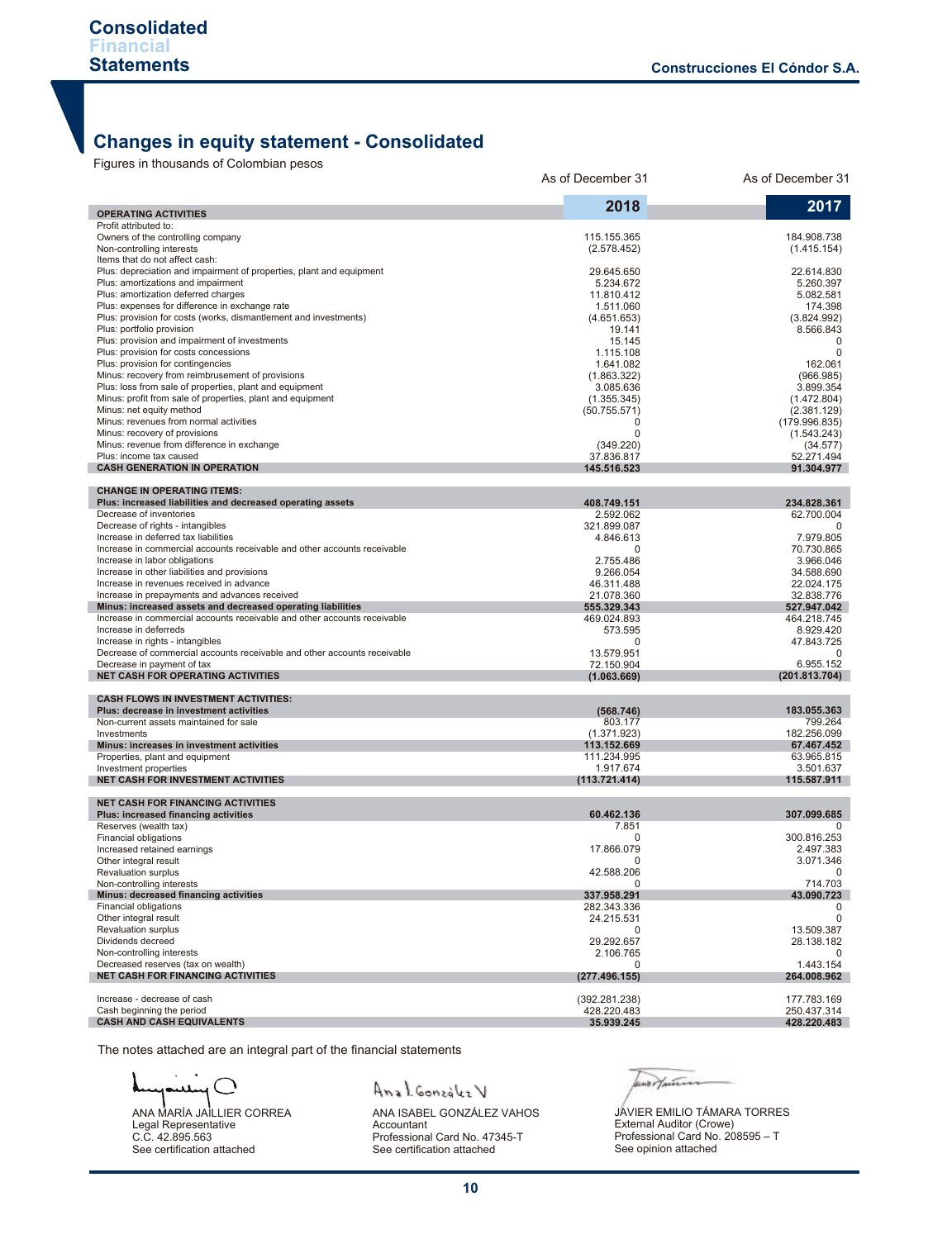## Changes in equity statement - Consolidated

Figures in thousands of Colombian pesos

| | As of December 31 2018 | As of December 31 2017 |
|---|---|---|
| **OPERATING ACTIVITIES** | | |
| Profit attributed to: | | |
| Owners of the controlling company | 115.155.365 | 184.908.738 |
| Non-controlling interests | (2.578.452) | (1.415.154) |
| Items that do not affect cash: | | |
| Plus: depreciation and impairment of properties, plant and equipment | 29.645.650 | 22.614.830 |
| Plus: amortizations and impairment | 5.234.672 | 5.260.397 |
| Plus: amortization deferred charges | 11.810.412 | 5.082.581 |
| Plus: expenses for difference in exchange rate | 1.511.060 | 174.398 |
| Plus: provision for costs (works, dismantlement and investments) | (4.651.653) | (3.824.992) |
| Plus: portfolio provision | 19.141 | 8.566.843 |
| Plus: provision and impairment of investments | 15.145 | 0 |
| Plus: provision for costs concessions | 1.115.108 | 0 |
| Plus: provision for contingencies | 1.641.082 | 162.061 |
| Minus: recovery from reimbursement of provisions | (1.863.322) | (966.985) |
| Plus: loss from sale of properties, plant and equipment | 3.085.636 | 3.899.354 |
| Minus: profit from sale of properties, plant and equipment | (1.355.345) | (1.472.804) |
| Minus: net equity method | (50.755.571) | (2.381.129) |
| Minus: revenues from normal activities | 0 | (179.996.835) |
| Minus: recovery of provisions | 0 | (1.543.243) |
| Minus: revenue from difference in exchange | (349.220) | (34.577) |
| Plus: income tax caused | 37.836.817 | 52.271.494 |
| **CASH GENERATION IN OPERATION** | **145.516.523** | **91.304.977** |
| **CHANGE IN OPERATING ITEMS:** | | |
| **Plus: increased liabilities and decreased operating assets** | **408.749.151** | **234.828.361** |
| Decrease of inventories | 2.592.062 | 62.700.004 |
| Decrease of rights - intangibles | 321.899.087 | 0 |
| Increase in deferred tax liabilities | 4.846.613 | 7.979.805 |
| Increase in commercial accounts receivable and other accounts receivable | 0 | 70.730.865 |
| Increase in labor obligations | 2.755.486 | 3.966.046 |
| Increase in other liabilities and provisions | 9.266.054 | 34.588.690 |
| Increase in revenues received in advance | 46.311.488 | 22.024.175 |
| Increase in prepayments and advances received | 21.078.360 | 32.838.776 |
| **Minus: increased assets and decreased operating liabilities** | **555.329.343** | **527.947.042** |
| Increase in commercial accounts receivable and other accounts receivable | 469.024.893 | 464.218.745 |
| Increase in deferreds | 573.595 | 8.929.420 |
| Increase in rights - intangibles | 0 | 47.843.725 |
| Decrease of commercial accounts receivable and other accounts receivable | 13.579.951 | 0 |
| Decrease in payment of tax | 72.150.904 | 6.955.152 |
| **NET CASH FOR OPERATING ACTIVITIES** | **(1.063.669)** | **(201.813.704)** |
| **CASH FLOWS IN INVESTMENT ACTIVITIES:** | | |
| **Plus: decrease in investment activities** | **(568.746)** | **183.055.363** |
| Non-current assets maintained for sale | 803.177 | 799.264 |
| Investments | (1.371.923) | 182.256.099 |
| **Minus: increases in investment activities** | **113.152.669** | **67.467.452** |
| Properties, plant and equipment | 111.234.995 | 63.965.815 |
| Investment properties | 1.917.674 | 3.501.637 |
| **NET CASH FOR INVESTMENT ACTIVITIES** | **(113.721.414)** | **115.587.911** |
| **NET CASH FOR FINANCING ACTIVITIES** | | |
| **Plus: increased financing activities** | **60.462.136** | **307.099.685** |
| Reserves (wealth tax) | 7.851 | 0 |
| Financial obligations | 0 | 300.816.253 |
| Increased retained earnings | 17.866.079 | 2.497.383 |
| Other integral result | 0 | 3.071.346 |
| Revaluation surplus | 42.588.206 | 0 |
| Non-controlling interests | 0 | 714.703 |
| **Minus: decreased financing activities** | **337.958.291** | **43.090.723** |
| Financial obligations | 282.343.336 | 0 |
| Other integral result | 24.215.531 | 0 |
| Revaluation surplus | 0 | 13.509.387 |
| Dividends decreed | 29.292.657 | 28.138.182 |
| Non-controlling interests | 2.106.765 | 0 |
| Decreased reserves (tax on wealth) | 0 | 1.443.154 |
| **NET CASH FOR FINANCING ACTIVITIES** | **(277.496.155)** | **264.008.962** |
| Increase - decrease of cash | (392.281.238) | 177.783.169 |
| Cash beginning the period | 428.220.483 | 250.437.314 |
| **CASH AND CASH EQUIVALENTS** | **35.939.245** | **428.220.483** |

The notes attached are an integral part of the financial statements

ANA MARÍA JAILLIER CORREA
Legal Representative
C.C. 42.895.563
See certification attached

ANA ISABEL GONZÁLEZ VAHOS
Accountant
Professional Card No. 47345-T
See certification attached

JAVIER EMILIO TÁMARA TORRES
External Auditor (Crowe)
Professional Card No. 208595 – T
See opinion attached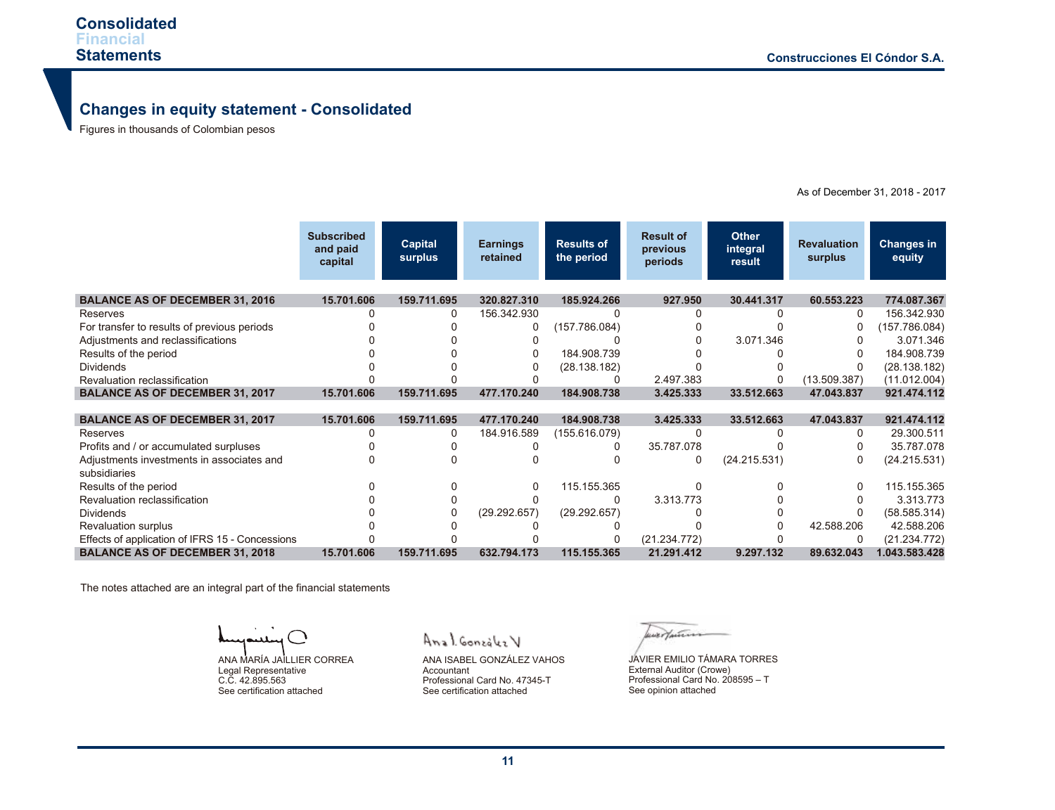## Changes in equity statement - Consolidated

Figures in thousands of Colombian pesos

As of December 31, 2018 - 2017

| | Subscribed and paid capital | Capital surplus | Earnings retained | Results of the period | Result of previous periods | Other integral result | Revaluation surplus | Changes in equity |
|---|---|---|---|---|---|---|---|---|
| **BALANCE AS OF DECEMBER 31, 2016** | **15.701.606** | **159.711.695** | **320.827.310** | **185.924.266** | **927.950** | **30.441.317** | **60.553.223** | **774.087.367** |
| Reserves | 0 | 0 | 156.342.930 | 0 | 0 | 0 | 0 | 156.342.930 |
| For transfer to results of previous periods | 0 | 0 | 0 | (157.786.084) | 0 | 0 | 0 | (157.786.084) |
| Adjustments and reclassifications | 0 | 0 | 0 | 0 | 0 | 3.071.346 | 0 | 3.071.346 |
| Results of the period | 0 | 0 | 0 | 184.908.739 | 0 | 0 | 0 | 184.908.739 |
| Dividends | 0 | 0 | 0 | (28.138.182) | 0 | 0 | 0 | (28.138.182) |
| Revaluation reclassification | 0 | 0 | 0 | 0 | 2.497.383 | 0 | (13.509.387) | (11.012.004) |
| **BALANCE AS OF DECEMBER 31, 2017** | **15.701.606** | **159.711.695** | **477.170.240** | **184.908.738** | **3.425.333** | **33.512.663** | **47.043.837** | **921.474.112** |
| | | | | | | | | |
| **BALANCE AS OF DECEMBER 31, 2017** | **15.701.606** | **159.711.695** | **477.170.240** | **184.908.738** | **3.425.333** | **33.512.663** | **47.043.837** | **921.474.112** |
| Reserves | 0 | 0 | 184.916.589 | (155.616.079) | 0 | 0 | 0 | 29.300.511 |
| Profits and / or accumulated surpluses | 0 | 0 | 0 | 0 | 35.787.078 | 0 | 0 | 35.787.078 |
| Adjustments investments in associates and subsidiaries | 0 | 0 | 0 | 0 | 0 | (24.215.531) | 0 | (24.215.531) |
| Results of the period | 0 | 0 | 0 | 115.155.365 | 0 | 0 | 0 | 115.155.365 |
| Revaluation reclassification | 0 | 0 | 0 | 0 | 3.313.773 | 0 | 0 | 3.313.773 |
| Dividends | 0 | 0 | (29.292.657) | (29.292.657) | 0 | 0 | 0 | (58.585.314) |
| Revaluation surplus | 0 | 0 | 0 | 0 | 0 | 0 | 42.588.206 | 42.588.206 |
| Effects of application of IFRS 15 - Concessions | 0 | 0 | 0 | 0 | (21.234.772) | 0 | 0 | (21.234.772) |
| **BALANCE AS OF DECEMBER 31, 2018** | **15.701.606** | **159.711.695** | **632.794.173** | **115.155.365** | **21.291.412** | **9.297.132** | **89.632.043** | **1.043.583.428** |

The notes attached are an integral part of the financial statements

ANA MARÍA JAILLIER CORREA
Legal Representative
C.C. 42.895.563
See certification attached

ANA ISABEL GONZÁLEZ VAHOS
Accountant
Professional Card No. 47345-T
See certification attached

JAVIER EMILIO TÁMARA TORRES
External Auditor (Crowe)
Professional Card No. 208595 – T
See opinion attached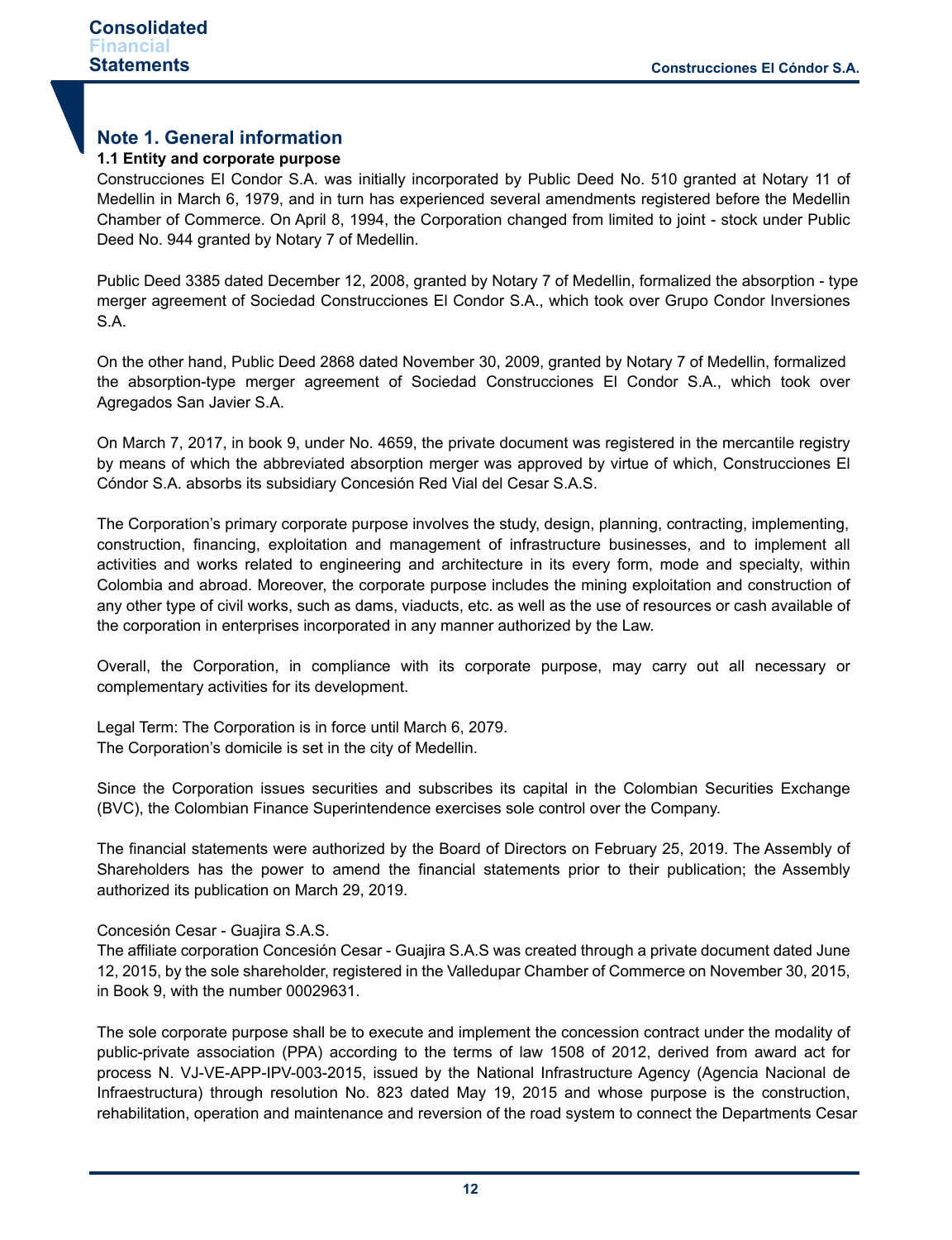## Note 1. General information

### 1.1 Entity and corporate purpose

Construcciones El Condor S.A. was initially incorporated by Public Deed No. 510 granted at Notary 11 of Medellin in March 6, 1979, and in turn has experienced several amendments registered before the Medellin Chamber of Commerce. On April 8, 1994, the Corporation changed from limited to joint - stock under Public Deed No. 944 granted by Notary 7 of Medellin.

Public Deed 3385 dated December 12, 2008, granted by Notary 7 of Medellin, formalized the absorption - type merger agreement of Sociedad Construcciones El Condor S.A., which took over Grupo Condor Inversiones S.A.

On the other hand, Public Deed 2868 dated November 30, 2009, granted by Notary 7 of Medellin, formalized the absorption-type merger agreement of Sociedad Construcciones El Condor S.A., which took over Agregados San Javier S.A.

On March 7, 2017, in book 9, under No. 4659, the private document was registered in the mercantile registry by means of which the abbreviated absorption merger was approved by virtue of which, Construcciones El Cóndor S.A. absorbs its subsidiary Concesión Red Vial del Cesar S.A.S.

The Corporation's primary corporate purpose involves the study, design, planning, contracting, implementing, construction, financing, exploitation and management of infrastructure businesses, and to implement all activities and works related to engineering and architecture in its every form, mode and specialty, within Colombia and abroad. Moreover, the corporate purpose includes the mining exploitation and construction of any other type of civil works, such as dams, viaducts, etc. as well as the use of resources or cash available of the corporation in enterprises incorporated in any manner authorized by the Law.

Overall, the Corporation, in compliance with its corporate purpose, may carry out all necessary or complementary activities for its development.

Legal Term: The Corporation is in force until March 6, 2079.
The Corporation's domicile is set in the city of Medellin.

Since the Corporation issues securities and subscribes its capital in the Colombian Securities Exchange (BVC), the Colombian Finance Superintendence exercises sole control over the Company.

The financial statements were authorized by the Board of Directors on February 25, 2019. The Assembly of Shareholders has the power to amend the financial statements prior to their publication; the Assembly authorized its publication on March 29, 2019.

Concesión Cesar - Guajira S.A.S.
The affiliate corporation Concesión Cesar - Guajira S.A.S was created through a private document dated June 12, 2015, by the sole shareholder, registered in the Valledupar Chamber of Commerce on November 30, 2015, in Book 9, with the number 00029631.

The sole corporate purpose shall be to execute and implement the concession contract under the modality of public-private association (PPA) according to the terms of law 1508 of 2012, derived from award act for process N. VJ-VE-APP-IPV-003-2015, issued by the National Infrastructure Agency (Agencia Nacional de Infraestructura) through resolution No. 823 dated May 19, 2015 and whose purpose is the construction, rehabilitation, operation and maintenance and reversion of the road system to connect the Departments Cesar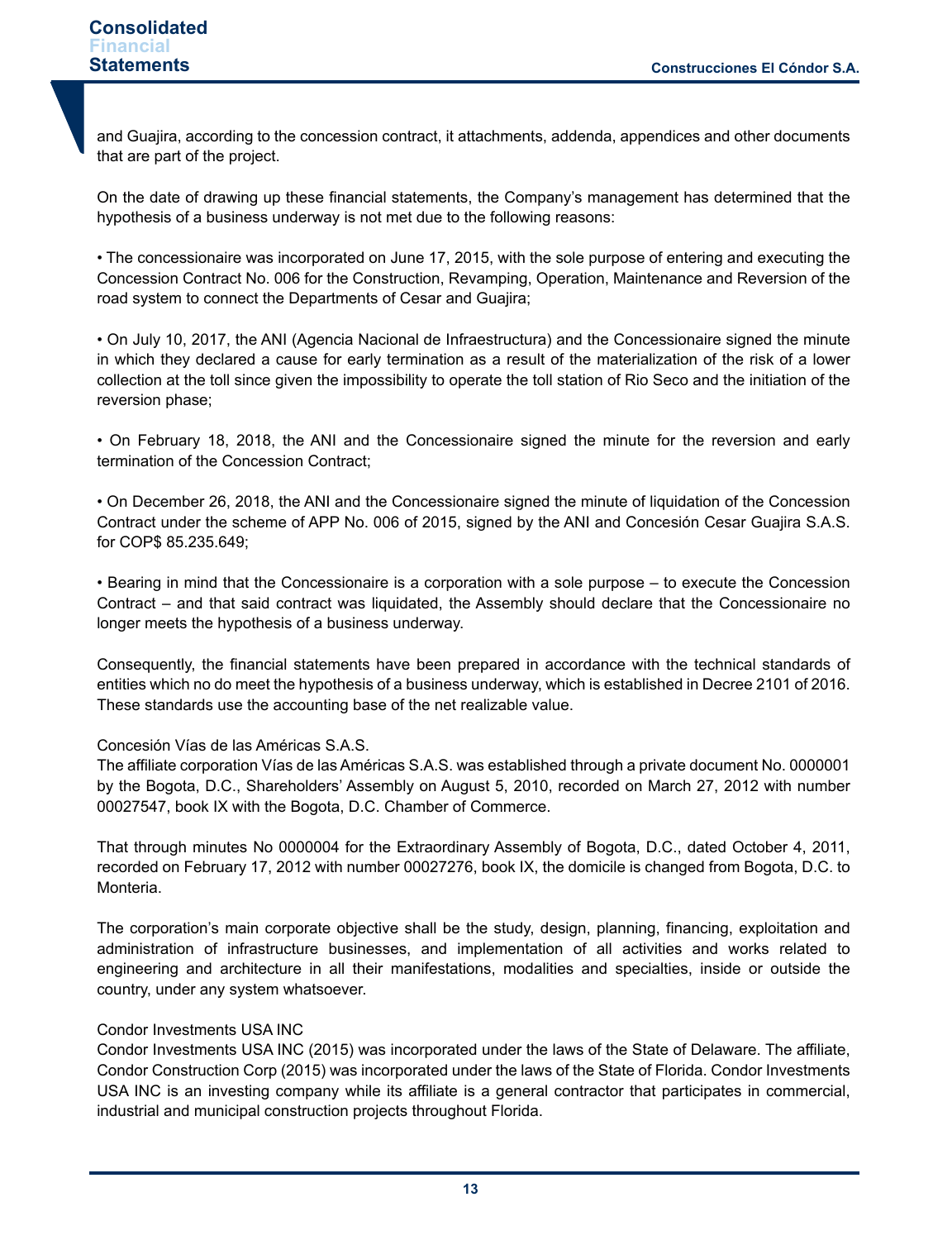and Guajira, according to the concession contract, it attachments, addenda, appendices and other documents that are part of the project.

On the date of drawing up these financial statements, the Company's management has determined that the hypothesis of a business underway is not met due to the following reasons:

• The concessionaire was incorporated on June 17, 2015, with the sole purpose of entering and executing the Concession Contract No. 006 for the Construction, Revamping, Operation, Maintenance and Reversion of the road system to connect the Departments of Cesar and Guajira;

• On July 10, 2017, the ANI (Agencia Nacional de Infraestructura) and the Concessionaire signed the minute in which they declared a cause for early termination as a result of the materialization of the risk of a lower collection at the toll since given the impossibility to operate the toll station of Rio Seco and the initiation of the reversion phase;

• On February 18, 2018, the ANI and the Concessionaire signed the minute for the reversion and early termination of the Concession Contract;

• On December 26, 2018, the ANI and the Concessionaire signed the minute of liquidation of the Concession Contract under the scheme of APP No. 006 of 2015, signed by the ANI and Concesión Cesar Guajira S.A.S. for COP$ 85.235.649;

• Bearing in mind that the Concessionaire is a corporation with a sole purpose – to execute the Concession Contract – and that said contract was liquidated, the Assembly should declare that the Concessionaire no longer meets the hypothesis of a business underway.

Consequently, the financial statements have been prepared in accordance with the technical standards of entities which no do meet the hypothesis of a business underway, which is established in Decree 2101 of 2016. These standards use the accounting base of the net realizable value.

Concesión Vías de las Américas S.A.S.
The affiliate corporation Vías de las Américas S.A.S. was established through a private document No. 0000001 by the Bogota, D.C., Shareholders' Assembly on August 5, 2010, recorded on March 27, 2012 with number 00027547, book IX with the Bogota, D.C. Chamber of Commerce.

That through minutes No 0000004 for the Extraordinary Assembly of Bogota, D.C., dated October 4, 2011, recorded on February 17, 2012 with number 00027276, book IX, the domicile is changed from Bogota, D.C. to Monteria.

The corporation's main corporate objective shall be the study, design, planning, financing, exploitation and administration of infrastructure businesses, and implementation of all activities and works related to engineering and architecture in all their manifestations, modalities and specialties, inside or outside the country, under any system whatsoever.

Condor Investments USA INC
Condor Investments USA INC (2015) was incorporated under the laws of the State of Delaware. The affiliate, Condor Construction Corp (2015) was incorporated under the laws of the State of Florida. Condor Investments USA INC is an investing company while its affiliate is a general contractor that participates in commercial, industrial and municipal construction projects throughout Florida.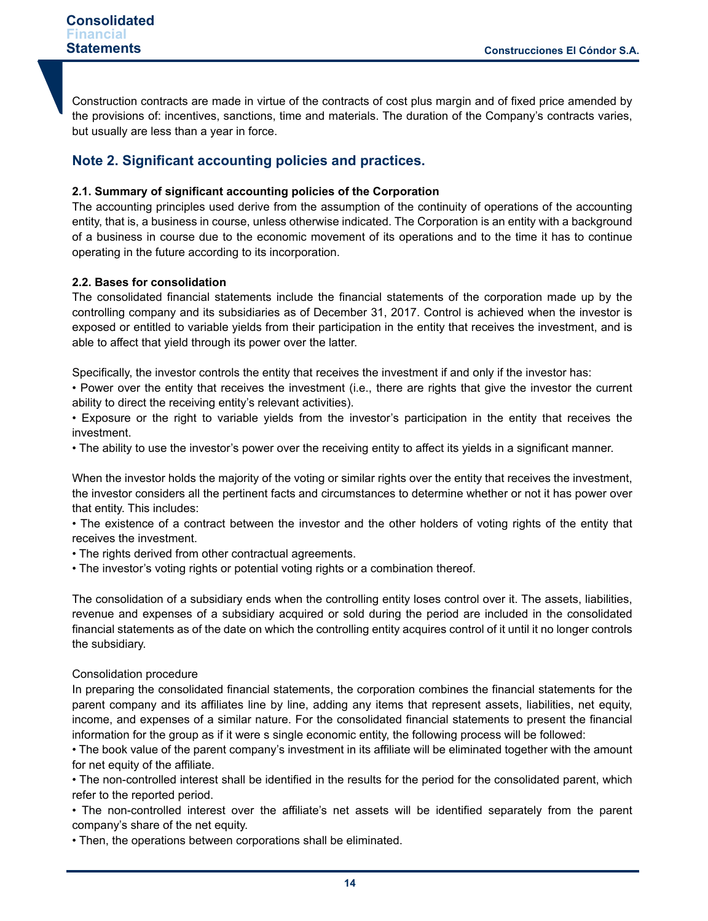Construction contracts are made in virtue of the contracts of cost plus margin and of fixed price amended by the provisions of: incentives, sanctions, time and materials. The duration of the Company's contracts varies, but usually are less than a year in force.

## Note 2. Significant accounting policies and practices.

**2.1. Summary of significant accounting policies of the Corporation**

The accounting principles used derive from the assumption of the continuity of operations of the accounting entity, that is, a business in course, unless otherwise indicated. The Corporation is an entity with a background of a business in course due to the economic movement of its operations and to the time it has to continue operating in the future according to its incorporation.

**2.2. Bases for consolidation**

The consolidated financial statements include the financial statements of the corporation made up by the controlling company and its subsidiaries as of December 31, 2017. Control is achieved when the investor is exposed or entitled to variable yields from their participation in the entity that receives the investment, and is able to affect that yield through its power over the latter.

Specifically, the investor controls the entity that receives the investment if and only if the investor has:

- Power over the entity that receives the investment (i.e., there are rights that give the investor the current ability to direct the receiving entity's relevant activities).
- Exposure or the right to variable yields from the investor's participation in the entity that receives the investment.
- The ability to use the investor's power over the receiving entity to affect its yields in a significant manner.

When the investor holds the majority of the voting or similar rights over the entity that receives the investment, the investor considers all the pertinent facts and circumstances to determine whether or not it has power over that entity. This includes:

- The existence of a contract between the investor and the other holders of voting rights of the entity that receives the investment.
- The rights derived from other contractual agreements.
- The investor's voting rights or potential voting rights or a combination thereof.

The consolidation of a subsidiary ends when the controlling entity loses control over it. The assets, liabilities, revenue and expenses of a subsidiary acquired or sold during the period are included in the consolidated financial statements as of the date on which the controlling entity acquires control of it until it no longer controls the subsidiary.

Consolidation procedure

In preparing the consolidated financial statements, the corporation combines the financial statements for the parent company and its affiliates line by line, adding any items that represent assets, liabilities, net equity, income, and expenses of a similar nature. For the consolidated financial statements to present the financial information for the group as if it were s single economic entity, the following process will be followed:

- The book value of the parent company's investment in its affiliate will be eliminated together with the amount for net equity of the affiliate.
- The non-controlled interest shall be identified in the results for the period for the consolidated parent, which refer to the reported period.
- The non-controlled interest over the affiliate's net assets will be identified separately from the parent company's share of the net equity.
- Then, the operations between corporations shall be eliminated.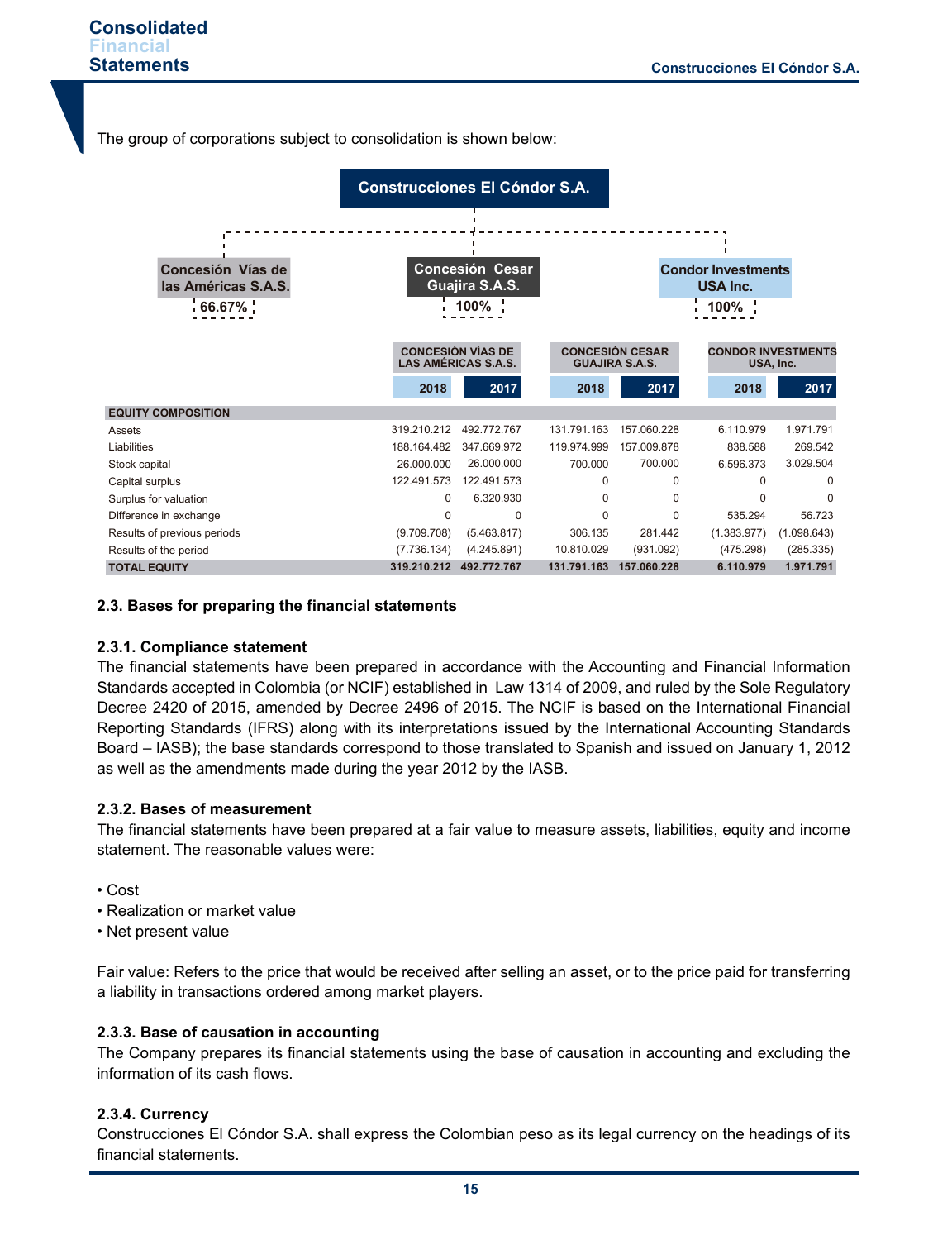The group of corporations subject to consolidation is shown below:

**Construcciones El Cóndor S.A.**

- **Concesión Vías de las Américas S.A.S.** — 66.67%
- **Concesión Cesar Guajira S.A.S.** — 100%
- **Condor Investments USA Inc.** — 100%

| | CONCESIÓN VÍAS DE LAS AMÉRICAS S.A.S. | | CONCESIÓN CESAR GUAJIRA S.A.S. | | CONDOR INVESTMENTS USA, Inc. | |
|---|---|---|---|---|---|---|
| | 2018 | 2017 | 2018 | 2017 | 2018 | 2017 |
| **EQUITY COMPOSITION** | | | | | | |
| Assets | 319.210.212 | 492.772.767 | 131.791.163 | 157.060.228 | 6.110.979 | 1.971.791 |
| Liabilities | 188.164.482 | 347.669.972 | 119.974.999 | 157.009.878 | 838.588 | 269.542 |
| Stock capital | 26.000.000 | 26.000.000 | 700.000 | 700.000 | 6.596.373 | 3.029.504 |
| Capital surplus | 122.491.573 | 122.491.573 | 0 | 0 | 0 | 0 |
| Surplus for valuation | 0 | 6.320.930 | 0 | 0 | 0 | 0 |
| Difference in exchange | 0 | 0 | 0 | 0 | 535.294 | 56.723 |
| Results of previous periods | (9.709.708) | (5.463.817) | 306.135 | 281.442 | (1.383.977) | (1.098.643) |
| Results of the period | (7.736.134) | (4.245.891) | 10.810.029 | (931.092) | (475.298) | (285.335) |
| **TOTAL EQUITY** | **319.210.212** | **492.772.767** | **131.791.163** | **157.060.228** | **6.110.979** | **1.971.791** |

### 2.3. Bases for preparing the financial statements

#### 2.3.1. Compliance statement

The financial statements have been prepared in accordance with the Accounting and Financial Information Standards accepted in Colombia (or NCIF) established in Law 1314 of 2009, and ruled by the Sole Regulatory Decree 2420 of 2015, amended by Decree 2496 of 2015. The NCIF is based on the International Financial Reporting Standards (IFRS) along with its interpretations issued by the International Accounting Standards Board – IASB); the base standards correspond to those translated to Spanish and issued on January 1, 2012 as well as the amendments made during the year 2012 by the IASB.

#### 2.3.2. Bases of measurement

The financial statements have been prepared at a fair value to measure assets, liabilities, equity and income statement. The reasonable values were:

- Cost
- Realization or market value
- Net present value

Fair value: Refers to the price that would be received after selling an asset, or to the price paid for transferring a liability in transactions ordered among market players.

#### 2.3.3. Base of causation in accounting

The Company prepares its financial statements using the base of causation in accounting and excluding the information of its cash flows.

#### 2.3.4. Currency

Construcciones El Cóndor S.A. shall express the Colombian peso as its legal currency on the headings of its financial statements.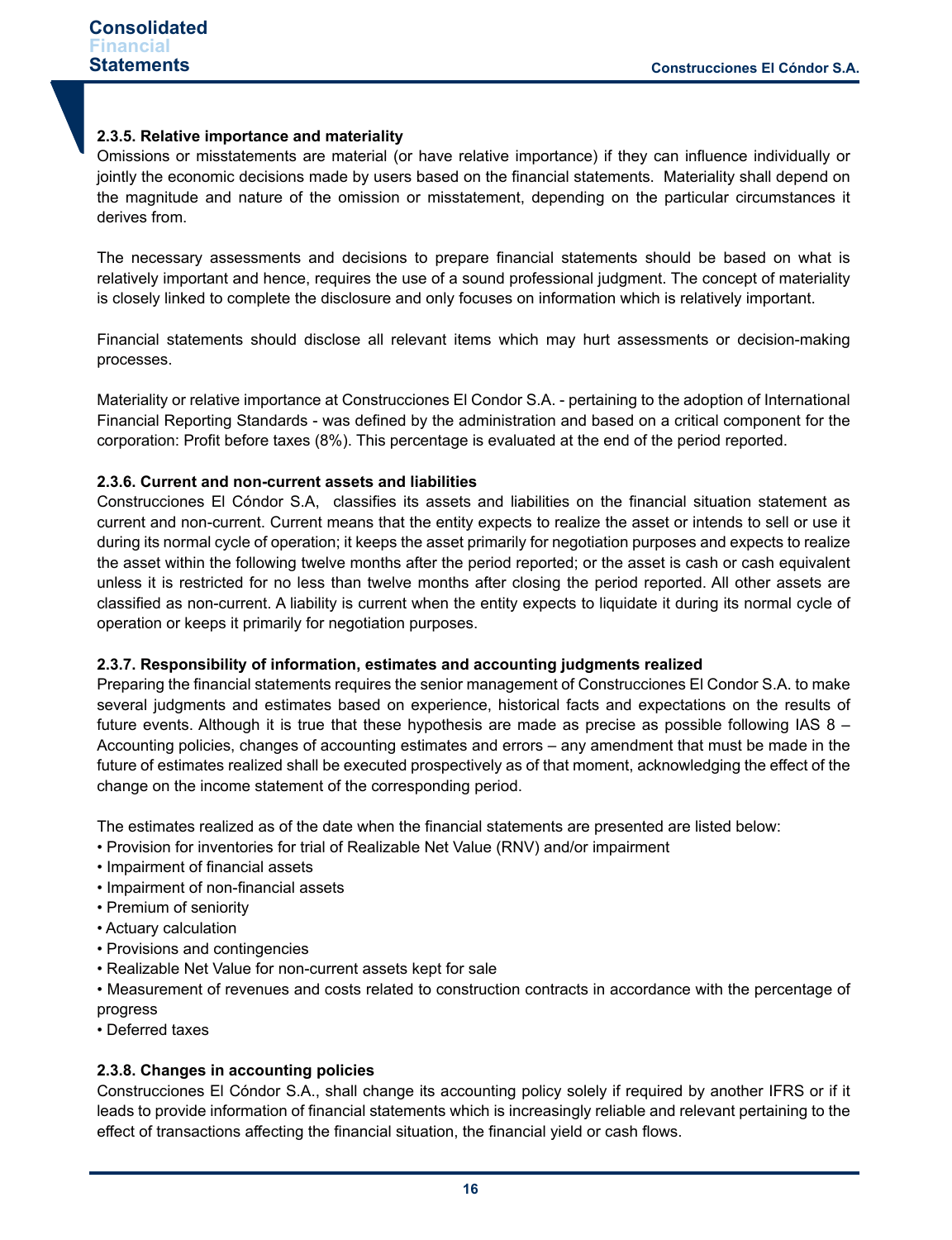### 2.3.5. Relative importance and materiality

Omissions or misstatements are material (or have relative importance) if they can influence individually or jointly the economic decisions made by users based on the financial statements. Materiality shall depend on the magnitude and nature of the omission or misstatement, depending on the particular circumstances it derives from.

The necessary assessments and decisions to prepare financial statements should be based on what is relatively important and hence, requires the use of a sound professional judgment. The concept of materiality is closely linked to complete the disclosure and only focuses on information which is relatively important.

Financial statements should disclose all relevant items which may hurt assessments or decision-making processes.

Materiality or relative importance at Construcciones El Condor S.A. - pertaining to the adoption of International Financial Reporting Standards - was defined by the administration and based on a critical component for the corporation: Profit before taxes (8%). This percentage is evaluated at the end of the period reported.

### 2.3.6. Current and non-current assets and liabilities

Construcciones El Cóndor S.A, classifies its assets and liabilities on the financial situation statement as current and non-current. Current means that the entity expects to realize the asset or intends to sell or use it during its normal cycle of operation; it keeps the asset primarily for negotiation purposes and expects to realize the asset within the following twelve months after the period reported; or the asset is cash or cash equivalent unless it is restricted for no less than twelve months after closing the period reported. All other assets are classified as non-current. A liability is current when the entity expects to liquidate it during its normal cycle of operation or keeps it primarily for negotiation purposes.

### 2.3.7. Responsibility of information, estimates and accounting judgments realized

Preparing the financial statements requires the senior management of Construcciones El Condor S.A. to make several judgments and estimates based on experience, historical facts and expectations on the results of future events. Although it is true that these hypothesis are made as precise as possible following IAS 8 – Accounting policies, changes of accounting estimates and errors – any amendment that must be made in the future of estimates realized shall be executed prospectively as of that moment, acknowledging the effect of the change on the income statement of the corresponding period.

The estimates realized as of the date when the financial statements are presented are listed below:

- Provision for inventories for trial of Realizable Net Value (RNV) and/or impairment
- Impairment of financial assets
- Impairment of non-financial assets
- Premium of seniority
- Actuary calculation
- Provisions and contingencies
- Realizable Net Value for non-current assets kept for sale
- Measurement of revenues and costs related to construction contracts in accordance with the percentage of progress
- Deferred taxes

### 2.3.8. Changes in accounting policies

Construcciones El Cóndor S.A., shall change its accounting policy solely if required by another IFRS or if it leads to provide information of financial statements which is increasingly reliable and relevant pertaining to the effect of transactions affecting the financial situation, the financial yield or cash flows.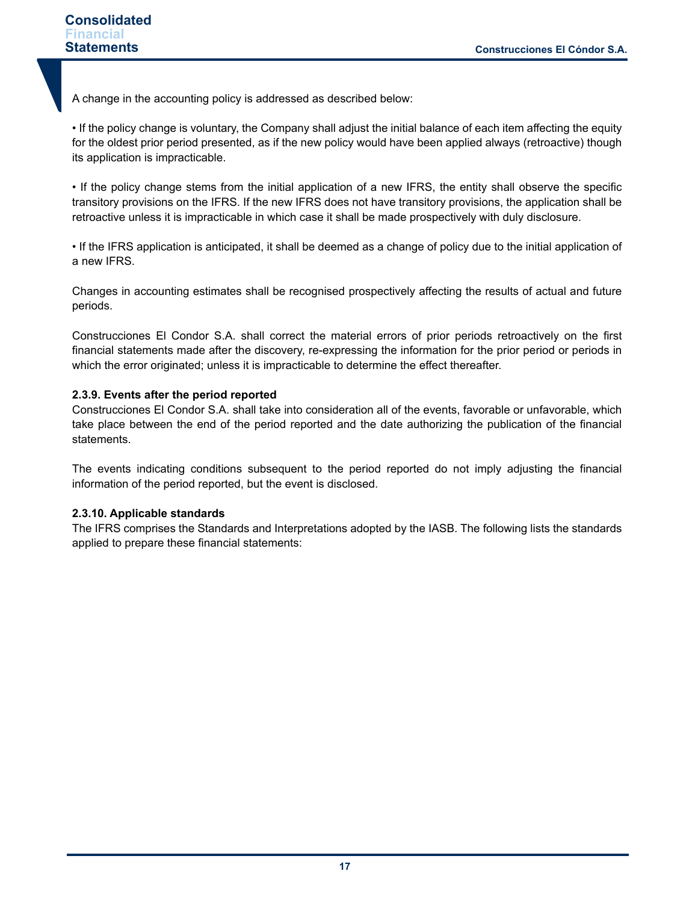A change in the accounting policy is addressed as described below:

• If the policy change is voluntary, the Company shall adjust the initial balance of each item affecting the equity for the oldest prior period presented, as if the new policy would have been applied always (retroactive) though its application is impracticable.

• If the policy change stems from the initial application of a new IFRS, the entity shall observe the specific transitory provisions on the IFRS. If the new IFRS does not have transitory provisions, the application shall be retroactive unless it is impracticable in which case it shall be made prospectively with duly disclosure.

• If the IFRS application is anticipated, it shall be deemed as a change of policy due to the initial application of a new IFRS.

Changes in accounting estimates shall be recognised prospectively affecting the results of actual and future periods.

Construcciones El Condor S.A. shall correct the material errors of prior periods retroactively on the first financial statements made after the discovery, re-expressing the information for the prior period or periods in which the error originated; unless it is impracticable to determine the effect thereafter.

**2.3.9. Events after the period reported**

Construcciones El Condor S.A. shall take into consideration all of the events, favorable or unfavorable, which take place between the end of the period reported and the date authorizing the publication of the financial statements.

The events indicating conditions subsequent to the period reported do not imply adjusting the financial information of the period reported, but the event is disclosed.

**2.3.10. Applicable standards**

The IFRS comprises the Standards and Interpretations adopted by the IASB. The following lists the standards applied to prepare these financial statements: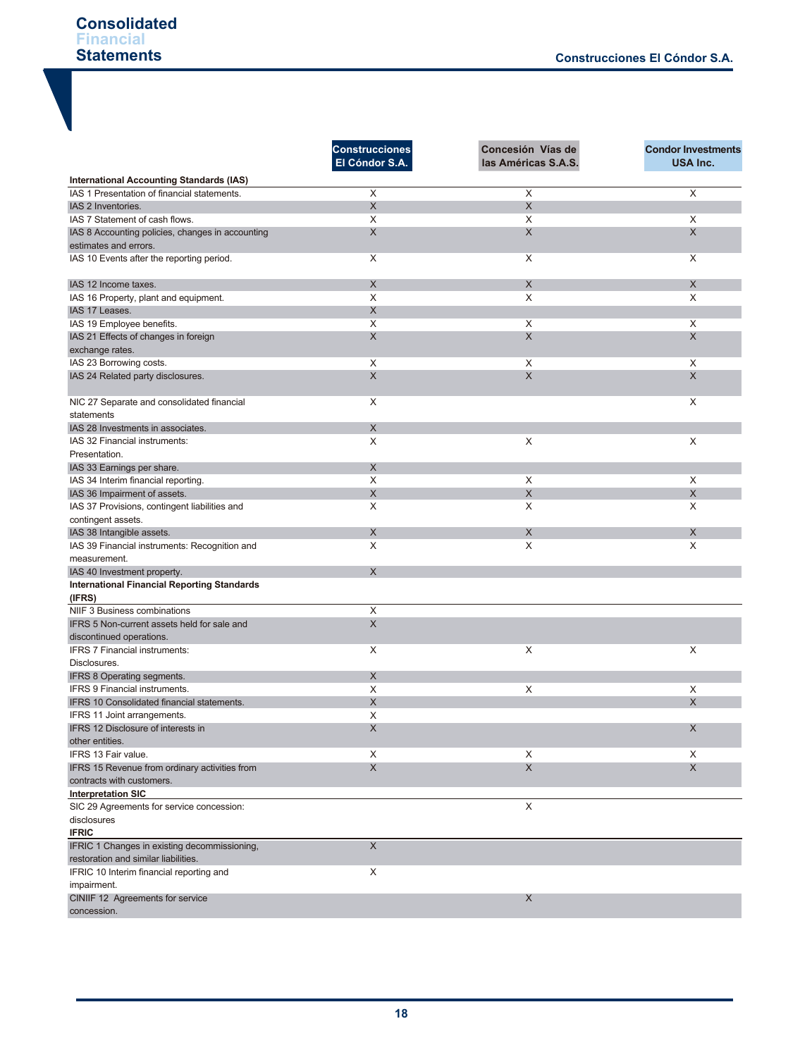| | Construcciones El Cóndor S.A. | Concesión Vías de las Américas S.A.S. | Condor Investments USA Inc. |
|---|---|---|---|
| **International Accounting Standards (IAS)** | | | |
| IAS 1 Presentation of financial statements. | X | X | X |
| IAS 2 Inventories. | X | X | |
| IAS 7 Statement of cash flows. | X | X | X |
| IAS 8 Accounting policies, changes in accounting estimates and errors. | X | X | X |
| IAS 10 Events after the reporting period. | X | X | X |
| IAS 12 Income taxes. | X | X | X |
| IAS 16 Property, plant and equipment. | X | X | X |
| IAS 17 Leases. | X | | |
| IAS 19 Employee benefits. | X | X | X |
| IAS 21 Effects of changes in foreign exchange rates. | X | X | X |
| IAS 23 Borrowing costs. | X | X | X |
| IAS 24 Related party disclosures. | X | X | X |
| NIC 27 Separate and consolidated financial statements | X | | X |
| IAS 28 Investments in associates. | X | | |
| IAS 32 Financial instruments: Presentation. | X | X | X |
| IAS 33 Earnings per share. | X | | |
| IAS 34 Interim financial reporting. | X | X | X |
| IAS 36 Impairment of assets. | X | X | X |
| IAS 37 Provisions, contingent liabilities and contingent assets. | X | X | X |
| IAS 38 Intangible assets. | X | X | X |
| IAS 39 Financial instruments: Recognition and measurement. | X | X | X |
| IAS 40 Investment property. | X | | |
| **International Financial Reporting Standards (IFRS)** | | | |
| NIIF 3 Business combinations | X | | |
| IFRS 5 Non-current assets held for sale and discontinued operations. | X | | |
| IFRS 7 Financial instruments: Disclosures. | X | X | X |
| IFRS 8 Operating segments. | X | | |
| IFRS 9 Financial instruments. | X | X | X |
| IFRS 10 Consolidated financial statements. | X | | X |
| IFRS 11 Joint arrangements. | X | | |
| IFRS 12 Disclosure of interests in other entities. | X | | X |
| IFRS 13 Fair value. | X | X | X |
| IFRS 15 Revenue from ordinary activities from contracts with customers. | X | X | X |
| **Interpretation SIC** | | | |
| SIC 29 Agreements for service concession: disclosures | | X | |
| **IFRIC** | | | |
| IFRIC 1 Changes in existing decommissioning, restoration and similar liabilities. | X | | |
| IFRIC 10 Interim financial reporting and impairment. | X | | |
| CINIIF 12 Agreements for service concession. | | X | |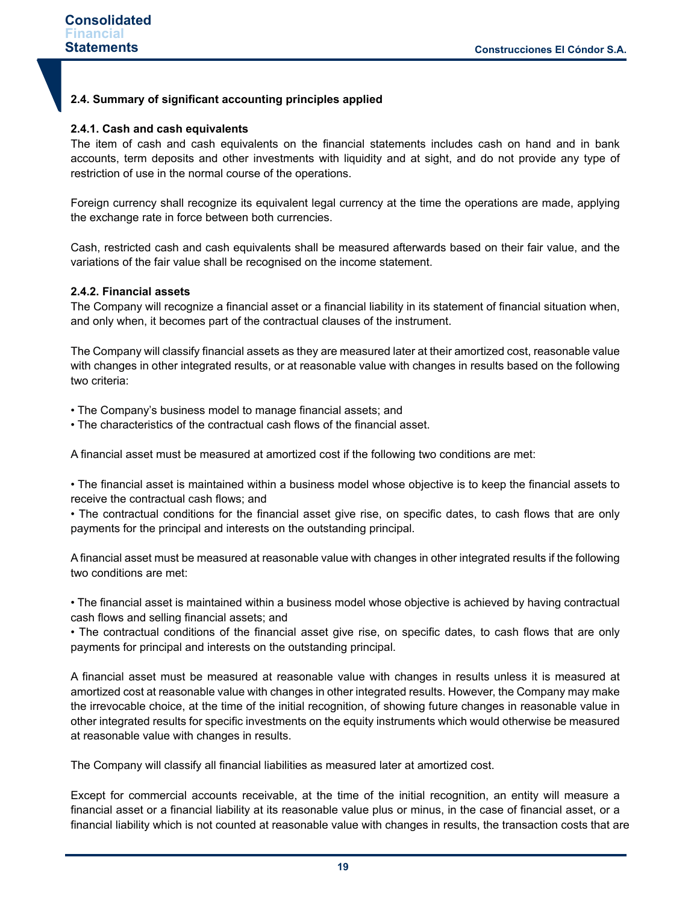## 2.4. Summary of significant accounting principles applied

### 2.4.1. Cash and cash equivalents

The item of cash and cash equivalents on the financial statements includes cash on hand and in bank accounts, term deposits and other investments with liquidity and at sight, and do not provide any type of restriction of use in the normal course of the operations.

Foreign currency shall recognize its equivalent legal currency at the time the operations are made, applying the exchange rate in force between both currencies.

Cash, restricted cash and cash equivalents shall be measured afterwards based on their fair value, and the variations of the fair value shall be recognised on the income statement.

### 2.4.2. Financial assets

The Company will recognize a financial asset or a financial liability in its statement of financial situation when, and only when, it becomes part of the contractual clauses of the instrument.

The Company will classify financial assets as they are measured later at their amortized cost, reasonable value with changes in other integrated results, or at reasonable value with changes in results based on the following two criteria:

- The Company's business model to manage financial assets; and
- The characteristics of the contractual cash flows of the financial asset.

A financial asset must be measured at amortized cost if the following two conditions are met:

- The financial asset is maintained within a business model whose objective is to keep the financial assets to receive the contractual cash flows; and
- The contractual conditions for the financial asset give rise, on specific dates, to cash flows that are only payments for the principal and interests on the outstanding principal.

A financial asset must be measured at reasonable value with changes in other integrated results if the following two conditions are met:

- The financial asset is maintained within a business model whose objective is achieved by having contractual cash flows and selling financial assets; and
- The contractual conditions of the financial asset give rise, on specific dates, to cash flows that are only payments for principal and interests on the outstanding principal.

A financial asset must be measured at reasonable value with changes in results unless it is measured at amortized cost at reasonable value with changes in other integrated results. However, the Company may make the irrevocable choice, at the time of the initial recognition, of showing future changes in reasonable value in other integrated results for specific investments on the equity instruments which would otherwise be measured at reasonable value with changes in results.

The Company will classify all financial liabilities as measured later at amortized cost.

Except for commercial accounts receivable, at the time of the initial recognition, an entity will measure a financial asset or a financial liability at its reasonable value plus or minus, in the case of financial asset, or a financial liability which is not counted at reasonable value with changes in results, the transaction costs that are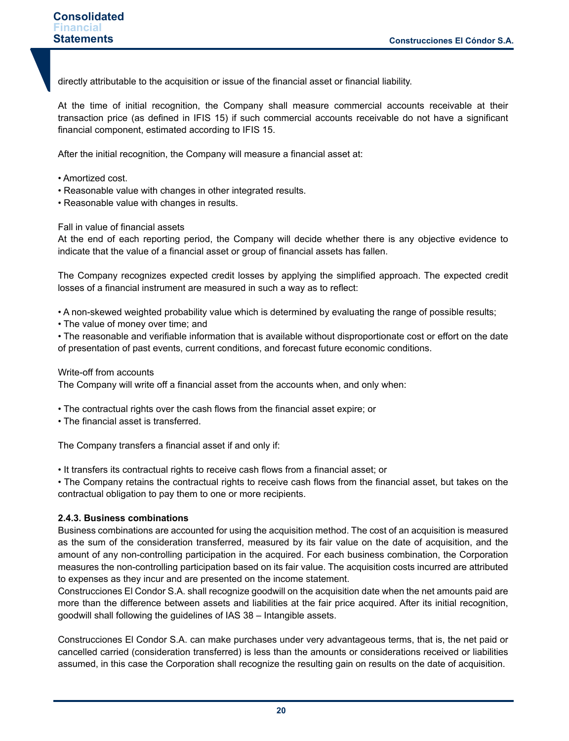directly attributable to the acquisition or issue of the financial asset or financial liability.

At the time of initial recognition, the Company shall measure commercial accounts receivable at their transaction price (as defined in IFIS 15) if such commercial accounts receivable do not have a significant financial component, estimated according to IFIS 15.

After the initial recognition, the Company will measure a financial asset at:

- Amortized cost.
- Reasonable value with changes in other integrated results.
- Reasonable value with changes in results.

Fall in value of financial assets
At the end of each reporting period, the Company will decide whether there is any objective evidence to indicate that the value of a financial asset or group of financial assets has fallen.

The Company recognizes expected credit losses by applying the simplified approach. The expected credit losses of a financial instrument are measured in such a way as to reflect:

- A non-skewed weighted probability value which is determined by evaluating the range of possible results;
- The value of money over time; and
- The reasonable and verifiable information that is available without disproportionate cost or effort on the date of presentation of past events, current conditions, and forecast future economic conditions.

Write-off from accounts
The Company will write off a financial asset from the accounts when, and only when:

- The contractual rights over the cash flows from the financial asset expire; or
- The financial asset is transferred.

The Company transfers a financial asset if and only if:

- It transfers its contractual rights to receive cash flows from a financial asset; or
- The Company retains the contractual rights to receive cash flows from the financial asset, but takes on the contractual obligation to pay them to one or more recipients.

**2.4.3. Business combinations**
Business combinations are accounted for using the acquisition method. The cost of an acquisition is measured as the sum of the consideration transferred, measured by its fair value on the date of acquisition, and the amount of any non-controlling participation in the acquired. For each business combination, the Corporation measures the non-controlling participation based on its fair value. The acquisition costs incurred are attributed to expenses as they incur and are presented on the income statement.
Construcciones El Condor S.A. shall recognize goodwill on the acquisition date when the net amounts paid are more than the difference between assets and liabilities at the fair price acquired. After its initial recognition, goodwill shall following the guidelines of IAS 38 – Intangible assets.

Construcciones El Condor S.A. can make purchases under very advantageous terms, that is, the net paid or cancelled carried (consideration transferred) is less than the amounts or considerations received or liabilities assumed, in this case the Corporation shall recognize the resulting gain on results on the date of acquisition.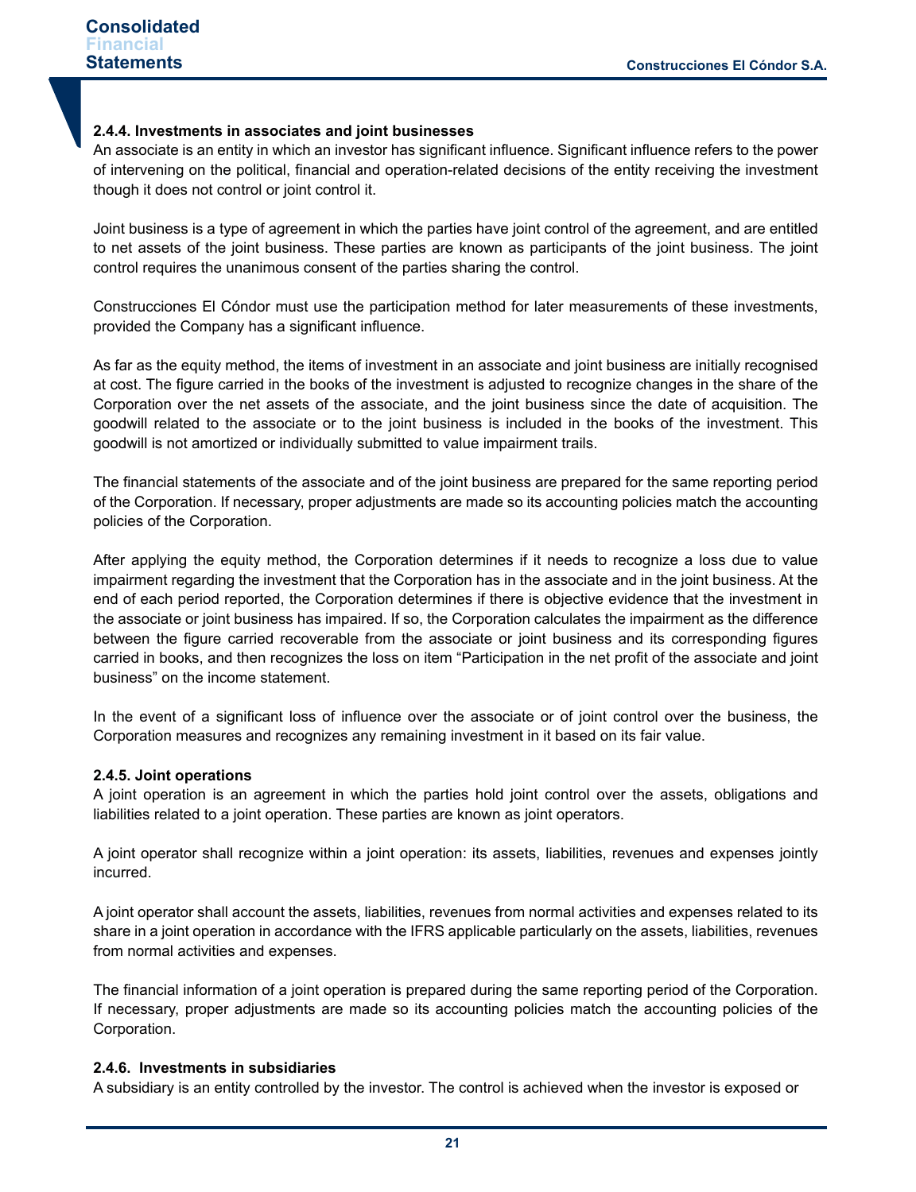#### 2.4.4. Investments in associates and joint businesses

An associate is an entity in which an investor has significant influence. Significant influence refers to the power of intervening on the political, financial and operation-related decisions of the entity receiving the investment though it does not control or joint control it.

Joint business is a type of agreement in which the parties have joint control of the agreement, and are entitled to net assets of the joint business. These parties are known as participants of the joint business. The joint control requires the unanimous consent of the parties sharing the control.

Construcciones El Cóndor must use the participation method for later measurements of these investments, provided the Company has a significant influence.

As far as the equity method, the items of investment in an associate and joint business are initially recognised at cost. The figure carried in the books of the investment is adjusted to recognize changes in the share of the Corporation over the net assets of the associate, and the joint business since the date of acquisition. The goodwill related to the associate or to the joint business is included in the books of the investment. This goodwill is not amortized or individually submitted to value impairment trails.

The financial statements of the associate and of the joint business are prepared for the same reporting period of the Corporation. If necessary, proper adjustments are made so its accounting policies match the accounting policies of the Corporation.

After applying the equity method, the Corporation determines if it needs to recognize a loss due to value impairment regarding the investment that the Corporation has in the associate and in the joint business. At the end of each period reported, the Corporation determines if there is objective evidence that the investment in the associate or joint business has impaired. If so, the Corporation calculates the impairment as the difference between the figure carried recoverable from the associate or joint business and its corresponding figures carried in books, and then recognizes the loss on item "Participation in the net profit of the associate and joint business" on the income statement.

In the event of a significant loss of influence over the associate or of joint control over the business, the Corporation measures and recognizes any remaining investment in it based on its fair value.

#### 2.4.5. Joint operations

A joint operation is an agreement in which the parties hold joint control over the assets, obligations and liabilities related to a joint operation. These parties are known as joint operators.

A joint operator shall recognize within a joint operation: its assets, liabilities, revenues and expenses jointly incurred.

A joint operator shall account the assets, liabilities, revenues from normal activities and expenses related to its share in a joint operation in accordance with the IFRS applicable particularly on the assets, liabilities, revenues from normal activities and expenses.

The financial information of a joint operation is prepared during the same reporting period of the Corporation. If necessary, proper adjustments are made so its accounting policies match the accounting policies of the Corporation.

#### 2.4.6. Investments in subsidiaries

A subsidiary is an entity controlled by the investor. The control is achieved when the investor is exposed or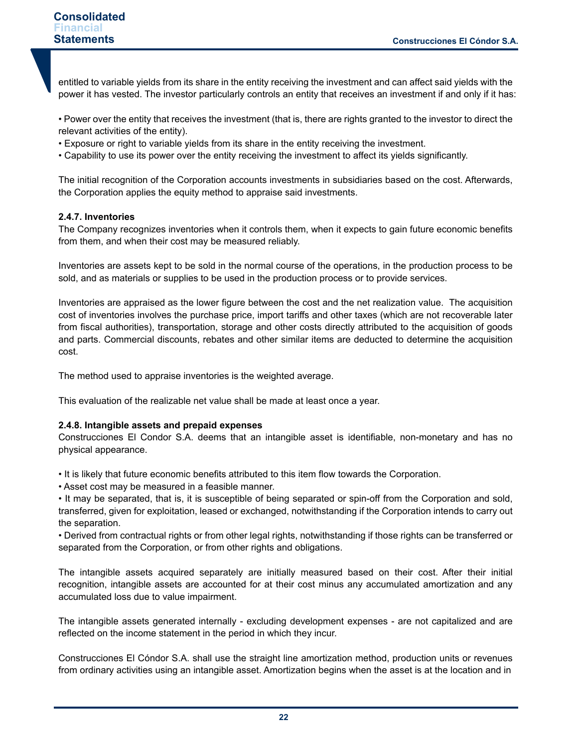entitled to variable yields from its share in the entity receiving the investment and can affect said yields with the power it has vested. The investor particularly controls an entity that receives an investment if and only if it has:

• Power over the entity that receives the investment (that is, there are rights granted to the investor to direct the relevant activities of the entity).
• Exposure or right to variable yields from its share in the entity receiving the investment.
• Capability to use its power over the entity receiving the investment to affect its yields significantly.

The initial recognition of the Corporation accounts investments in subsidiaries based on the cost. Afterwards, the Corporation applies the equity method to appraise said investments.

**2.4.7. Inventories**

The Company recognizes inventories when it controls them, when it expects to gain future economic benefits from them, and when their cost may be measured reliably.

Inventories are assets kept to be sold in the normal course of the operations, in the production process to be sold, and as materials or supplies to be used in the production process or to provide services.

Inventories are appraised as the lower figure between the cost and the net realization value. The acquisition cost of inventories involves the purchase price, import tariffs and other taxes (which are not recoverable later from fiscal authorities), transportation, storage and other costs directly attributed to the acquisition of goods and parts. Commercial discounts, rebates and other similar items are deducted to determine the acquisition cost.

The method used to appraise inventories is the weighted average.

This evaluation of the realizable net value shall be made at least once a year.

**2.4.8. Intangible assets and prepaid expenses**

Construcciones El Condor S.A. deems that an intangible asset is identifiable, non-monetary and has no physical appearance.

• It is likely that future economic benefits attributed to this item flow towards the Corporation.
• Asset cost may be measured in a feasible manner.
• It may be separated, that is, it is susceptible of being separated or spin-off from the Corporation and sold, transferred, given for exploitation, leased or exchanged, notwithstanding if the Corporation intends to carry out the separation.
• Derived from contractual rights or from other legal rights, notwithstanding if those rights can be transferred or separated from the Corporation, or from other rights and obligations.

The intangible assets acquired separately are initially measured based on their cost. After their initial recognition, intangible assets are accounted for at their cost minus any accumulated amortization and any accumulated loss due to value impairment.

The intangible assets generated internally - excluding development expenses - are not capitalized and are reflected on the income statement in the period in which they incur.

Construcciones El Cóndor S.A. shall use the straight line amortization method, production units or revenues from ordinary activities using an intangible asset. Amortization begins when the asset is at the location and in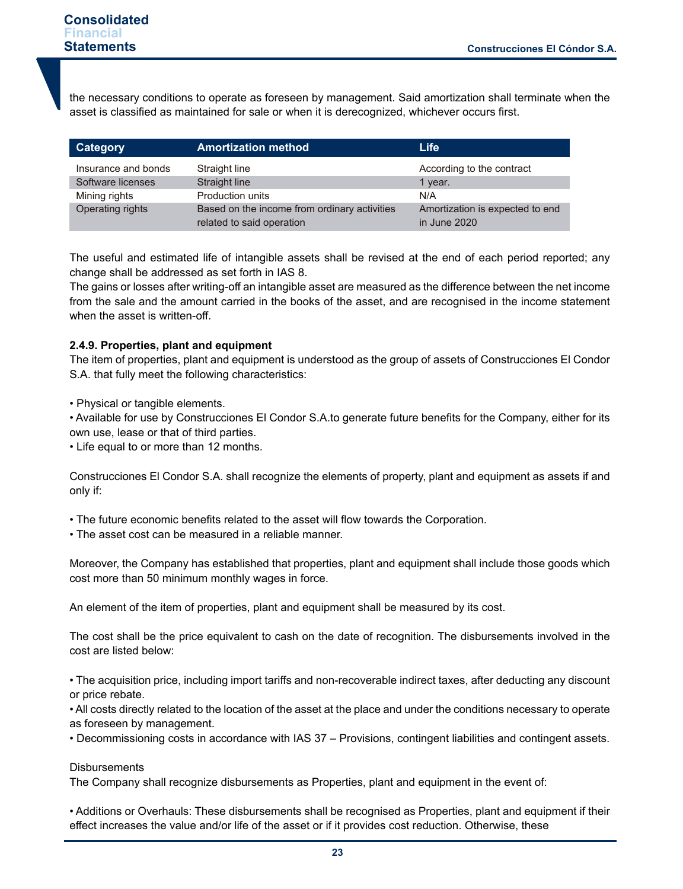the necessary conditions to operate as foreseen by management. Said amortization shall terminate when the asset is classified as maintained for sale or when it is derecognized, whichever occurs first.

| Category | Amortization method | Life |
|---|---|---|
| Insurance and bonds | Straight line | According to the contract |
| Software licenses | Straight line | 1 year. |
| Mining rights | Production units | N/A |
| Operating rights | Based on the income from ordinary activities related to said operation | Amortization is expected to end in June 2020 |

The useful and estimated life of intangible assets shall be revised at the end of each period reported; any change shall be addressed as set forth in IAS 8.
The gains or losses after writing-off an intangible asset are measured as the difference between the net income from the sale and the amount carried in the books of the asset, and are recognised in the income statement when the asset is written-off.

**2.4.9. Properties, plant and equipment**
The item of properties, plant and equipment is understood as the group of assets of Construcciones El Condor S.A. that fully meet the following characteristics:

• Physical or tangible elements.
• Available for use by Construcciones El Condor S.A.to generate future benefits for the Company, either for its own use, lease or that of third parties.
• Life equal to or more than 12 months.

Construcciones El Condor S.A. shall recognize the elements of property, plant and equipment as assets if and only if:

• The future economic benefits related to the asset will flow towards the Corporation.
• The asset cost can be measured in a reliable manner.

Moreover, the Company has established that properties, plant and equipment shall include those goods which cost more than 50 minimum monthly wages in force.

An element of the item of properties, plant and equipment shall be measured by its cost.

The cost shall be the price equivalent to cash on the date of recognition. The disbursements involved in the cost are listed below:

• The acquisition price, including import tariffs and non-recoverable indirect taxes, after deducting any discount or price rebate.
• All costs directly related to the location of the asset at the place and under the conditions necessary to operate as foreseen by management.
• Decommissioning costs in accordance with IAS 37 – Provisions, contingent liabilities and contingent assets.

Disbursements
The Company shall recognize disbursements as Properties, plant and equipment in the event of:

• Additions or Overhauls: These disbursements shall be recognised as Properties, plant and equipment if their effect increases the value and/or life of the asset or if it provides cost reduction. Otherwise, these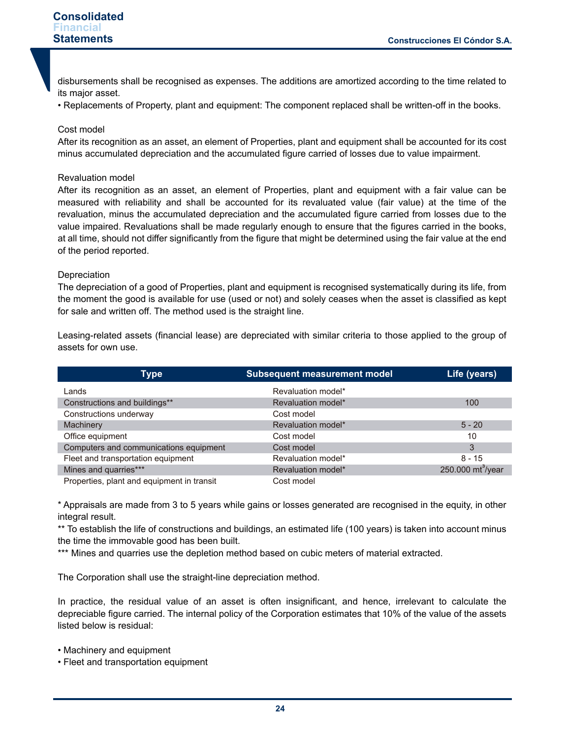disbursements shall be recognised as expenses. The additions are amortized according to the time related to its major asset.

• Replacements of Property, plant and equipment: The component replaced shall be written-off in the books.

Cost model

After its recognition as an asset, an element of Properties, plant and equipment shall be accounted for its cost minus accumulated depreciation and the accumulated figure carried of losses due to value impairment.

Revaluation model

After its recognition as an asset, an element of Properties, plant and equipment with a fair value can be measured with reliability and shall be accounted for its revaluated value (fair value) at the time of the revaluation, minus the accumulated depreciation and the accumulated figure carried from losses due to the value impaired. Revaluations shall be made regularly enough to ensure that the figures carried in the books, at all time, should not differ significantly from the figure that might be determined using the fair value at the end of the period reported.

Depreciation

The depreciation of a good of Properties, plant and equipment is recognised systematically during its life, from the moment the good is available for use (used or not) and solely ceases when the asset is classified as kept for sale and written off. The method used is the straight line.

Leasing-related assets (financial lease) are depreciated with similar criteria to those applied to the group of assets for own use.

| Type | Subsequent measurement model | Life (years) |
|---|---|---|
| Lands | Revaluation model* | |
| Constructions and buildings** | Revaluation model* | 100 |
| Constructions underway | Cost model | |
| Machinery | Revaluation model* | 5 - 20 |
| Office equipment | Cost model | 10 |
| Computers and communications equipment | Cost model | 3 |
| Fleet and transportation equipment | Revaluation model* | 8 - 15 |
| Mines and quarries*** | Revaluation model* | 250.000 mt$^3$/year |
| Properties, plant and equipment in transit | Cost model | |

* Appraisals are made from 3 to 5 years while gains or losses generated are recognised in the equity, in other integral result.

** To establish the life of constructions and buildings, an estimated life (100 years) is taken into account minus the time the immovable good has been built.

*** Mines and quarries use the depletion method based on cubic meters of material extracted.

The Corporation shall use the straight-line depreciation method.

In practice, the residual value of an asset is often insignificant, and hence, irrelevant to calculate the depreciable figure carried. The internal policy of the Corporation estimates that 10% of the value of the assets listed below is residual:

• Machinery and equipment
• Fleet and transportation equipment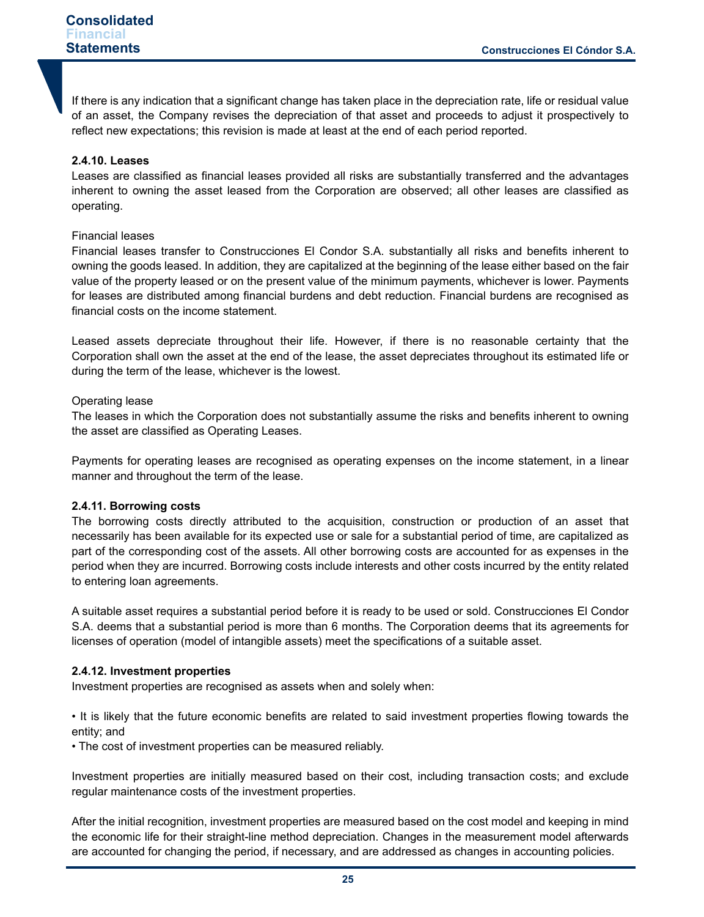If there is any indication that a significant change has taken place in the depreciation rate, life or residual value of an asset, the Company revises the depreciation of that asset and proceeds to adjust it prospectively to reflect new expectations; this revision is made at least at the end of each period reported.

**2.4.10. Leases**

Leases are classified as financial leases provided all risks are substantially transferred and the advantages inherent to owning the asset leased from the Corporation are observed; all other leases are classified as operating.

Financial leases

Financial leases transfer to Construcciones El Condor S.A. substantially all risks and benefits inherent to owning the goods leased. In addition, they are capitalized at the beginning of the lease either based on the fair value of the property leased or on the present value of the minimum payments, whichever is lower. Payments for leases are distributed among financial burdens and debt reduction. Financial burdens are recognised as financial costs on the income statement.

Leased assets depreciate throughout their life. However, if there is no reasonable certainty that the Corporation shall own the asset at the end of the lease, the asset depreciates throughout its estimated life or during the term of the lease, whichever is the lowest.

Operating lease

The leases in which the Corporation does not substantially assume the risks and benefits inherent to owning the asset are classified as Operating Leases.

Payments for operating leases are recognised as operating expenses on the income statement, in a linear manner and throughout the term of the lease.

**2.4.11. Borrowing costs**

The borrowing costs directly attributed to the acquisition, construction or production of an asset that necessarily has been available for its expected use or sale for a substantial period of time, are capitalized as part of the corresponding cost of the assets. All other borrowing costs are accounted for as expenses in the period when they are incurred. Borrowing costs include interests and other costs incurred by the entity related to entering loan agreements.

A suitable asset requires a substantial period before it is ready to be used or sold. Construcciones El Condor S.A. deems that a substantial period is more than 6 months. The Corporation deems that its agreements for licenses of operation (model of intangible assets) meet the specifications of a suitable asset.

**2.4.12. Investment properties**

Investment properties are recognised as assets when and solely when:

- It is likely that the future economic benefits are related to said investment properties flowing towards the entity; and
- The cost of investment properties can be measured reliably.

Investment properties are initially measured based on their cost, including transaction costs; and exclude regular maintenance costs of the investment properties.

After the initial recognition, investment properties are measured based on the cost model and keeping in mind the economic life for their straight-line method depreciation. Changes in the measurement model afterwards are accounted for changing the period, if necessary, and are addressed as changes in accounting policies.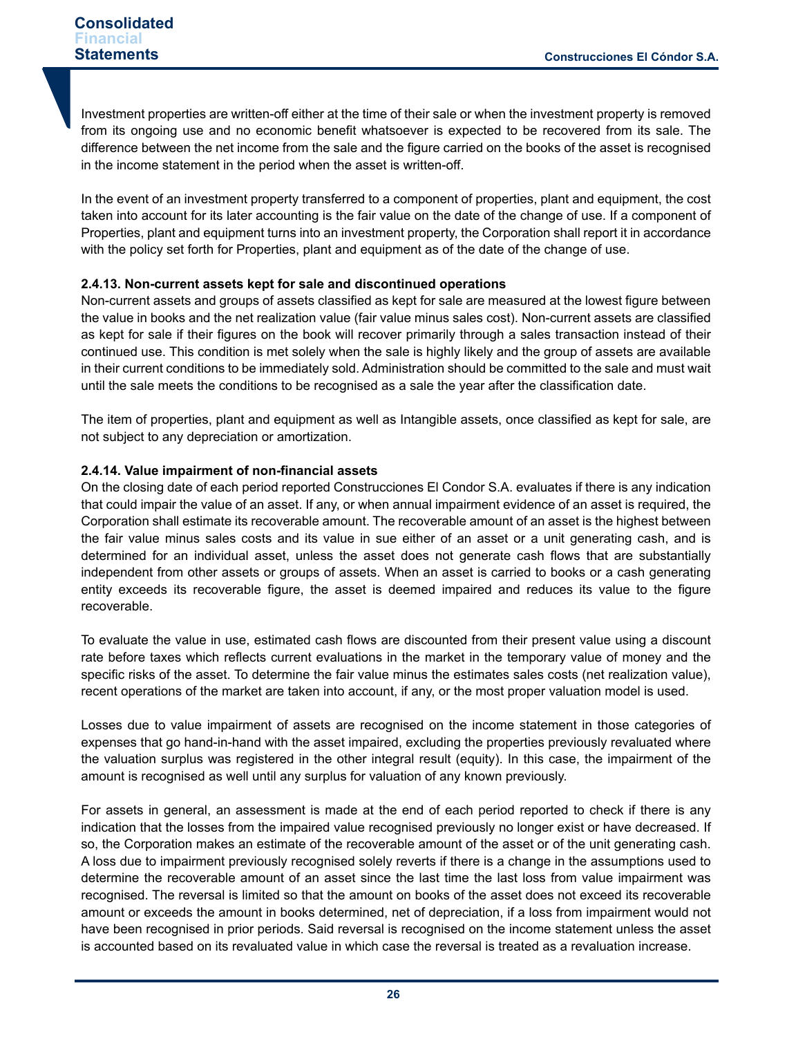Investment properties are written-off either at the time of their sale or when the investment property is removed from its ongoing use and no economic benefit whatsoever is expected to be recovered from its sale. The difference between the net income from the sale and the figure carried on the books of the asset is recognised in the income statement in the period when the asset is written-off.

In the event of an investment property transferred to a component of properties, plant and equipment, the cost taken into account for its later accounting is the fair value on the date of the change of use. If a component of Properties, plant and equipment turns into an investment property, the Corporation shall report it in accordance with the policy set forth for Properties, plant and equipment as of the date of the change of use.

#### 2.4.13. Non-current assets kept for sale and discontinued operations

Non-current assets and groups of assets classified as kept for sale are measured at the lowest figure between the value in books and the net realization value (fair value minus sales cost). Non-current assets are classified as kept for sale if their figures on the book will recover primarily through a sales transaction instead of their continued use. This condition is met solely when the sale is highly likely and the group of assets are available in their current conditions to be immediately sold. Administration should be committed to the sale and must wait until the sale meets the conditions to be recognised as a sale the year after the classification date.

The item of properties, plant and equipment as well as Intangible assets, once classified as kept for sale, are not subject to any depreciation or amortization.

#### 2.4.14. Value impairment of non-financial assets

On the closing date of each period reported Construcciones El Condor S.A. evaluates if there is any indication that could impair the value of an asset. If any, or when annual impairment evidence of an asset is required, the Corporation shall estimate its recoverable amount. The recoverable amount of an asset is the highest between the fair value minus sales costs and its value in sue either of an asset or a unit generating cash, and is determined for an individual asset, unless the asset does not generate cash flows that are substantially independent from other assets or groups of assets. When an asset is carried to books or a cash generating entity exceeds its recoverable figure, the asset is deemed impaired and reduces its value to the figure recoverable.

To evaluate the value in use, estimated cash flows are discounted from their present value using a discount rate before taxes which reflects current evaluations in the market in the temporary value of money and the specific risks of the asset. To determine the fair value minus the estimates sales costs (net realization value), recent operations of the market are taken into account, if any, or the most proper valuation model is used.

Losses due to value impairment of assets are recognised on the income statement in those categories of expenses that go hand-in-hand with the asset impaired, excluding the properties previously revaluated where the valuation surplus was registered in the other integral result (equity). In this case, the impairment of the amount is recognised as well until any surplus for valuation of any known previously.

For assets in general, an assessment is made at the end of each period reported to check if there is any indication that the losses from the impaired value recognised previously no longer exist or have decreased. If so, the Corporation makes an estimate of the recoverable amount of the asset or of the unit generating cash. A loss due to impairment previously recognised solely reverts if there is a change in the assumptions used to determine the recoverable amount of an asset since the last time the last loss from value impairment was recognised. The reversal is limited so that the amount on books of the asset does not exceed its recoverable amount or exceeds the amount in books determined, net of depreciation, if a loss from impairment would not have been recognised in prior periods. Said reversal is recognised on the income statement unless the asset is accounted based on its revaluated value in which case the reversal is treated as a revaluation increase.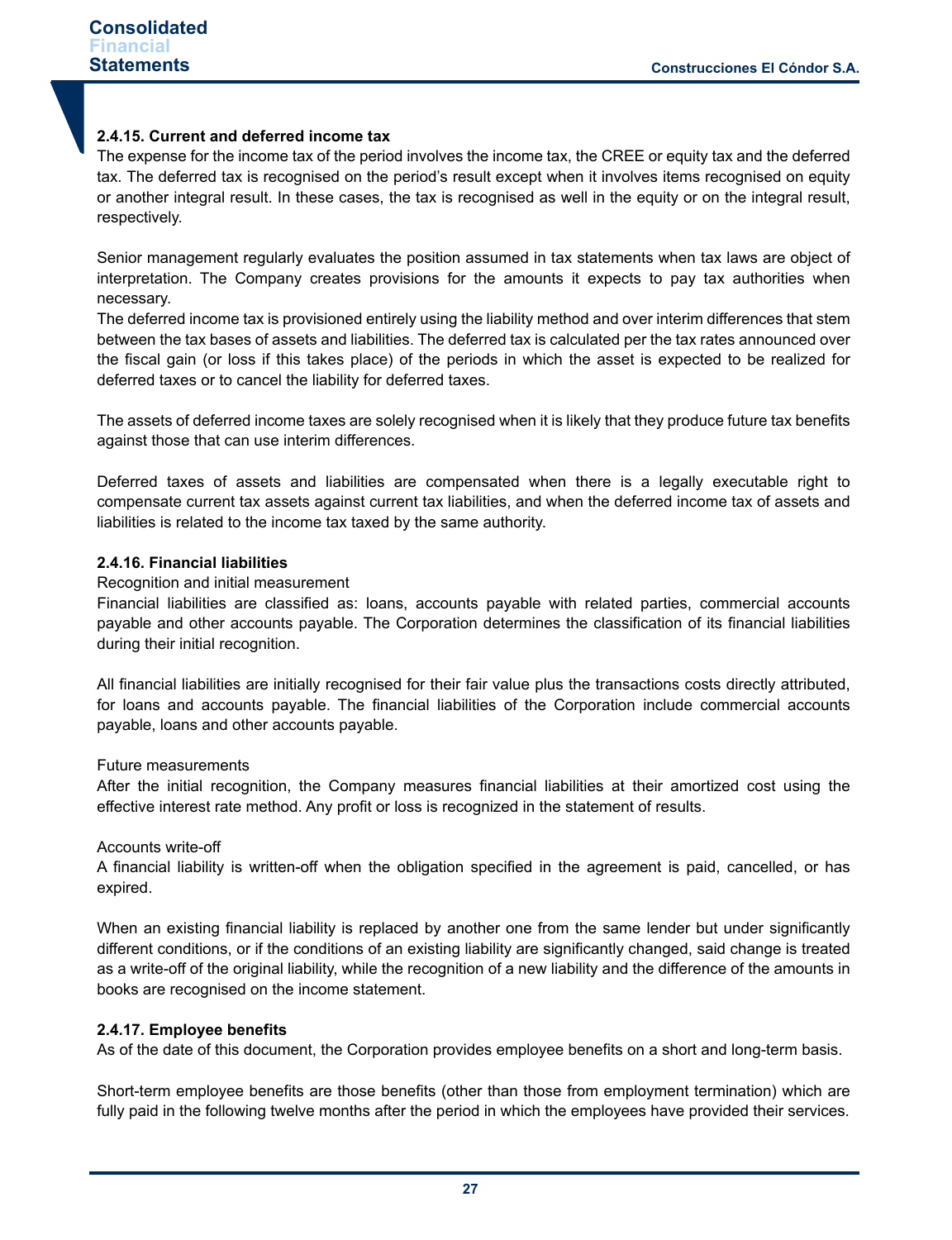#### 2.4.15. Current and deferred income tax

The expense for the income tax of the period involves the income tax, the CREE or equity tax and the deferred tax. The deferred tax is recognised on the period's result except when it involves items recognised on equity or another integral result. In these cases, the tax is recognised as well in the equity or on the integral result, respectively.

Senior management regularly evaluates the position assumed in tax statements when tax laws are object of interpretation. The Company creates provisions for the amounts it expects to pay tax authorities when necessary.

The deferred income tax is provisioned entirely using the liability method and over interim differences that stem between the tax bases of assets and liabilities. The deferred tax is calculated per the tax rates announced over the fiscal gain (or loss if this takes place) of the periods in which the asset is expected to be realized for deferred taxes or to cancel the liability for deferred taxes.

The assets of deferred income taxes are solely recognised when it is likely that they produce future tax benefits against those that can use interim differences.

Deferred taxes of assets and liabilities are compensated when there is a legally executable right to compensate current tax assets against current tax liabilities, and when the deferred income tax of assets and liabilities is related to the income tax taxed by the same authority.

#### 2.4.16. Financial liabilities

Recognition and initial measurement

Financial liabilities are classified as: loans, accounts payable with related parties, commercial accounts payable and other accounts payable. The Corporation determines the classification of its financial liabilities during their initial recognition.

All financial liabilities are initially recognised for their fair value plus the transactions costs directly attributed, for loans and accounts payable. The financial liabilities of the Corporation include commercial accounts payable, loans and other accounts payable.

Future measurements

After the initial recognition, the Company measures financial liabilities at their amortized cost using the effective interest rate method. Any profit or loss is recognized in the statement of results.

Accounts write-off

A financial liability is written-off when the obligation specified in the agreement is paid, cancelled, or has expired.

When an existing financial liability is replaced by another one from the same lender but under significantly different conditions, or if the conditions of an existing liability are significantly changed, said change is treated as a write-off of the original liability, while the recognition of a new liability and the difference of the amounts in books are recognised on the income statement.

#### 2.4.17. Employee benefits

As of the date of this document, the Corporation provides employee benefits on a short and long-term basis.

Short-term employee benefits are those benefits (other than those from employment termination) which are fully paid in the following twelve months after the period in which the employees have provided their services.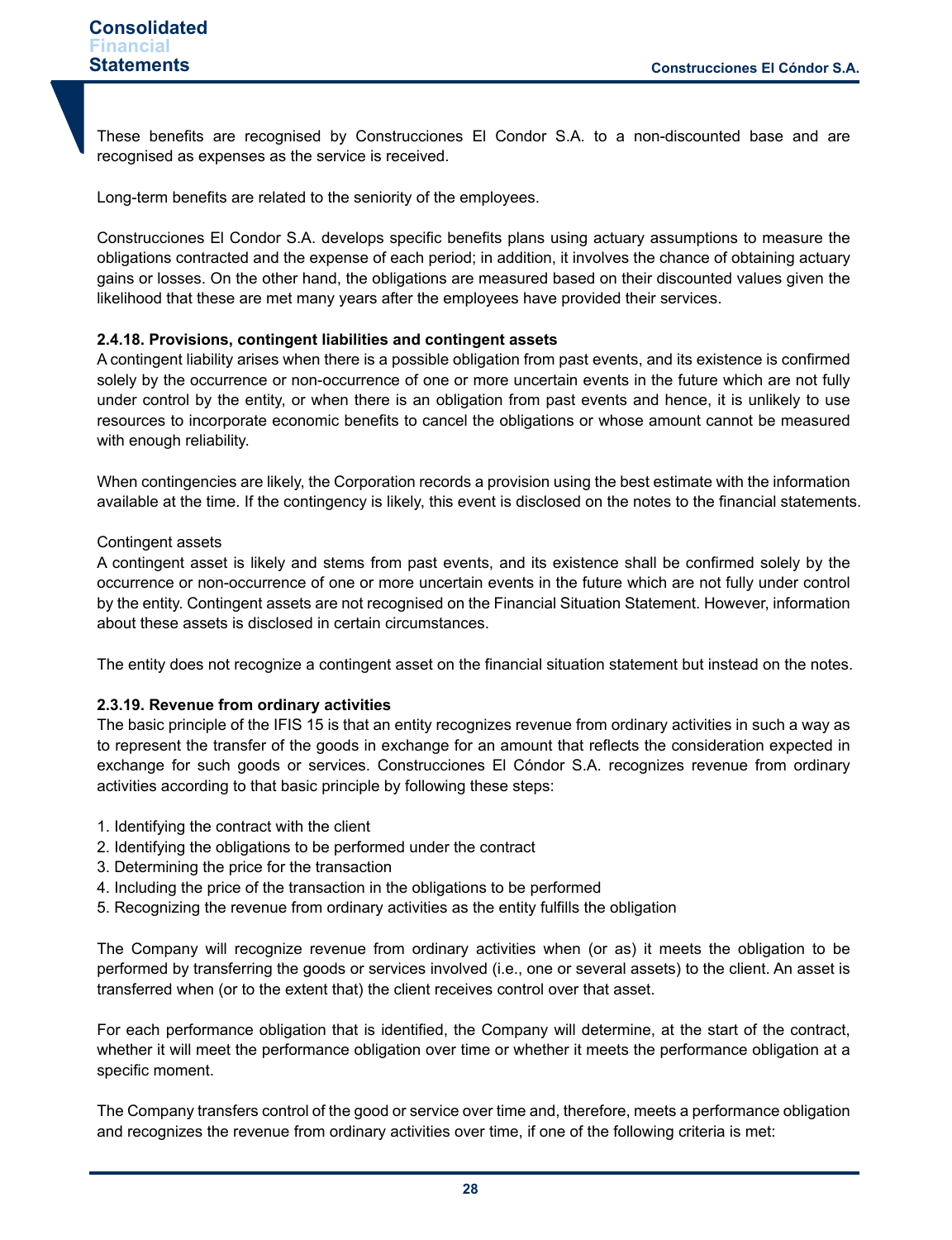These benefits are recognised by Construcciones El Condor S.A. to a non-discounted base and are recognised as expenses as the service is received.

Long-term benefits are related to the seniority of the employees.

Construcciones El Condor S.A. develops specific benefits plans using actuary assumptions to measure the obligations contracted and the expense of each period; in addition, it involves the chance of obtaining actuary gains or losses. On the other hand, the obligations are measured based on their discounted values given the likelihood that these are met many years after the employees have provided their services.

**2.4.18. Provisions, contingent liabilities and contingent assets**

A contingent liability arises when there is a possible obligation from past events, and its existence is confirmed solely by the occurrence or non-occurrence of one or more uncertain events in the future which are not fully under control by the entity, or when there is an obligation from past events and hence, it is unlikely to use resources to incorporate economic benefits to cancel the obligations or whose amount cannot be measured with enough reliability.

When contingencies are likely, the Corporation records a provision using the best estimate with the information available at the time. If the contingency is likely, this event is disclosed on the notes to the financial statements.

Contingent assets

A contingent asset is likely and stems from past events, and its existence shall be confirmed solely by the occurrence or non-occurrence of one or more uncertain events in the future which are not fully under control by the entity. Contingent assets are not recognised on the Financial Situation Statement. However, information about these assets is disclosed in certain circumstances.

The entity does not recognize a contingent asset on the financial situation statement but instead on the notes.

**2.3.19. Revenue from ordinary activities**

The basic principle of the IFIS 15 is that an entity recognizes revenue from ordinary activities in such a way as to represent the transfer of the goods in exchange for an amount that reflects the consideration expected in exchange for such goods or services. Construcciones El Cóndor S.A. recognizes revenue from ordinary activities according to that basic principle by following these steps:

1. Identifying the contract with the client
2. Identifying the obligations to be performed under the contract
3. Determining the price for the transaction
4. Including the price of the transaction in the obligations to be performed
5. Recognizing the revenue from ordinary activities as the entity fulfills the obligation

The Company will recognize revenue from ordinary activities when (or as) it meets the obligation to be performed by transferring the goods or services involved (i.e., one or several assets) to the client. An asset is transferred when (or to the extent that) the client receives control over that asset.

For each performance obligation that is identified, the Company will determine, at the start of the contract, whether it will meet the performance obligation over time or whether it meets the performance obligation at a specific moment.

The Company transfers control of the good or service over time and, therefore, meets a performance obligation and recognizes the revenue from ordinary activities over time, if one of the following criteria is met: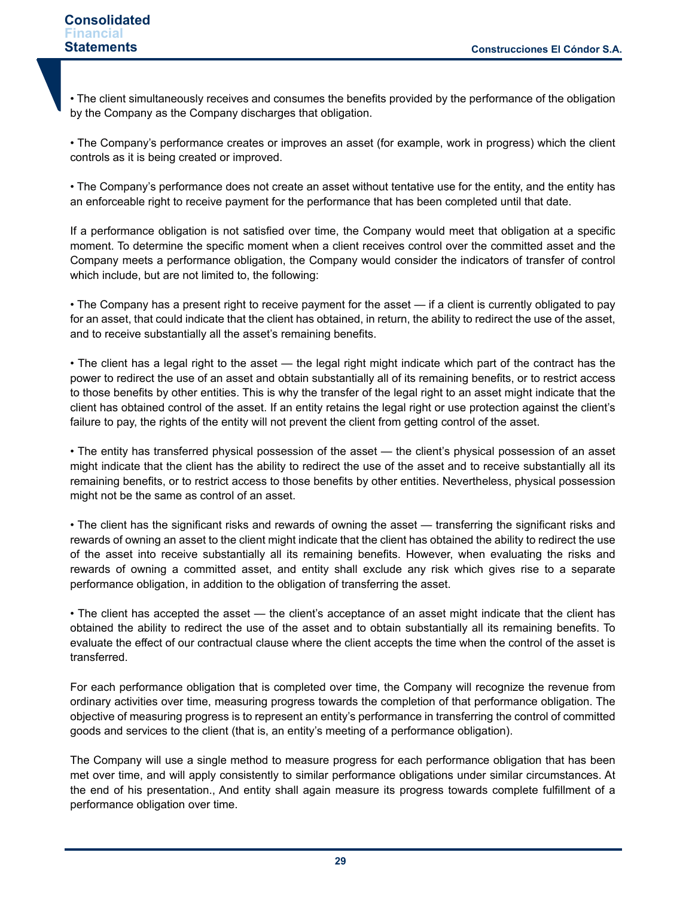• The client simultaneously receives and consumes the benefits provided by the performance of the obligation by the Company as the Company discharges that obligation.

• The Company's performance creates or improves an asset (for example, work in progress) which the client controls as it is being created or improved.

• The Company's performance does not create an asset without tentative use for the entity, and the entity has an enforceable right to receive payment for the performance that has been completed until that date.

If a performance obligation is not satisfied over time, the Company would meet that obligation at a specific moment. To determine the specific moment when a client receives control over the committed asset and the Company meets a performance obligation, the Company would consider the indicators of transfer of control which include, but are not limited to, the following:

• The Company has a present right to receive payment for the asset — if a client is currently obligated to pay for an asset, that could indicate that the client has obtained, in return, the ability to redirect the use of the asset, and to receive substantially all the asset's remaining benefits.

• The client has a legal right to the asset — the legal right might indicate which part of the contract has the power to redirect the use of an asset and obtain substantially all of its remaining benefits, or to restrict access to those benefits by other entities. This is why the transfer of the legal right to an asset might indicate that the client has obtained control of the asset. If an entity retains the legal right or use protection against the client's failure to pay, the rights of the entity will not prevent the client from getting control of the asset.

• The entity has transferred physical possession of the asset — the client's physical possession of an asset might indicate that the client has the ability to redirect the use of the asset and to receive substantially all its remaining benefits, or to restrict access to those benefits by other entities. Nevertheless, physical possession might not be the same as control of an asset.

• The client has the significant risks and rewards of owning the asset — transferring the significant risks and rewards of owning an asset to the client might indicate that the client has obtained the ability to redirect the use of the asset into receive substantially all its remaining benefits. However, when evaluating the risks and rewards of owning a committed asset, and entity shall exclude any risk which gives rise to a separate performance obligation, in addition to the obligation of transferring the asset.

• The client has accepted the asset — the client's acceptance of an asset might indicate that the client has obtained the ability to redirect the use of the asset and to obtain substantially all its remaining benefits. To evaluate the effect of our contractual clause where the client accepts the time when the control of the asset is transferred.

For each performance obligation that is completed over time, the Company will recognize the revenue from ordinary activities over time, measuring progress towards the completion of that performance obligation. The objective of measuring progress is to represent an entity's performance in transferring the control of committed goods and services to the client (that is, an entity's meeting of a performance obligation).

The Company will use a single method to measure progress for each performance obligation that has been met over time, and will apply consistently to similar performance obligations under similar circumstances. At the end of his presentation., And entity shall again measure its progress towards complete fulfillment of a performance obligation over time.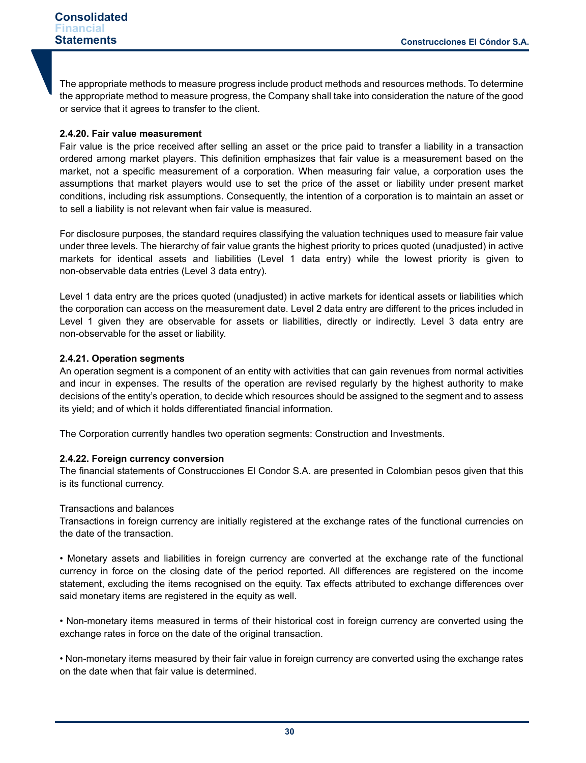The appropriate methods to measure progress include product methods and resources methods. To determine the appropriate method to measure progress, the Company shall take into consideration the nature of the good or service that it agrees to transfer to the client.

#### 2.4.20. Fair value measurement

Fair value is the price received after selling an asset or the price paid to transfer a liability in a transaction ordered among market players. This definition emphasizes that fair value is a measurement based on the market, not a specific measurement of a corporation. When measuring fair value, a corporation uses the assumptions that market players would use to set the price of the asset or liability under present market conditions, including risk assumptions. Consequently, the intention of a corporation is to maintain an asset or to sell a liability is not relevant when fair value is measured.

For disclosure purposes, the standard requires classifying the valuation techniques used to measure fair value under three levels. The hierarchy of fair value grants the highest priority to prices quoted (unadjusted) in active markets for identical assets and liabilities (Level 1 data entry) while the lowest priority is given to non-observable data entries (Level 3 data entry).

Level 1 data entry are the prices quoted (unadjusted) in active markets for identical assets or liabilities which the corporation can access on the measurement date. Level 2 data entry are different to the prices included in Level 1 given they are observable for assets or liabilities, directly or indirectly. Level 3 data entry are non-observable for the asset or liability.

#### 2.4.21. Operation segments

An operation segment is a component of an entity with activities that can gain revenues from normal activities and incur in expenses. The results of the operation are revised regularly by the highest authority to make decisions of the entity's operation, to decide which resources should be assigned to the segment and to assess its yield; and of which it holds differentiated financial information.

The Corporation currently handles two operation segments: Construction and Investments.

#### 2.4.22. Foreign currency conversion

The financial statements of Construcciones El Condor S.A. are presented in Colombian pesos given that this is its functional currency.

Transactions and balances

Transactions in foreign currency are initially registered at the exchange rates of the functional currencies on the date of the transaction.

- Monetary assets and liabilities in foreign currency are converted at the exchange rate of the functional currency in force on the closing date of the period reported. All differences are registered on the income statement, excluding the items recognised on the equity. Tax effects attributed to exchange differences over said monetary items are registered in the equity as well.

- Non-monetary items measured in terms of their historical cost in foreign currency are converted using the exchange rates in force on the date of the original transaction.

- Non-monetary items measured by their fair value in foreign currency are converted using the exchange rates on the date when that fair value is determined.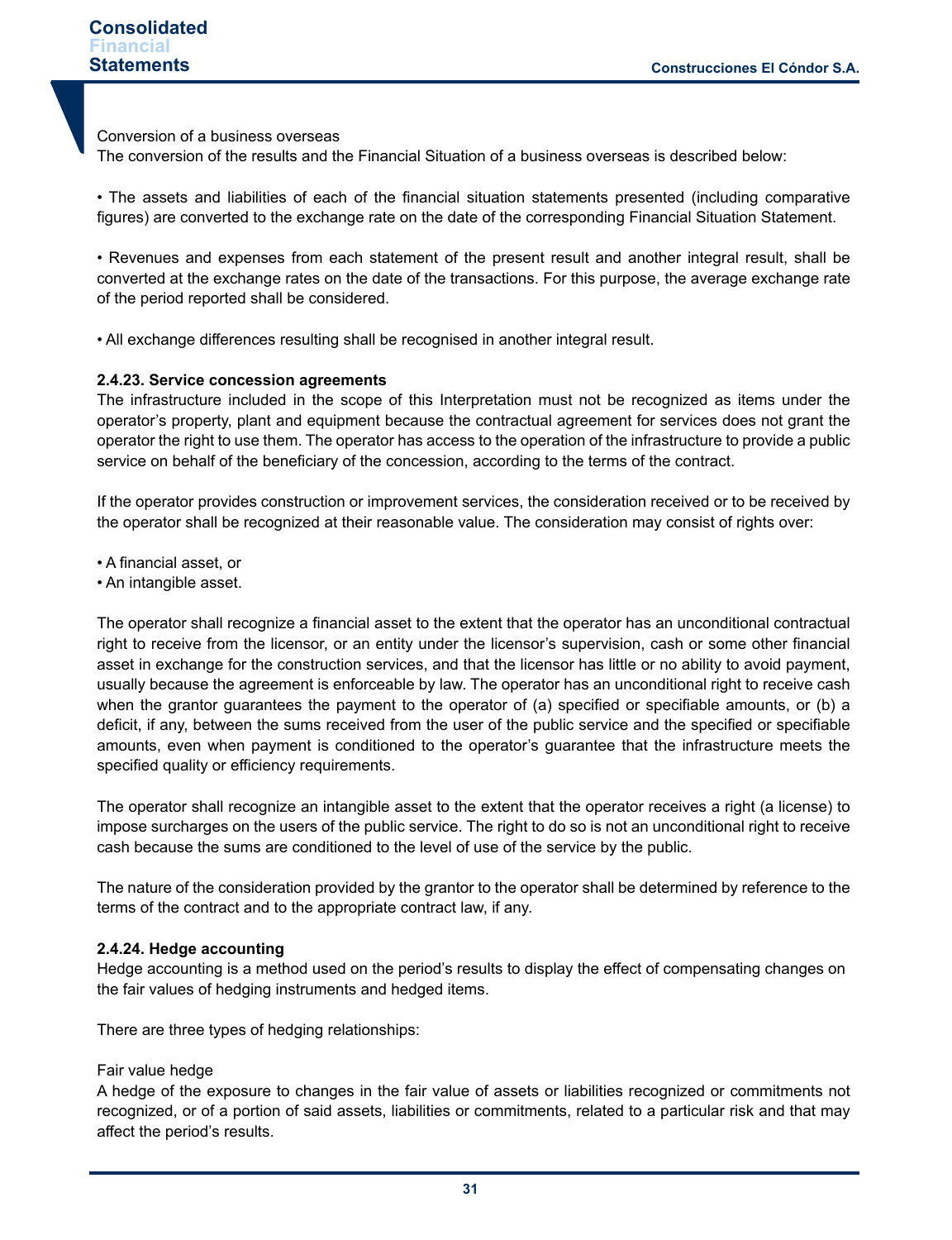Conversion of a business overseas

The conversion of the results and the Financial Situation of a business overseas is described below:

- The assets and liabilities of each of the financial situation statements presented (including comparative figures) are converted to the exchange rate on the date of the corresponding Financial Situation Statement.

- Revenues and expenses from each statement of the present result and another integral result, shall be converted at the exchange rates on the date of the transactions. For this purpose, the average exchange rate of the period reported shall be considered.

- All exchange differences resulting shall be recognised in another integral result.

**2.4.23. Service concession agreements**

The infrastructure included in the scope of this Interpretation must not be recognized as items under the operator's property, plant and equipment because the contractual agreement for services does not grant the operator the right to use them. The operator has access to the operation of the infrastructure to provide a public service on behalf of the beneficiary of the concession, according to the terms of the contract.

If the operator provides construction or improvement services, the consideration received or to be received by the operator shall be recognized at their reasonable value. The consideration may consist of rights over:

- A financial asset, or
- An intangible asset.

The operator shall recognize a financial asset to the extent that the operator has an unconditional contractual right to receive from the licensor, or an entity under the licensor's supervision, cash or some other financial asset in exchange for the construction services, and that the licensor has little or no ability to avoid payment, usually because the agreement is enforceable by law. The operator has an unconditional right to receive cash when the grantor guarantees the payment to the operator of (a) specified or specifiable amounts, or (b) a deficit, if any, between the sums received from the user of the public service and the specified or specifiable amounts, even when payment is conditioned to the operator's guarantee that the infrastructure meets the specified quality or efficiency requirements.

The operator shall recognize an intangible asset to the extent that the operator receives a right (a license) to impose surcharges on the users of the public service. The right to do so is not an unconditional right to receive cash because the sums are conditioned to the level of use of the service by the public.

The nature of the consideration provided by the grantor to the operator shall be determined by reference to the terms of the contract and to the appropriate contract law, if any.

**2.4.24. Hedge accounting**

Hedge accounting is a method used on the period's results to display the effect of compensating changes on the fair values of hedging instruments and hedged items.

There are three types of hedging relationships:

Fair value hedge

A hedge of the exposure to changes in the fair value of assets or liabilities recognized or commitments not recognized, or of a portion of said assets, liabilities or commitments, related to a particular risk and that may affect the period's results.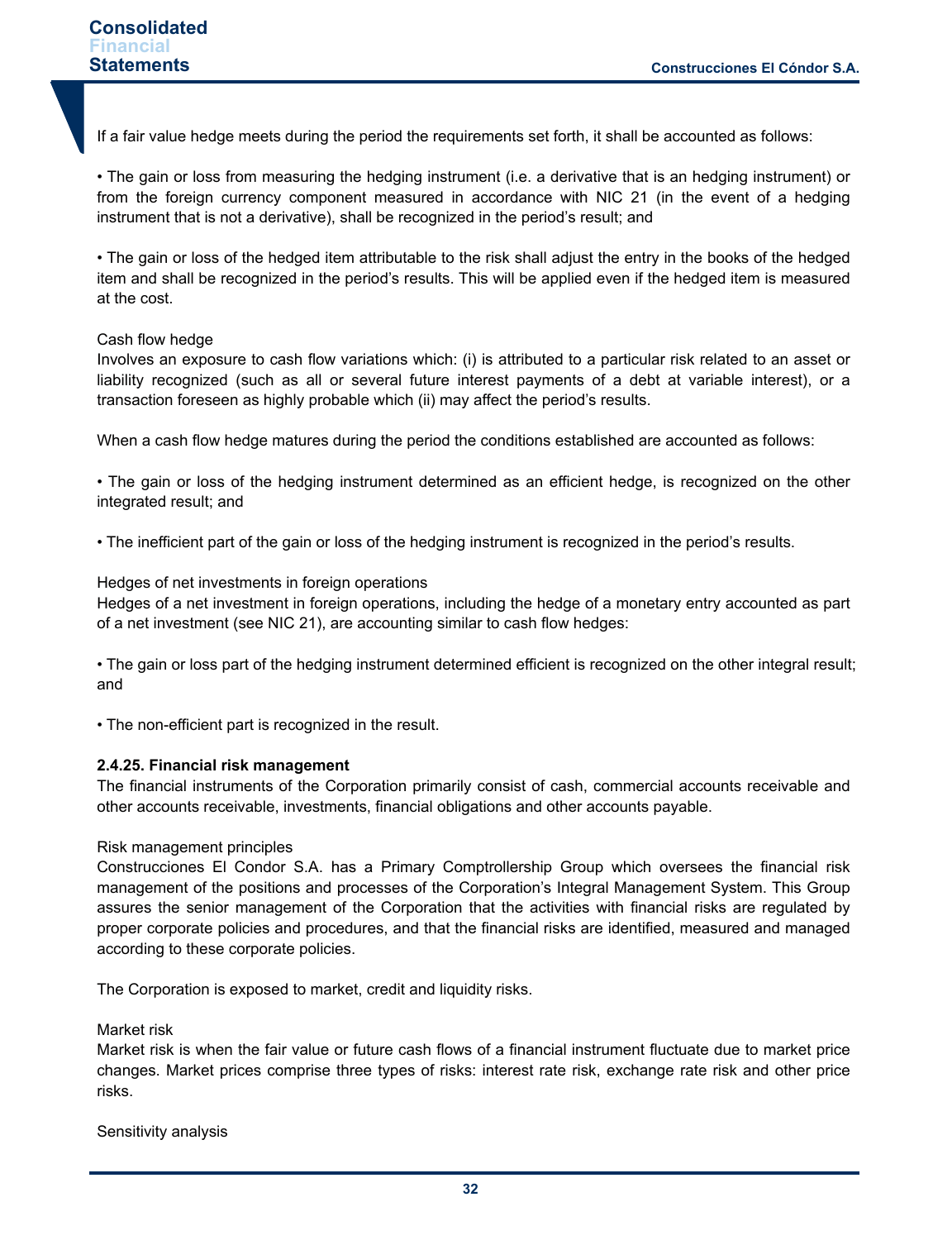If a fair value hedge meets during the period the requirements set forth, it shall be accounted as follows:

• The gain or loss from measuring the hedging instrument (i.e. a derivative that is an hedging instrument) or from the foreign currency component measured in accordance with NIC 21 (in the event of a hedging instrument that is not a derivative), shall be recognized in the period's result; and

• The gain or loss of the hedged item attributable to the risk shall adjust the entry in the books of the hedged item and shall be recognized in the period's results. This will be applied even if the hedged item is measured at the cost.

Cash flow hedge

Involves an exposure to cash flow variations which: (i) is attributed to a particular risk related to an asset or liability recognized (such as all or several future interest payments of a debt at variable interest), or a transaction foreseen as highly probable which (ii) may affect the period's results.

When a cash flow hedge matures during the period the conditions established are accounted as follows:

• The gain or loss of the hedging instrument determined as an efficient hedge, is recognized on the other integrated result; and

• The inefficient part of the gain or loss of the hedging instrument is recognized in the period's results.

Hedges of net investments in foreign operations

Hedges of a net investment in foreign operations, including the hedge of a monetary entry accounted as part of a net investment (see NIC 21), are accounting similar to cash flow hedges:

• The gain or loss part of the hedging instrument determined efficient is recognized on the other integral result; and

• The non-efficient part is recognized in the result.

**2.4.25. Financial risk management**

The financial instruments of the Corporation primarily consist of cash, commercial accounts receivable and other accounts receivable, investments, financial obligations and other accounts payable.

Risk management principles

Construcciones El Condor S.A. has a Primary Comptrollership Group which oversees the financial risk management of the positions and processes of the Corporation's Integral Management System. This Group assures the senior management of the Corporation that the activities with financial risks are regulated by proper corporate policies and procedures, and that the financial risks are identified, measured and managed according to these corporate policies.

The Corporation is exposed to market, credit and liquidity risks.

Market risk

Market risk is when the fair value or future cash flows of a financial instrument fluctuate due to market price changes. Market prices comprise three types of risks: interest rate risk, exchange rate risk and other price risks.

Sensitivity analysis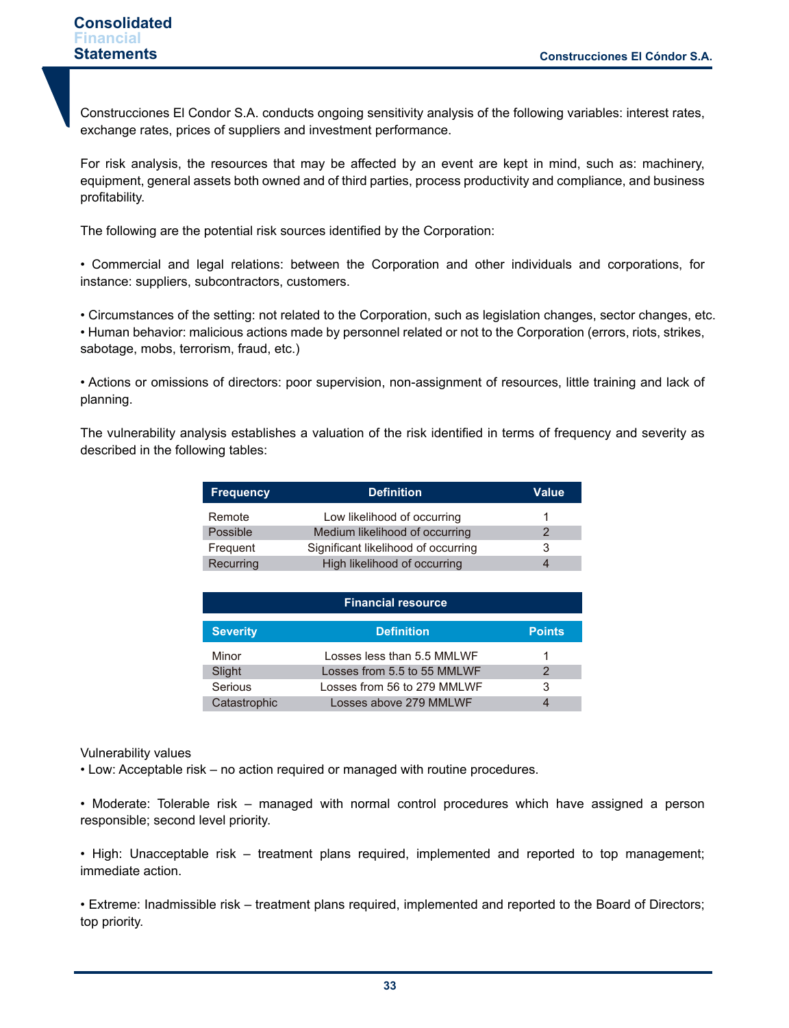Construcciones El Condor S.A. conducts ongoing sensitivity analysis of the following variables: interest rates, exchange rates, prices of suppliers and investment performance.

For risk analysis, the resources that may be affected by an event are kept in mind, such as: machinery, equipment, general assets both owned and of third parties, process productivity and compliance, and business profitability.

The following are the potential risk sources identified by the Corporation:

• Commercial and legal relations: between the Corporation and other individuals and corporations, for instance: suppliers, subcontractors, customers.

• Circumstances of the setting: not related to the Corporation, such as legislation changes, sector changes, etc.
• Human behavior: malicious actions made by personnel related or not to the Corporation (errors, riots, strikes, sabotage, mobs, terrorism, fraud, etc.)

• Actions or omissions of directors: poor supervision, non-assignment of resources, little training and lack of planning.

The vulnerability analysis establishes a valuation of the risk identified in terms of frequency and severity as described in the following tables:

| Frequency | Definition | Value |
|---|---|---|
| Remote | Low likelihood of occurring | 1 |
| Possible | Medium likelihood of occurring | 2 |
| Frequent | Significant likelihood of occurring | 3 |
| Recurring | High likelihood of occurring | 4 |

| Financial resource | | |
|---|---|---|
| **Severity** | **Definition** | **Points** |
| Minor | Losses less than 5.5 MMLWF | 1 |
| Slight | Losses from 5.5 to 55 MMLWF | 2 |
| Serious | Losses from 56 to 279 MMLWF | 3 |
| Catastrophic | Losses above 279 MMLWF | 4 |

Vulnerability values
• Low: Acceptable risk – no action required or managed with routine procedures.

• Moderate: Tolerable risk – managed with normal control procedures which have assigned a person responsible; second level priority.

• High: Unacceptable risk – treatment plans required, implemented and reported to top management; immediate action.

• Extreme: Inadmissible risk – treatment plans required, implemented and reported to the Board of Directors; top priority.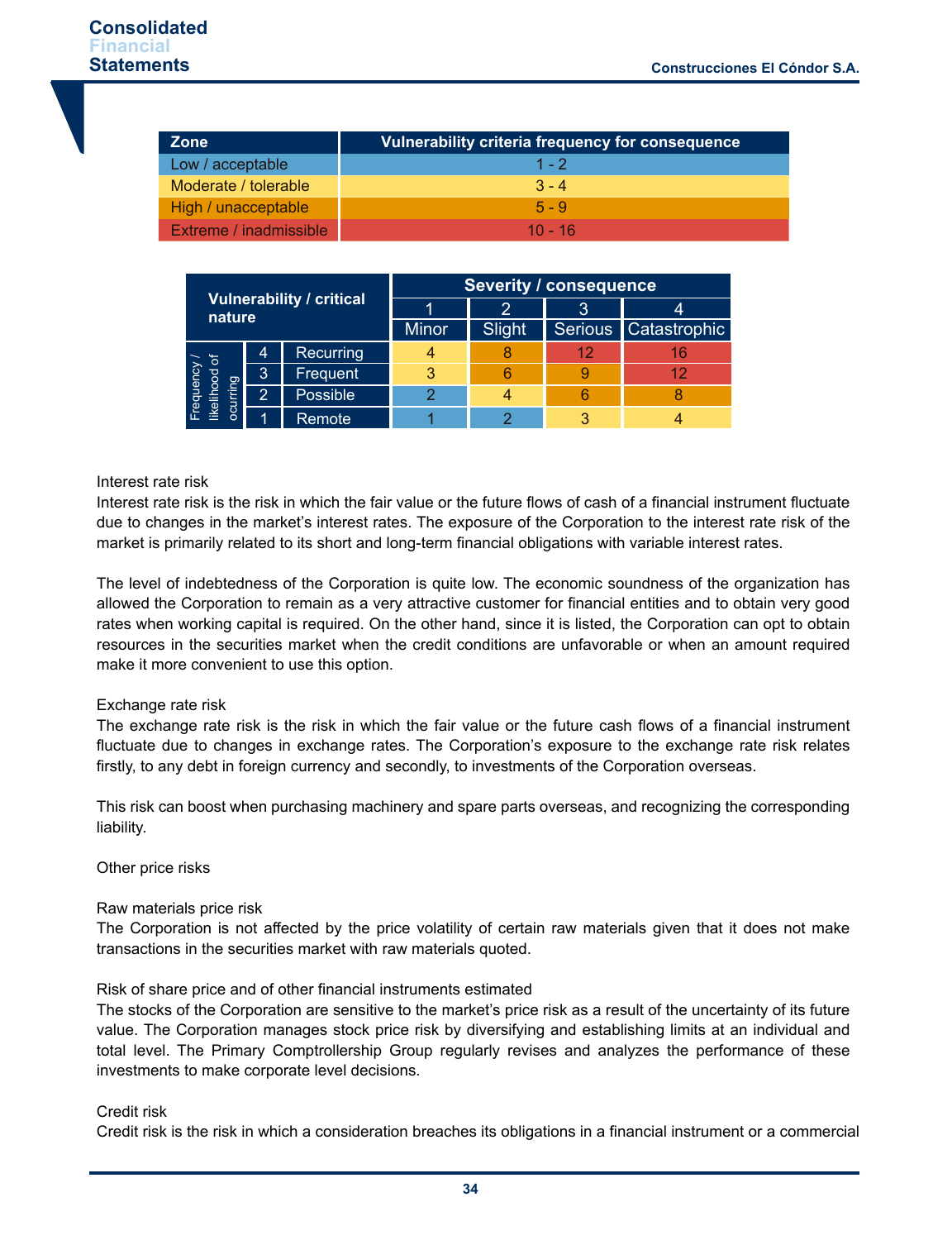| Zone | Vulnerability criteria frequency for consequence |
|---|---|
| Low / acceptable | 1 - 2 |
| Moderate / tolerable | 3 - 4 |
| High / unacceptable | 5 - 9 |
| Extreme / inadmissible | 10 - 16 |

| Vulnerability / critical nature | | | Severity / consequence | | | |
|---|---|---|---|---|---|---|
| | | | 1 | 2 | 3 | 4 |
| | | | Minor | Slight | Serious | Catastrophic |
| Frequency / likelihood of ocurring | 4 | Recurring | 4 | 8 | 12 | 16 |
| | 3 | Frequent | 3 | 6 | 9 | 12 |
| | 2 | Possible | 2 | 4 | 6 | 8 |
| | 1 | Remote | 1 | 2 | 3 | 4 |

Interest rate risk

Interest rate risk is the risk in which the fair value or the future flows of cash of a financial instrument fluctuate due to changes in the market's interest rates. The exposure of the Corporation to the interest rate risk of the market is primarily related to its short and long-term financial obligations with variable interest rates.

The level of indebtedness of the Corporation is quite low. The economic soundness of the organization has allowed the Corporation to remain as a very attractive customer for financial entities and to obtain very good rates when working capital is required. On the other hand, since it is listed, the Corporation can opt to obtain resources in the securities market when the credit conditions are unfavorable or when an amount required make it more convenient to use this option.

Exchange rate risk

The exchange rate risk is the risk in which the fair value or the future cash flows of a financial instrument fluctuate due to changes in exchange rates. The Corporation's exposure to the exchange rate risk relates firstly, to any debt in foreign currency and secondly, to investments of the Corporation overseas.

This risk can boost when purchasing machinery and spare parts overseas, and recognizing the corresponding liability.

Other price risks

Raw materials price risk

The Corporation is not affected by the price volatility of certain raw materials given that it does not make transactions in the securities market with raw materials quoted.

Risk of share price and of other financial instruments estimated

The stocks of the Corporation are sensitive to the market's price risk as a result of the uncertainty of its future value. The Corporation manages stock price risk by diversifying and establishing limits at an individual and total level. The Primary Comptrollership Group regularly revises and analyzes the performance of these investments to make corporate level decisions.

Credit risk

Credit risk is the risk in which a consideration breaches its obligations in a financial instrument or a commercial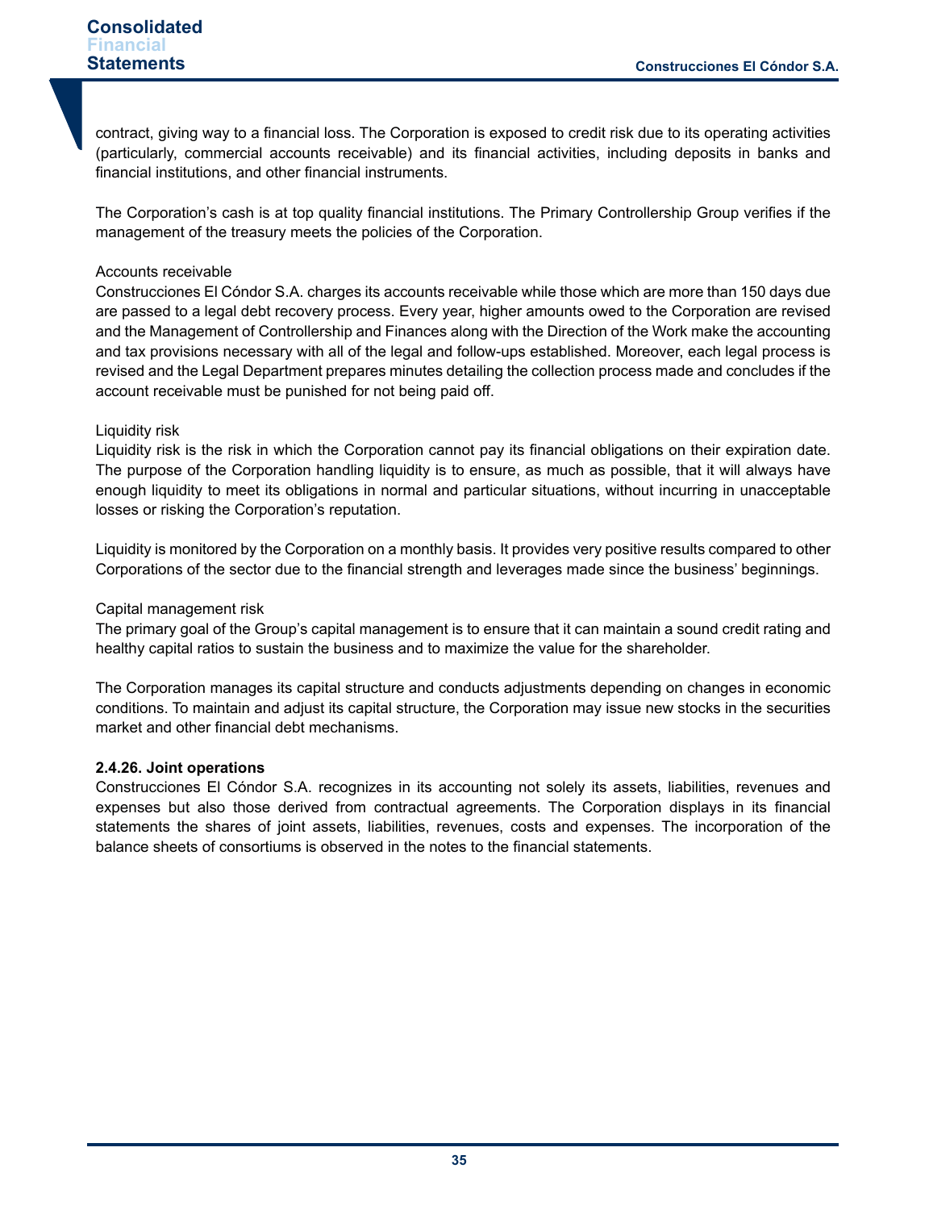contract, giving way to a financial loss. The Corporation is exposed to credit risk due to its operating activities (particularly, commercial accounts receivable) and its financial activities, including deposits in banks and financial institutions, and other financial instruments.

The Corporation's cash is at top quality financial institutions. The Primary Controllership Group verifies if the management of the treasury meets the policies of the Corporation.

Accounts receivable

Construcciones El Cóndor S.A. charges its accounts receivable while those which are more than 150 days due are passed to a legal debt recovery process. Every year, higher amounts owed to the Corporation are revised and the Management of Controllership and Finances along with the Direction of the Work make the accounting and tax provisions necessary with all of the legal and follow-ups established. Moreover, each legal process is revised and the Legal Department prepares minutes detailing the collection process made and concludes if the account receivable must be punished for not being paid off.

Liquidity risk

Liquidity risk is the risk in which the Corporation cannot pay its financial obligations on their expiration date. The purpose of the Corporation handling liquidity is to ensure, as much as possible, that it will always have enough liquidity to meet its obligations in normal and particular situations, without incurring in unacceptable losses or risking the Corporation's reputation.

Liquidity is monitored by the Corporation on a monthly basis. It provides very positive results compared to other Corporations of the sector due to the financial strength and leverages made since the business' beginnings.

Capital management risk

The primary goal of the Group's capital management is to ensure that it can maintain a sound credit rating and healthy capital ratios to sustain the business and to maximize the value for the shareholder.

The Corporation manages its capital structure and conducts adjustments depending on changes in economic conditions. To maintain and adjust its capital structure, the Corporation may issue new stocks in the securities market and other financial debt mechanisms.

**2.4.26. Joint operations**

Construcciones El Cóndor S.A. recognizes in its accounting not solely its assets, liabilities, revenues and expenses but also those derived from contractual agreements. The Corporation displays in its financial statements the shares of joint assets, liabilities, revenues, costs and expenses. The incorporation of the balance sheets of consortiums is observed in the notes to the financial statements.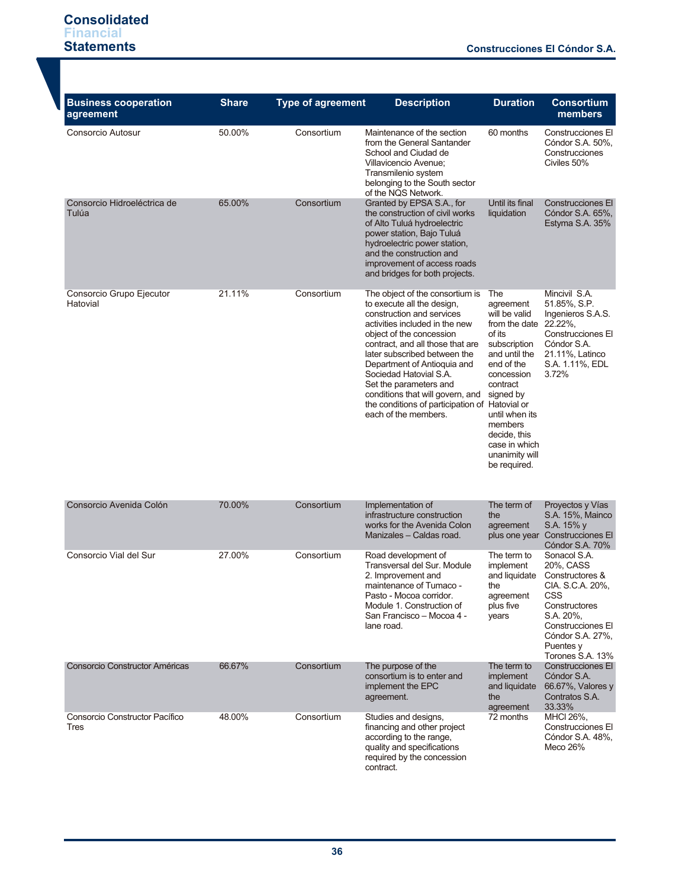| Business cooperation agreement | Share | Type of agreement | Description | Duration | Consortium members |
|---|---|---|---|---|---|
| Consorcio Autosur | 50.00% | Consortium | Maintenance of the section from the General Santander School and Ciudad de Villavicencio Avenue; Transmilenio system belonging to the South sector of the NQS Network. | 60 months | Construcciones El Cóndor S.A. 50%, Construcciones Civiles 50% |
| Consorcio Hidroeléctrica de Tulúa | 65.00% | Consortium | Granted by EPSA S.A., for the construction of civil works of Alto Tuluá hydroelectric power station, Bajo Tuluá hydroelectric power station, and the construction and improvement of access roads and bridges for both projects. | Until its final liquidation | Construcciones El Cóndor S.A. 65%, Estyma S.A. 35% |
| Consorcio Grupo Ejecutor Hatovial | 21.11% | Consortium | The object of the consortium is to execute all the design, construction and services activities included in the new object of the concession contract, and all those that are later subscribed between the Department of Antioquia and Sociedad Hatovial S.A. Set the parameters and conditions that will govern, and the conditions of participation of each of the members. | The agreement will be valid from the date of its subscription and until the end of the concession contract signed by Hatovial or until when its members decide, this case in which unanimity will be required. | Mincivil S.A. 51.85%, S.P. Ingenieros S.A.S. 22.22%, Construcciones El Cóndor S.A. 21.11%, Latinco S.A. 1.11%, EDL 3.72% |
| Consorcio Avenida Colón | 70.00% | Consortium | Implementation of infrastructure construction works for the Avenida Colon Manizales – Caldas road. | The term of the agreement plus one year | Proyectos y Vías S.A. 15%, Mainco S.A. 15% y Construcciones El Cóndor S.A. 70% |
| Consorcio Vial del Sur | 27.00% | Consortium | Road development of Transversal del Sur. Module 2. Improvement and maintenance of Tumaco - Pasto - Mocoa corridor. Module 1. Construction of San Francisco – Mocoa 4 - lane road. | The term to implement and liquidate the agreement plus five years | Sonacol S.A. 20%, CASS Constructores & CIA. S.C.A. 20%, CSS Constructores S.A. 20%, Construcciones El Cóndor S.A. 27%, Puentes y Torones S.A. 13% |
| Consorcio Constructor Américas | 66.67% | Consortium | The purpose of the consortium is to enter and implement the EPC agreement. | The term to implement and liquidate the agreement | Construcciones El Cóndor S.A. 66.67%, Valores y Contratos S.A. 33.33% |
| Consorcio Constructor Pacífico Tres | 48.00% | Consortium | Studies and designs, financing and other project according to the range, quality and specifications required by the concession contract. | 72 months | MHCI 26%, Construcciones El Cóndor S.A. 48%, Meco 26% |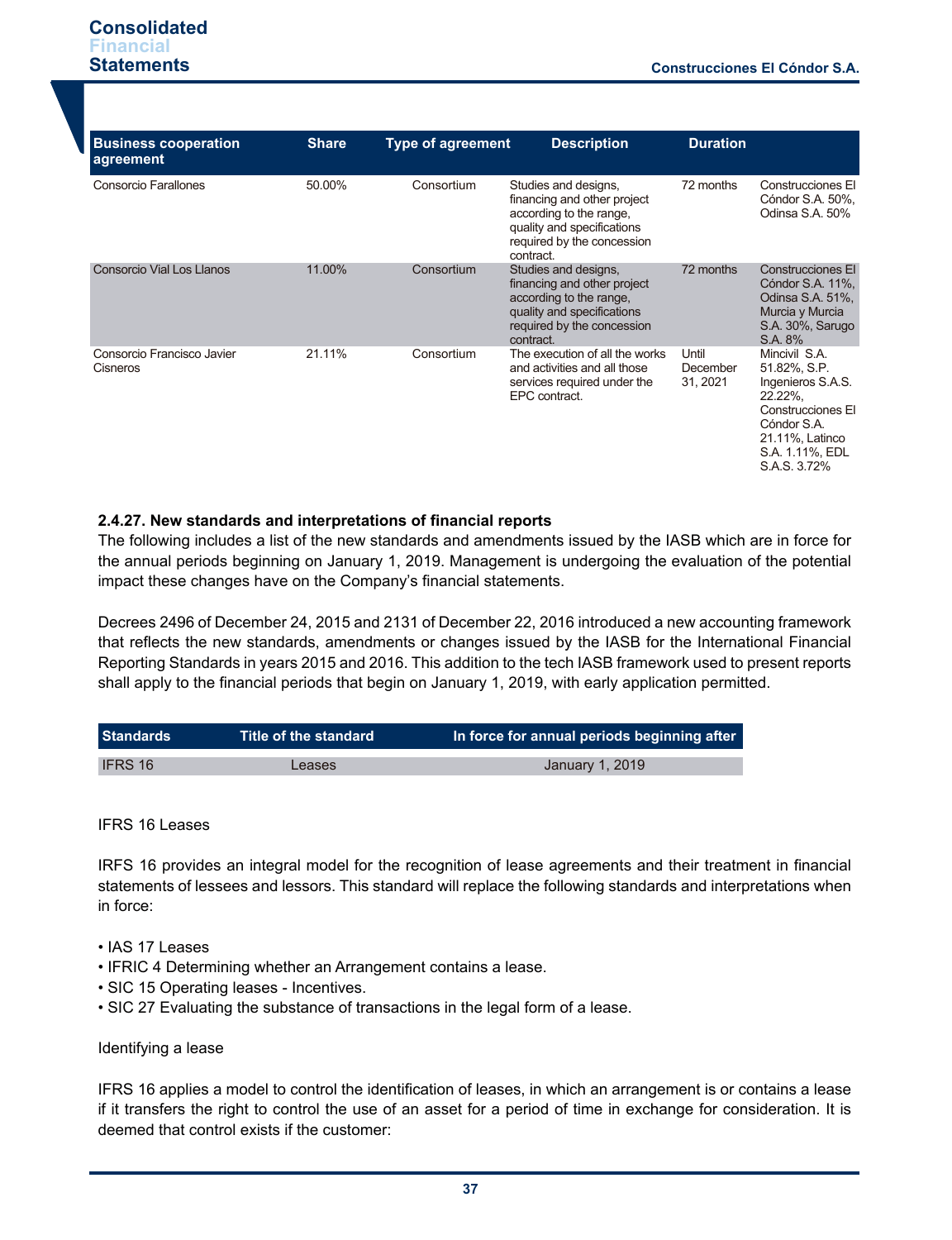| Business cooperation agreement | Share | Type of agreement | Description | Duration | |
|---|---|---|---|---|---|
| Consorcio Farallones | 50.00% | Consortium | Studies and designs, financing and other project according to the range, quality and specifications required by the concession contract. | 72 months | Construcciones El Cóndor S.A. 50%, Odinsa S.A. 50% |
| Consorcio Vial Los Llanos | 11.00% | Consortium | Studies and designs, financing and other project according to the range, quality and specifications required by the concession contract. | 72 months | Construcciones El Cóndor S.A. 11%, Odinsa S.A. 51%, Murcia y Murcia S.A. 30%, Sarugo S.A. 8% |
| Consorcio Francisco Javier Cisneros | 21.11% | Consortium | The execution of all the works and activities and all those services required under the EPC contract. | Until December 31, 2021 | Mincivil S.A. 51.82%, S.P. Ingenieros S.A.S. 22.22%, Construcciones El Cóndor S.A. 21.11%, Latinco S.A. 1.11%, EDL S.A.S. 3.72% |

**2.4.27. New standards and interpretations of financial reports**

The following includes a list of the new standards and amendments issued by the IASB which are in force for the annual periods beginning on January 1, 2019. Management is undergoing the evaluation of the potential impact these changes have on the Company's financial statements.

Decrees 2496 of December 24, 2015 and 2131 of December 22, 2016 introduced a new accounting framework that reflects the new standards, amendments or changes issued by the IASB for the International Financial Reporting Standards in years 2015 and 2016. This addition to the tech IASB framework used to present reports shall apply to the financial periods that begin on January 1, 2019, with early application permitted.

| Standards | Title of the standard | In force for annual periods beginning after |
|---|---|---|
| IFRS 16 | Leases | January 1, 2019 |

IFRS 16 Leases

IRFS 16 provides an integral model for the recognition of lease agreements and their treatment in financial statements of lessees and lessors. This standard will replace the following standards and interpretations when in force:

- IAS 17 Leases
- IFRIC 4 Determining whether an Arrangement contains a lease.
- SIC 15 Operating leases - Incentives.
- SIC 27 Evaluating the substance of transactions in the legal form of a lease.

Identifying a lease

IFRS 16 applies a model to control the identification of leases, in which an arrangement is or contains a lease if it transfers the right to control the use of an asset for a period of time in exchange for consideration. It is deemed that control exists if the customer: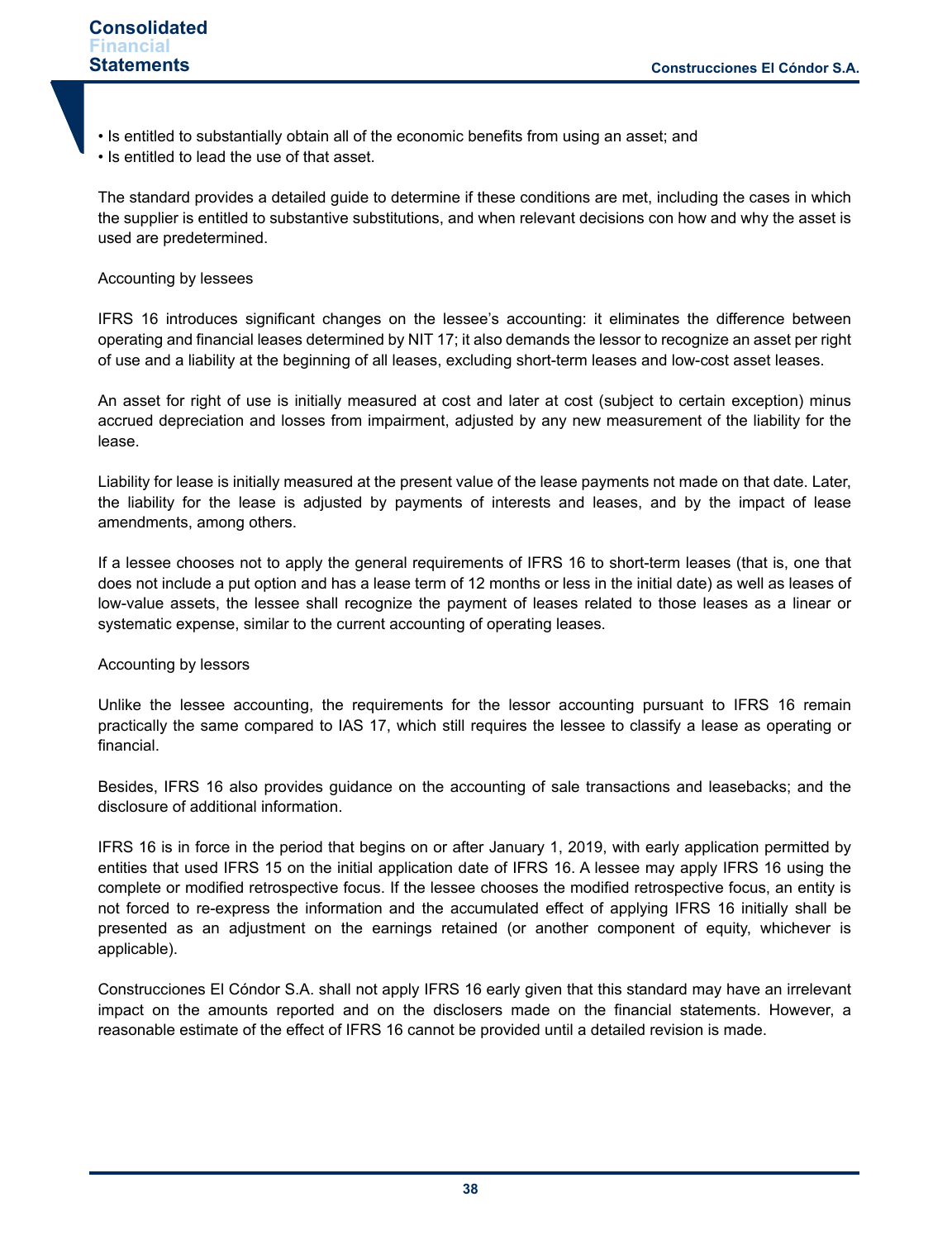- Is entitled to substantially obtain all of the economic benefits from using an asset; and
- Is entitled to lead the use of that asset.

The standard provides a detailed guide to determine if these conditions are met, including the cases in which the supplier is entitled to substantive substitutions, and when relevant decisions con how and why the asset is used are predetermined.

Accounting by lessees

IFRS 16 introduces significant changes on the lessee's accounting: it eliminates the difference between operating and financial leases determined by NIT 17; it also demands the lessor to recognize an asset per right of use and a liability at the beginning of all leases, excluding short-term leases and low-cost asset leases.

An asset for right of use is initially measured at cost and later at cost (subject to certain exception) minus accrued depreciation and losses from impairment, adjusted by any new measurement of the liability for the lease.

Liability for lease is initially measured at the present value of the lease payments not made on that date. Later, the liability for the lease is adjusted by payments of interests and leases, and by the impact of lease amendments, among others.

If a lessee chooses not to apply the general requirements of IFRS 16 to short-term leases (that is, one that does not include a put option and has a lease term of 12 months or less in the initial date) as well as leases of low-value assets, the lessee shall recognize the payment of leases related to those leases as a linear or systematic expense, similar to the current accounting of operating leases.

Accounting by lessors

Unlike the lessee accounting, the requirements for the lessor accounting pursuant to IFRS 16 remain practically the same compared to IAS 17, which still requires the lessee to classify a lease as operating or financial.

Besides, IFRS 16 also provides guidance on the accounting of sale transactions and leasebacks; and the disclosure of additional information.

IFRS 16 is in force in the period that begins on or after January 1, 2019, with early application permitted by entities that used IFRS 15 on the initial application date of IFRS 16. A lessee may apply IFRS 16 using the complete or modified retrospective focus. If the lessee chooses the modified retrospective focus, an entity is not forced to re-express the information and the accumulated effect of applying IFRS 16 initially shall be presented as an adjustment on the earnings retained (or another component of equity, whichever is applicable).

Construcciones El Cóndor S.A. shall not apply IFRS 16 early given that this standard may have an irrelevant impact on the amounts reported and on the disclosers made on the financial statements. However, a reasonable estimate of the effect of IFRS 16 cannot be provided until a detailed revision is made.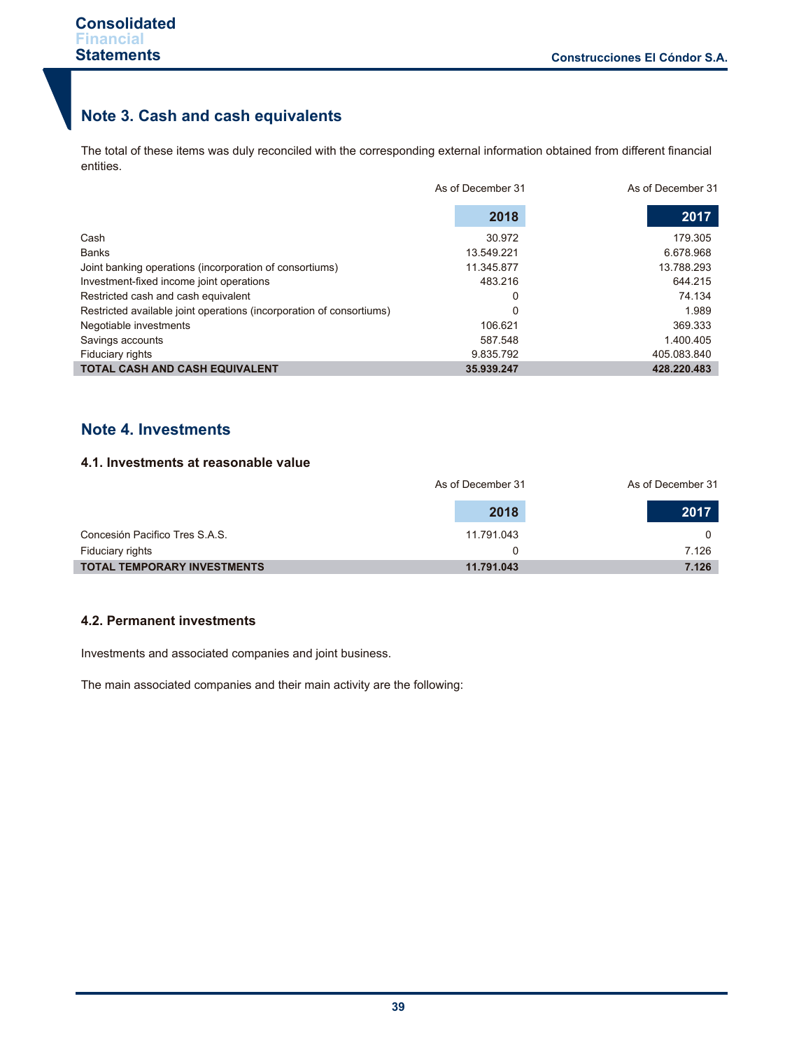## Note 3. Cash and cash equivalents

The total of these items was duly reconciled with the corresponding external information obtained from different financial entities.

| | As of December 31 | As of December 31 |
|---|---|---|
| | **2018** | **2017** |
| Cash | 30.972 | 179.305 |
| Banks | 13.549.221 | 6.678.968 |
| Joint banking operations (incorporation of consortiums) | 11.345.877 | 13.788.293 |
| Investment-fixed income joint operations | 483.216 | 644.215 |
| Restricted cash and cash equivalent | 0 | 74.134 |
| Restricted available joint operations (incorporation of consortiums) | 0 | 1.989 |
| Negotiable investments | 106.621 | 369.333 |
| Savings accounts | 587.548 | 1.400.405 |
| Fiduciary rights | 9.835.792 | 405.083.840 |
| **TOTAL CASH AND CASH EQUIVALENT** | **35.939.247** | **428.220.483** |

## Note 4. Investments

### 4.1. Investments at reasonable value

| | As of December 31 | As of December 31 |
|---|---|---|
| | **2018** | **2017** |
| Concesión Pacifico Tres S.A.S. | 11.791.043 | 0 |
| Fiduciary rights | 0 | 7.126 |
| **TOTAL TEMPORARY INVESTMENTS** | **11.791.043** | **7.126** |

### 4.2. Permanent investments

Investments and associated companies and joint business.

The main associated companies and their main activity are the following: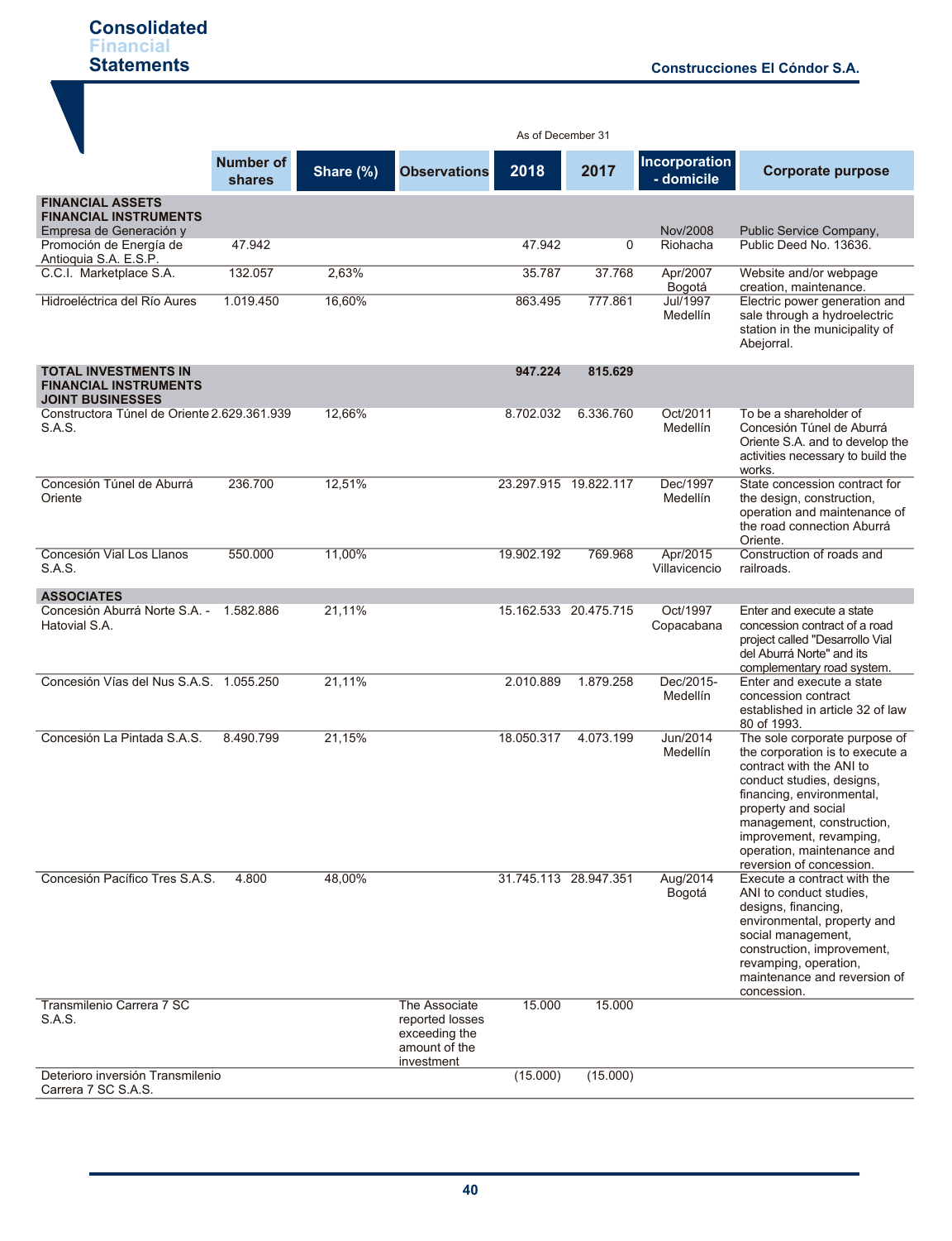| | Number of shares | Share (%) | Observations | 2018 | 2017 | Incorporation - domicile | Corporate purpose |
|---|---|---|---|---|---|---|---|
| | | | | As of December 31 | | | |
| **FINANCIAL ASSETS** | | | | | | | |
| **FINANCIAL INSTRUMENTS** | | | | | | | |
| Empresa de Generación y Promoción de Energía de Antioquia S.A. E.S.P. | 47.942 | | | 47.942 | 0 | Nov/2008 Riohacha | Public Service Company, Public Deed No. 13636. |
| C.C.I. Marketplace S.A. | 132.057 | 2,63% | | 35.787 | 37.768 | Apr/2007 Bogotá | Website and/or webpage creation, maintenance. |
| Hidroeléctrica del Río Aures | 1.019.450 | 16,60% | | 863.495 | 777.861 | Jul/1997 Medellín | Electric power generation and sale through a hydroelectric station in the municipality of Abejorral. |
| **TOTAL INVESTMENTS IN FINANCIAL INSTRUMENTS** | | | | **947.224** | **815.629** | | |
| **JOINT BUSINESSES** | | | | | | | |
| Constructora Túnel de Oriente S.A.S. | 2.629.361.939 | 12,66% | | 8.702.032 | 6.336.760 | Oct/2011 Medellín | To be a shareholder of Concesión Túnel de Aburrá Oriente S.A. and to develop the activities necessary to build the works. |
| Concesión Túnel de Aburrá Oriente | 236.700 | 12,51% | | 23.297.915 | 19.822.117 | Dec/1997 Medellín | State concession contract for the design, construction, operation and maintenance of the road connection Aburrá Oriente. |
| Concesión Vial Los Llanos S.A.S. | 550.000 | 11,00% | | 19.902.192 | 769.968 | Apr/2015 Villavicencio | Construction of roads and railroads. |
| **ASSOCIATES** | | | | | | | |
| Concesión Aburrá Norte S.A. - Hatovial S.A. | 1.582.886 | 21,11% | | 15.162.533 | 20.475.715 | Oct/1997 Copacabana | Enter and execute a state concession contract of a road project called "Desarrollo Vial del Aburrá Norte" and its complementary road system. |
| Concesión Vías del Nus S.A.S. | 1.055.250 | 21,11% | | 2.010.889 | 1.879.258 | Dec/2015- Medellín | Enter and execute a state concession contract established in article 32 of law 80 of 1993. |
| Concesión La Pintada S.A.S. | 8.490.799 | 21,15% | | 18.050.317 | 4.073.199 | Jun/2014 Medellín | The sole corporate purpose of the corporation is to execute a contract with the ANI to conduct studies, designs, financing, environmental, property and social management, construction, improvement, revamping, operation, maintenance and reversion of concession. |
| Concesión Pacífico Tres S.A.S. | 4.800 | 48,00% | | 31.745.113 | 28.947.351 | Aug/2014 Bogotá | Execute a contract with the ANI to conduct studies, designs, financing, environmental, property and social management, construction, improvement, revamping, operation, maintenance and reversion of concession. |
| Transmilenio Carrera 7 SC S.A.S. | | | The Associate reported losses exceeding the amount of the investment | 15.000 | 15.000 | | |
| Deterioro inversión Transmilenio Carrera 7 SC S.A.S. | | | | (15.000) | (15.000) | | |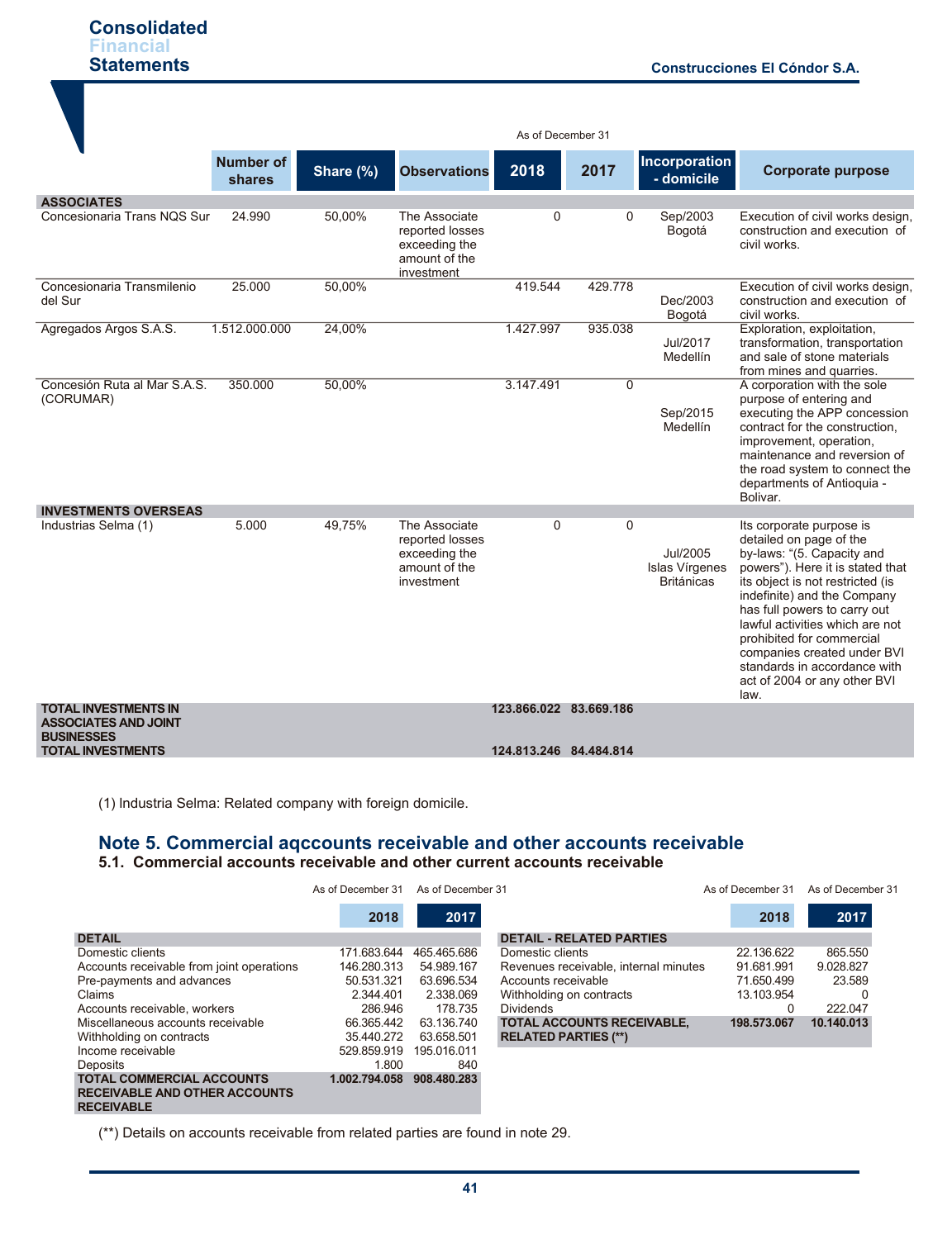| | Number of shares | Share (%) | Observations | As of December 31 2018 | As of December 31 2017 | Incorporation - domicile | Corporate purpose |
|---|---|---|---|---|---|---|---|
| **ASSOCIATES** | | | | | | | |
| Concesionaria Trans NQS Sur | 24.990 | 50,00% | The Associate reported losses exceeding the amount of the investment | 0 | 0 | Sep/2003 Bogotá | Execution of civil works design, construction and execution of civil works. |
| Concesionaria Transmilenio del Sur | 25.000 | 50,00% | | 419.544 | 429.778 | Dec/2003 Bogotá | Execution of civil works design, construction and execution of civil works. |
| Agregados Argos S.A.S. | 1.512.000.000 | 24,00% | | 1.427.997 | 935.038 | Jul/2017 Medellín | Exploration, exploitation, transformation, transportation and sale of stone materials from mines and quarries. |
| Concesión Ruta al Mar S.A.S. (CORUMAR) | 350.000 | 50,00% | | 3.147.491 | 0 | Sep/2015 Medellín | A corporation with the sole purpose of entering and executing the APP concession contract for the construction, improvement, operation, maintenance and reversion of the road system to connect the departments of Antioquia - Bolivar. |
| **INVESTMENTS OVERSEAS** | | | | | | | |
| Industrias Selma (1) | 5.000 | 49,75% | The Associate reported losses exceeding the amount of the investment | 0 | 0 | Jul/2005 Islas Vírgenes Británicas | Its corporate purpose is detailed on page of the by-laws: "(5. Capacity and powers"). Here it is stated that its object is not restricted (is indefinite) and the Company has full powers to carry out lawful activities which are not prohibited for commercial companies created under BVI standards in accordance with act of 2004 or any other BVI law. |
| **TOTAL INVESTMENTS IN ASSOCIATES AND JOINT BUSINESSES** | | | | **123.866.022** | **83.669.186** | | |
| **TOTAL INVESTMENTS** | | | | **124.813.246** | **84.484.814** | | |

(1) Industria Selma: Related company with foreign domicile.

## Note 5. Commercial aqccounts receivable and other accounts receivable

### 5.1. Commercial accounts receivable and other current accounts receivable

| DETAIL | As of December 31 2018 | As of December 31 2017 |
|---|---|---|
| Domestic clients | 171.683.644 | 465.465.686 |
| Accounts receivable from joint operations | 146.280.313 | 54.989.167 |
| Pre-payments and advances | 50.531.321 | 63.696.534 |
| Claims | 2.344.401 | 2.338.069 |
| Accounts receivable, workers | 286.946 | 178.735 |
| Miscellaneous accounts receivable | 66.365.442 | 63.136.740 |
| Withholding on contracts | 35.440.272 | 63.658.501 |
| Income receivable | 529.859.919 | 195.016.011 |
| Deposits | 1.800 | 840 |
| **TOTAL COMMERCIAL ACCOUNTS RECEIVABLE AND OTHER ACCOUNTS RECEIVABLE** | **1.002.794.058** | **908.480.283** |

| DETAIL - RELATED PARTIES | As of December 31 2018 | As of December 31 2017 |
|---|---|---|
| Domestic clients | 22.136.622 | 865.550 |
| Revenues receivable, internal minutes | 91.681.991 | 9.028.827 |
| Accounts receivable | 71.650.499 | 23.589 |
| Withholding on contracts | 13.103.954 | 0 |
| Dividends | 0 | 222.047 |
| **TOTAL ACCOUNTS RECEIVABLE, RELATED PARTIES (**)** | **198.573.067** | **10.140.013** |

(**) Details on accounts receivable from related parties are found in note 29.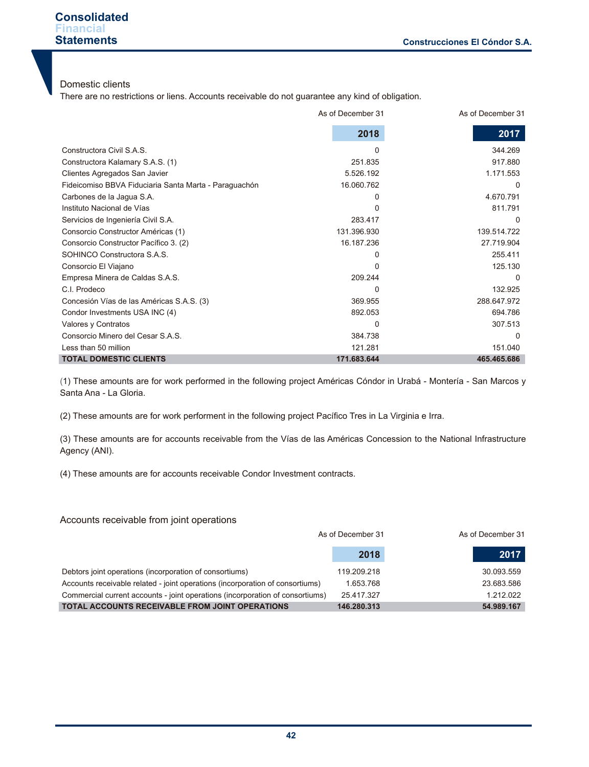## Domestic clients

There are no restrictions or liens. Accounts receivable do not guarantee any kind of obligation.

| | As of December 31 2018 | As of December 31 2017 |
|---|---|---|
| Constructora Civil S.A.S. | 0 | 344.269 |
| Constructora Kalamary S.A.S. (1) | 251.835 | 917.880 |
| Clientes Agregados San Javier | 5.526.192 | 1.171.553 |
| Fideicomiso BBVA Fiduciaria Santa Marta - Paraguachón | 16.060.762 | 0 |
| Carbones de la Jagua S.A. | 0 | 4.670.791 |
| Instituto Nacional de Vías | 0 | 811.791 |
| Servicios de Ingeniería Civil S.A. | 283.417 | 0 |
| Consorcio Constructor Américas (1) | 131.396.930 | 139.514.722 |
| Consorcio Constructor Pacífico 3. (2) | 16.187.236 | 27.719.904 |
| SOHINCO Constructora S.A.S. | 0 | 255.411 |
| Consorcio El Viajano | 0 | 125.130 |
| Empresa Minera de Caldas S.A.S. | 209.244 | 0 |
| C.I. Prodeco | 0 | 132.925 |
| Concesión Vías de las Américas S.A.S. (3) | 369.955 | 288.647.972 |
| Condor Investments USA INC (4) | 892.053 | 694.786 |
| Valores y Contratos | 0 | 307.513 |
| Consorcio Minero del Cesar S.A.S. | 384.738 | 0 |
| Less than 50 million | 121.281 | 151.040 |
| **TOTAL DOMESTIC CLIENTS** | **171.683.644** | **465.465.686** |

(1) These amounts are for work performed in the following project Américas Cóndor in Urabá - Montería - San Marcos y Santa Ana - La Gloria.

(2) These amounts are for work performent in the following project Pacífico Tres in La Virginia e Irra.

(3) These amounts are for accounts receivable from the Vías de las Américas Concession to the National Infrastructure Agency (ANI).

(4) These amounts are for accounts receivable Condor Investment contracts.

## Accounts receivable from joint operations

| | As of December 31 2018 | As of December 31 2017 |
|---|---|---|
| Debtors joint operations (incorporation of consortiums) | 119.209.218 | 30.093.559 |
| Accounts receivable related - joint operations (incorporation of consortiums) | 1.653.768 | 23.683.586 |
| Commercial current accounts - joint operations (incorporation of consortiums) | 25.417.327 | 1.212.022 |
| **TOTAL ACCOUNTS RECEIVABLE FROM JOINT OPERATIONS** | **146.280.313** | **54.989.167** |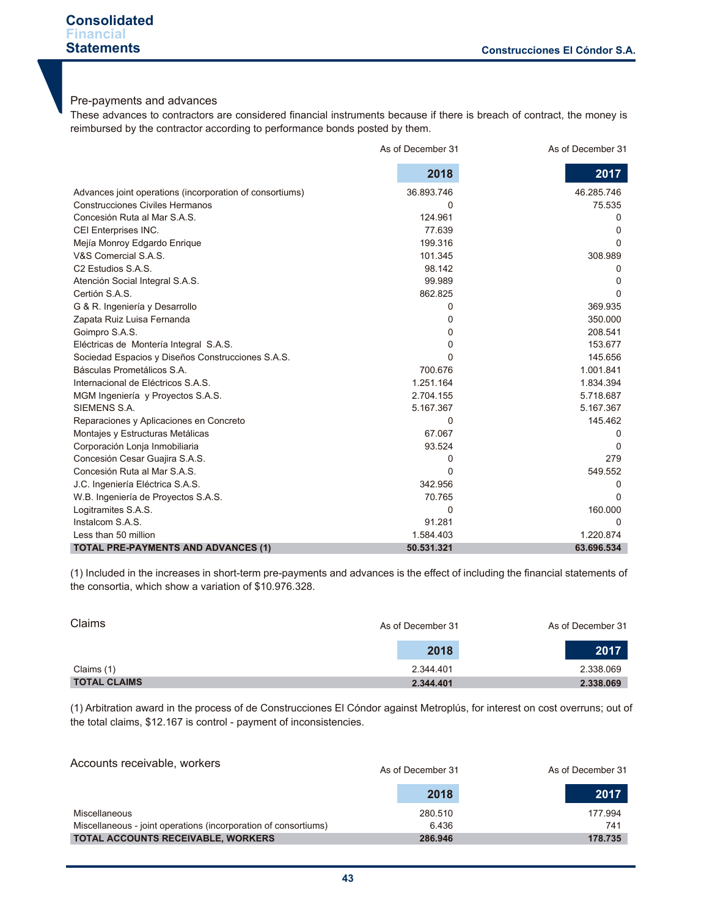## Pre-payments and advances

These advances to contractors are considered financial instruments because if there is breach of contract, the money is reimbursed by the contractor according to performance bonds posted by them.

| | As of December 31<br>2018 | As of December 31<br>2017 |
|---|---|---|
| Advances joint operations (incorporation of consortiums) | 36.893.746 | 46.285.746 |
| Construcciones Civiles Hermanos | 0 | 75.535 |
| Concesión Ruta al Mar S.A.S. | 124.961 | 0 |
| CEI Enterprises INC. | 77.639 | 0 |
| Mejía Monroy Edgardo Enrique | 199.316 | 0 |
| V&S Comercial S.A.S. | 101.345 | 308.989 |
| C2 Estudios S.A.S. | 98.142 | 0 |
| Atención Social Integral S.A.S. | 99.989 | 0 |
| Certión S.A.S. | 862.825 | 0 |
| G & R. Ingeniería y Desarrollo | 0 | 369.935 |
| Zapata Ruiz Luisa Fernanda | 0 | 350.000 |
| Goimpro S.A.S. | 0 | 208.541 |
| Eléctricas de Montería Integral S.A.S. | 0 | 153.677 |
| Sociedad Espacios y Diseños Construcciones S.A.S. | 0 | 145.656 |
| Básculas Prometálicos S.A. | 700.676 | 1.001.841 |
| Internacional de Eléctricos S.A.S. | 1.251.164 | 1.834.394 |
| MGM Ingeniería y Proyectos S.A.S. | 2.704.155 | 5.718.687 |
| SIEMENS S.A. | 5.167.367 | 5.167.367 |
| Reparaciones y Aplicaciones en Concreto | 0 | 145.462 |
| Montajes y Estructuras Metálicas | 67.067 | 0 |
| Corporación Lonja Inmobiliaria | 93.524 | 0 |
| Concesión Cesar Guajira S.A.S. | 0 | 279 |
| Concesión Ruta al Mar S.A.S. | 0 | 549.552 |
| J.C. Ingeniería Eléctrica S.A.S. | 342.956 | 0 |
| W.B. Ingeniería de Proyectos S.A.S. | 70.765 | 0 |
| Logitramites S.A.S. | 0 | 160.000 |
| Instalcom S.A.S. | 91.281 | 0 |
| Less than 50 million | 1.584.403 | 1.220.874 |
| **TOTAL PRE-PAYMENTS AND ADVANCES (1)** | **50.531.321** | **63.696.534** |

(1) Included in the increases in short-term pre-payments and advances is the effect of including the financial statements of the consortia, which show a variation of $10.976.328.

## Claims

| | As of December 31<br>2018 | As of December 31<br>2017 |
|---|---|---|
| Claims (1) | 2.344.401 | 2.338.069 |
| **TOTAL CLAIMS** | **2.344.401** | **2.338.069** |

(1) Arbitration award in the process of de Construcciones El Cóndor against Metroplús, for interest on cost overruns; out of the total claims, $12.167 is control - payment of inconsistencies.

## Accounts receivable, workers

| | As of December 31<br>2018 | As of December 31<br>2017 |
|---|---|---|
| Miscellaneous | 280.510 | 177.994 |
| Miscellaneous - joint operations (incorporation of consortiums) | 6.436 | 741 |
| **TOTAL ACCOUNTS RECEIVABLE, WORKERS** | **286.946** | **178.735** |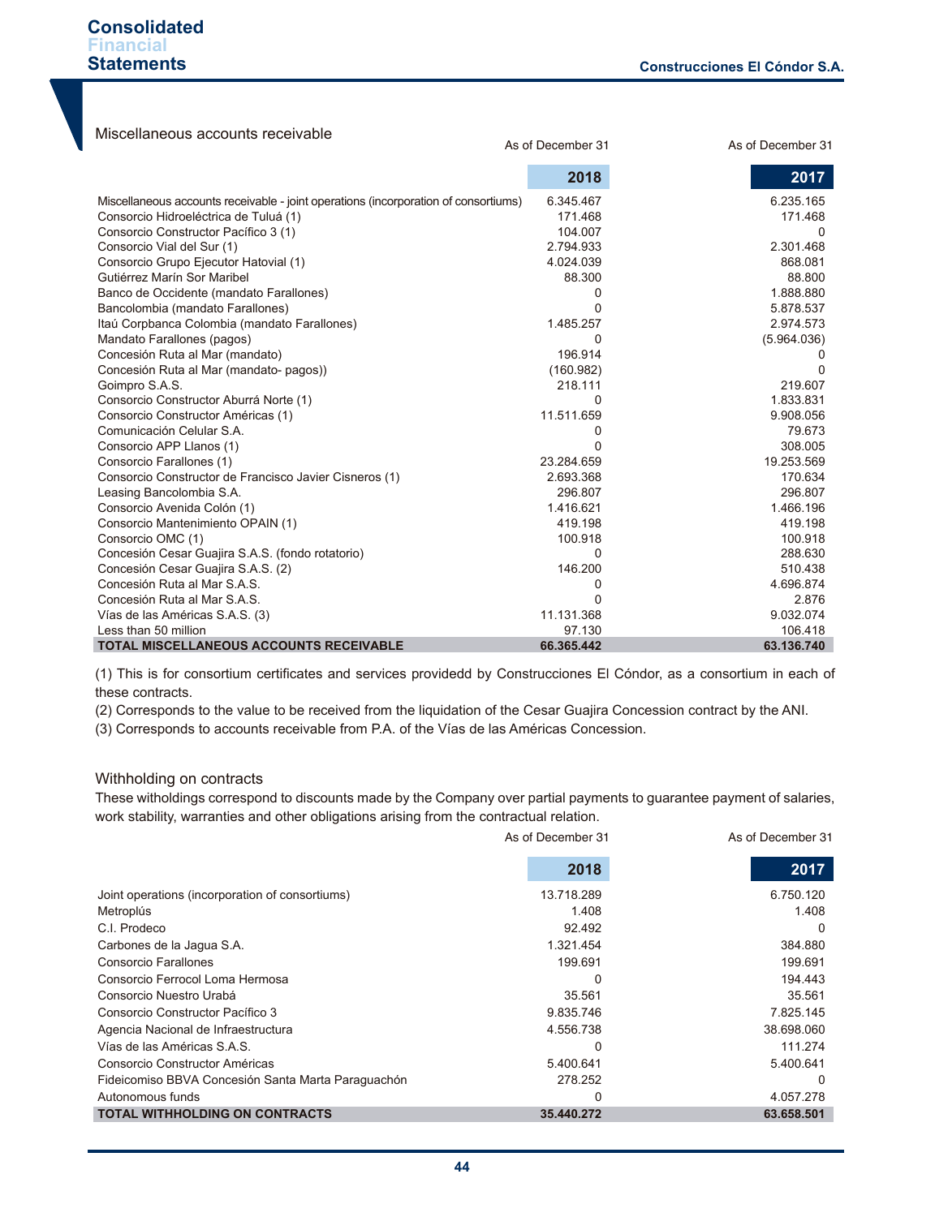### Miscellaneous accounts receivable

| | As of December 31 2018 | As of December 31 2017 |
|---|---|---|
| Miscellaneous accounts receivable - joint operations (incorporation of consortiums) | 6.345.467 | 6.235.165 |
| Consorcio Hidroeléctrica de Tuluá (1) | 171.468 | 171.468 |
| Consorcio Constructor Pacífico 3 (1) | 104.007 | 0 |
| Consorcio Vial del Sur (1) | 2.794.933 | 2.301.468 |
| Consorcio Grupo Ejecutor Hatovial (1) | 4.024.039 | 868.081 |
| Gutiérrez Marín Sor Maribel | 88.300 | 88.800 |
| Banco de Occidente (mandato Farallones) | 0 | 1.888.880 |
| Bancolombia (mandato Farallones) | 0 | 5.878.537 |
| Itaú Corpbanca Colombia (mandato Farallones) | 1.485.257 | 2.974.573 |
| Mandato Farallones (pagos) | 0 | (5.964.036) |
| Concesión Ruta al Mar (mandato) | 196.914 | 0 |
| Concesión Ruta al Mar (mandato- pagos)) | (160.982) | 0 |
| Goimpro S.A.S. | 218.111 | 219.607 |
| Consorcio Constructor Aburrá Norte (1) | 0 | 1.833.831 |
| Consorcio Constructor Américas (1) | 11.511.659 | 9.908.056 |
| Comunicación Celular S.A. | 0 | 79.673 |
| Consorcio APP Llanos (1) | 0 | 308.005 |
| Consorcio Farallones (1) | 23.284.659 | 19.253.569 |
| Consorcio Constructor de Francisco Javier Cisneros (1) | 2.693.368 | 170.634 |
| Leasing Bancolombia S.A. | 296.807 | 296.807 |
| Consorcio Avenida Colón (1) | 1.416.621 | 1.466.196 |
| Consorcio Mantenimiento OPAIN (1) | 419.198 | 419.198 |
| Consorcio OMC (1) | 100.918 | 100.918 |
| Concesión Cesar Guajira S.A.S. (fondo rotatorio) | 0 | 288.630 |
| Concesión Cesar Guajira S.A.S. (2) | 146.200 | 510.438 |
| Concesión Ruta al Mar S.A.S. | 0 | 4.696.874 |
| Concesión Ruta al Mar S.A.S. | 0 | 2.876 |
| Vías de las Américas S.A.S. (3) | 11.131.368 | 9.032.074 |
| Less than 50 million | 97.130 | 106.418 |
| **TOTAL MISCELLANEOUS ACCOUNTS RECEIVABLE** | **66.365.442** | **63.136.740** |

(1) This is for consortium certificates and services providedd by Construcciones El Cóndor, as a consortium in each of these contracts.

(2) Corresponds to the value to be received from the liquidation of the Cesar Guajira Concession contract by the ANI.

(3) Corresponds to accounts receivable from P.A. of the Vías de las Américas Concession.

### Withholding on contracts

These witholdings correspond to discounts made by the Company over partial payments to guarantee payment of salaries, work stability, warranties and other obligations arising from the contractual relation.

| | As of December 31 2018 | As of December 31 2017 |
|---|---|---|
| Joint operations (incorporation of consortiums) | 13.718.289 | 6.750.120 |
| Metroplús | 1.408 | 1.408 |
| C.I. Prodeco | 92.492 | 0 |
| Carbones de la Jagua S.A. | 1.321.454 | 384.880 |
| Consorcio Farallones | 199.691 | 199.691 |
| Consorcio Ferrocol Loma Hermosa | 0 | 194.443 |
| Consorcio Nuestro Urabá | 35.561 | 35.561 |
| Consorcio Constructor Pacífico 3 | 9.835.746 | 7.825.145 |
| Agencia Nacional de Infraestructura | 4.556.738 | 38.698.060 |
| Vías de las Américas S.A.S. | 0 | 111.274 |
| Consorcio Constructor Américas | 5.400.641 | 5.400.641 |
| Fideicomiso BBVA Concesión Santa Marta Paraguachón | 278.252 | 0 |
| Autonomous funds | 0 | 4.057.278 |
| **TOTAL WITHHOLDING ON CONTRACTS** | **35.440.272** | **63.658.501** |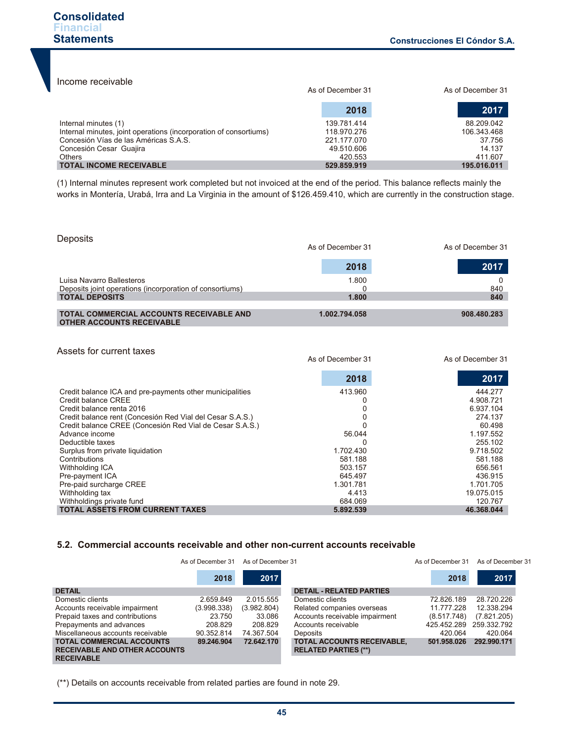### Income receivable

| | As of December 31 2018 | As of December 31 2017 |
|---|---|---|
| Internal minutes (1) | 139.781.414 | 88.209.042 |
| Internal minutes, joint operations (incorporation of consortiums) | 118.970.276 | 106.343.468 |
| Concesión Vías de las Américas S.A.S. | 221.177.070 | 37.756 |
| Concesión Cesar Guajira | 49.510.606 | 14.137 |
| Others | 420.553 | 411.607 |
| **TOTAL INCOME RECEIVABLE** | **529.859.919** | **195.016.011** |

(1) Internal minutes represent work completed but not invoiced at the end of the period. This balance reflects mainly the works in Montería, Urabá, Irra and La Virginia in the amount of $126.459.410, which are currently in the construction stage.

### Deposits

| | As of December 31 2018 | As of December 31 2017 |
|---|---|---|
| Luisa Navarro Ballesteros | 1.800 | 0 |
| Deposits joint operations (incorporation of consortiums) | 0 | 840 |
| **TOTAL DEPOSITS** | **1.800** | **840** |
| **TOTAL COMMERCIAL ACCOUNTS RECEIVABLE AND OTHER ACCOUNTS RECEIVABLE** | **1.002.794.058** | **908.480.283** |

### Assets for current taxes

| | As of December 31 2018 | As of December 31 2017 |
|---|---|---|
| Credit balance ICA and pre-payments other municipalities | 413.960 | 444.277 |
| Credit balance CREE | 0 | 4.908.721 |
| Credit balance renta 2016 | 0 | 6.937.104 |
| Credit balance rent (Concesión Red Vial del Cesar S.A.S.) | 0 | 274.137 |
| Credit balance CREE (Concesión Red Vial de Cesar S.A.S.) | 0 | 60.498 |
| Advance income | 56.044 | 1.197.552 |
| Deductible taxes | 0 | 255.102 |
| Surplus from private liquidation | 1.702.430 | 9.718.502 |
| Contributions | 581.188 | 581.188 |
| Withholding ICA | 503.157 | 656.561 |
| Pre-payment ICA | 645.497 | 436.915 |
| Pre-paid surcharge CREE | 1.301.781 | 1.701.705 |
| Withholding tax | 4.413 | 19.075.015 |
| Withholdings private fund | 684.069 | 120.767 |
| **TOTAL ASSETS FROM CURRENT TAXES** | **5.892.539** | **46.368.044** |

### 5.2. Commercial accounts receivable and other non-current accounts receivable

| DETAIL | As of December 31 2018 | As of December 31 2017 |
|---|---|---|
| Domestic clients | 2.659.849 | 2.015.555 |
| Accounts receivable impairment | (3.998.338) | (3.982.804) |
| Prepaid taxes and contributions | 23.750 | 33.086 |
| Prepayments and advances | 208.829 | 208.829 |
| Miscellaneous accounts receivable | 90.352.814 | 74.367.504 |
| **TOTAL COMMERCIAL ACCOUNTS RECEIVABLE AND OTHER ACCOUNTS RECEIVABLE** | **89.246.904** | **72.642.170** |

| DETAIL - RELATED PARTIES | As of December 31 2018 | As of December 31 2017 |
|---|---|---|
| Domestic clients | 72.826.189 | 28.720.226 |
| Related companies overseas | 11.777.228 | 12.338.294 |
| Accounts receivable impairment | (8.517.748) | (7.821.205) |
| Accounts receivable | 425.452.289 | 259.332.792 |
| Deposits | 420.064 | 420.064 |
| **TOTAL ACCOUNTS RECEIVABLE, RELATED PARTIES (**)** | **501.958.026** | **292.990.171** |

(**) Details on accounts receivable from related parties are found in note 29.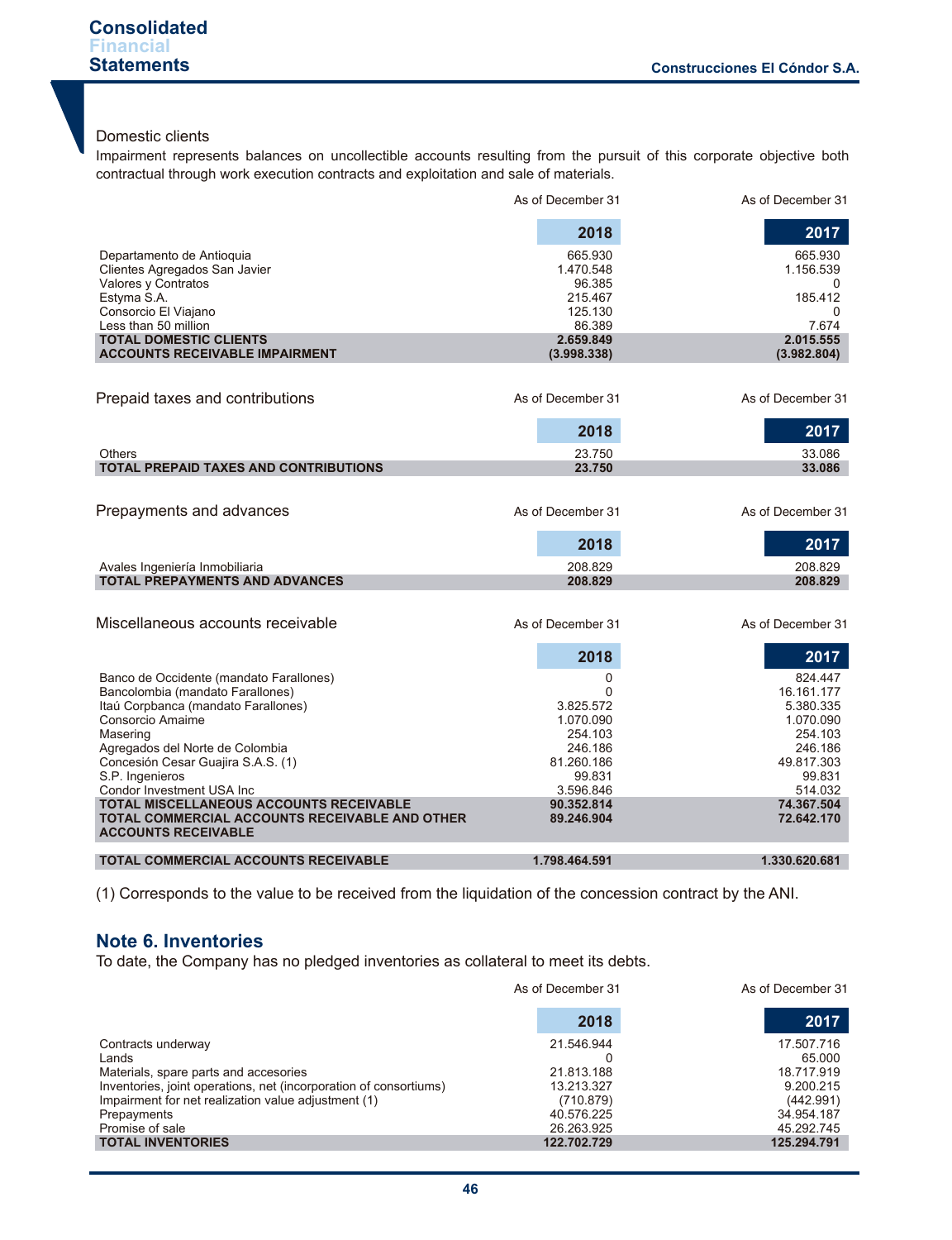Domestic clients

Impairment represents balances on uncollectible accounts resulting from the pursuit of this corporate objective both contractual through work execution contracts and exploitation and sale of materials.

| | As of December 31 2018 | As of December 31 2017 |
|---|---|---|
| Departamento de Antioquia | 665.930 | 665.930 |
| Clientes Agregados San Javier | 1.470.548 | 1.156.539 |
| Valores y Contratos | 96.385 | 0 |
| Estyma S.A. | 215.467 | 185.412 |
| Consorcio El Viajano | 125.130 | 0 |
| Less than 50 million | 86.389 | 7.674 |
| **TOTAL DOMESTIC CLIENTS** | **2.659.849** | **2.015.555** |
| **ACCOUNTS RECEIVABLE IMPAIRMENT** | **(3.998.338)** | **(3.982.804)** |

Prepaid taxes and contributions

| | As of December 31 2018 | As of December 31 2017 |
|---|---|---|
| Others | 23.750 | 33.086 |
| **TOTAL PREPAID TAXES AND CONTRIBUTIONS** | **23.750** | **33.086** |

Prepayments and advances

| | As of December 31 2018 | As of December 31 2017 |
|---|---|---|
| Avales Ingeniería Inmobiliaria | 208.829 | 208.829 |
| **TOTAL PREPAYMENTS AND ADVANCES** | **208.829** | **208.829** |

Miscellaneous accounts receivable

| | As of December 31 2018 | As of December 31 2017 |
|---|---|---|
| Banco de Occidente (mandato Farallones) | 0 | 824.447 |
| Bancolombia (mandato Farallones) | 0 | 16.161.177 |
| Itaú Corpbanca (mandato Farallones) | 3.825.572 | 5.380.335 |
| Consorcio Amaime | 1.070.090 | 1.070.090 |
| Masering | 254.103 | 254.103 |
| Agregados del Norte de Colombia | 246.186 | 246.186 |
| Concesión Cesar Guajira S.A.S. (1) | 81.260.186 | 49.817.303 |
| S.P. Ingenieros | 99.831 | 99.831 |
| Condor Investment USA Inc | 3.596.846 | 514.032 |
| **TOTAL MISCELLANEOUS ACCOUNTS RECEIVABLE** | **90.352.814** | **74.367.504** |
| **TOTAL COMMERCIAL ACCOUNTS RECEIVABLE AND OTHER ACCOUNTS RECEIVABLE** | **89.246.904** | **72.642.170** |
| | | |
| **TOTAL COMMERCIAL ACCOUNTS RECEIVABLE** | **1.798.464.591** | **1.330.620.681** |

(1) Corresponds to the value to be received from the liquidation of the concession contract by the ANI.

## Note 6. Inventories

To date, the Company has no pledged inventories as collateral to meet its debts.

| | As of December 31 2018 | As of December 31 2017 |
|---|---|---|
| Contracts underway | 21.546.944 | 17.507.716 |
| Lands | 0 | 65.000 |
| Materials, spare parts and accesories | 21.813.188 | 18.717.919 |
| Inventories, joint operations, net (incorporation of consortiums) | 13.213.327 | 9.200.215 |
| Impairment for net realization value adjustment (1) | (710.879) | (442.991) |
| Prepayments | 40.576.225 | 34.954.187 |
| Promise of sale | 26.263.925 | 45.292.745 |
| **TOTAL INVENTORIES** | **122.702.729** | **125.294.791** |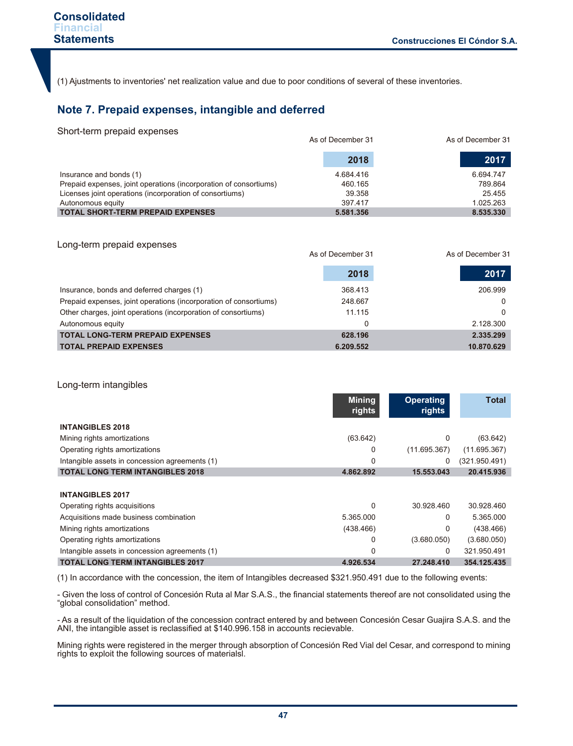(1) Ajustments to inventories' net realization value and due to poor conditions of several of these inventories.

## Note 7. Prepaid expenses, intangible and deferred

Short-term prepaid expenses

| | As of December 31 2018 | As of December 31 2017 |
|---|---|---|
| Insurance and bonds (1) | 4.684.416 | 6.694.747 |
| Prepaid expenses, joint operations (incorporation of consortiums) | 460.165 | 789.864 |
| Licenses joint operations (incorporation of consortiums) | 39.358 | 25.455 |
| Autonomous equity | 397.417 | 1.025.263 |
| **TOTAL SHORT-TERM PREPAID EXPENSES** | **5.581.356** | **8.535.330** |

Long-term prepaid expenses

| | As of December 31 2018 | As of December 31 2017 |
|---|---|---|
| Insurance, bonds and deferred charges (1) | 368.413 | 206.999 |
| Prepaid expenses, joint operations (incorporation of consortiums) | 248.667 | 0 |
| Other charges, joint operations (incorporation of consortiums) | 11.115 | 0 |
| Autonomous equity | 0 | 2.128.300 |
| **TOTAL LONG-TERM PREPAID EXPENSES** | **628.196** | **2.335.299** |
| **TOTAL PREPAID EXPENSES** | **6.209.552** | **10.870.629** |

Long-term intangibles

| | Mining rights | Operating rights | Total |
|---|---|---|---|
| **INTANGIBLES 2018** | | | |
| Mining rights amortizations | (63.642) | 0 | (63.642) |
| Operating rights amortizations | 0 | (11.695.367) | (11.695.367) |
| Intangible assets in concession agreements (1) | 0 | 0 | (321.950.491) |
| **TOTAL LONG TERM INTANGIBLES 2018** | **4.862.892** | **15.553.043** | **20.415.936** |
| | | | |
| **INTANGIBLES 2017** | | | |
| Operating rights acquisitions | 0 | 30.928.460 | 30.928.460 |
| Acquisitions made business combination | 5.365.000 | 0 | 5.365.000 |
| Mining rights amortizations | (438.466) | 0 | (438.466) |
| Operating rights amortizations | 0 | (3.680.050) | (3.680.050) |
| Intangible assets in concession agreements (1) | 0 | 0 | 321.950.491 |
| **TOTAL LONG TERM INTANGIBLES 2017** | **4.926.534** | **27.248.410** | **354.125.435** |

(1) In accordance with the concession, the item of Intangibles decreased $321.950.491 due to the following events:

- Given the loss of control of Concesión Ruta al Mar S.A.S., the financial statements thereof are not consolidated using the "global consolidation" method.

- As a result of the liquidation of the concession contract entered by and between Concesión Cesar Guajira S.A.S. and the ANI, the intangible asset is reclassified at $140.996.158 in accounts recievable.

Mining rights were registered in the merger through absorption of Concesión Red Vial del Cesar, and correspond to mining rights to exploit the following sources of materialsl.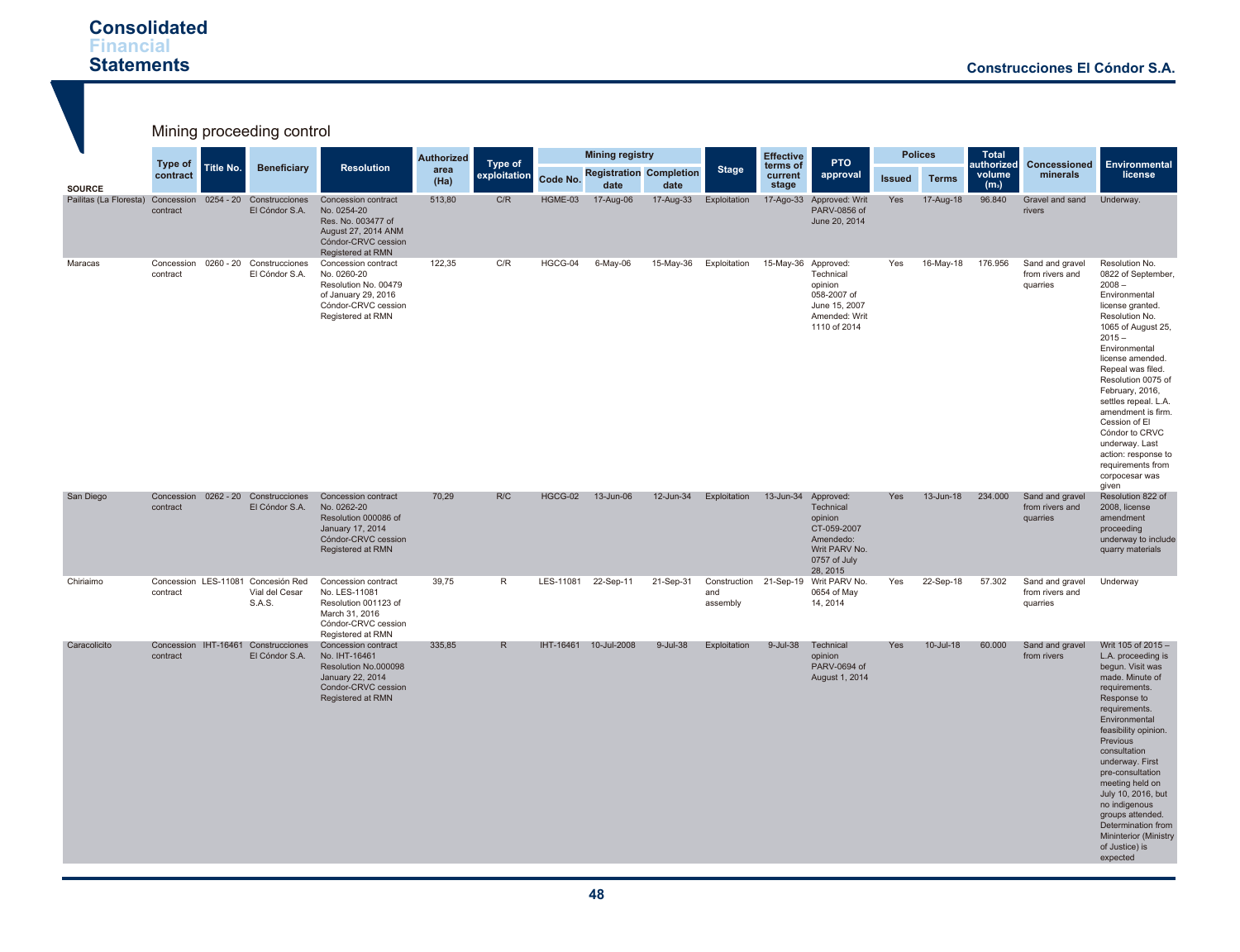## Mining proceeding control

| SOURCE | Type of contract | Title No. | Beneficiary | Resolution | Authorized area (Ha) | Type of exploitation | Mining registry | | | Stage | Effective terms of current stage | PTO approval | Polices | | Total authorized volume ($m_3$) | Concessioned minerals | Environmental license |
|---|---|---|---|---|---|---|---|---|---|---|---|---|---|---|---|---|---|
| | | | | | | | Code No. | Registration date | Completion date | | | | Issued | Terms | | | |
| Pailitas (La Floresta) | Concession contract | 0254 - 20 | Construcciones El Cóndor S.A. | Concession contract No. 0254-20 Res. No. 003477 of August 27, 2014 ANM Cóndor-CRVC cession Registered at RMN | 513,80 | C/R | HGME-03 | 17-Aug-06 | 17-Aug-33 | Exploitation | 17-Ago-33 | Approved: Writ PARV-0856 of June 20, 2014 | Yes | 17-Aug-18 | 96.840 | Gravel and sand rivers | Underway. |
| Maracas | Concession contract | 0260 - 20 | Construcciones El Cóndor S.A. | Concession contract No. 0260-20 Resolution No. 00479 of January 29, 2016 Cóndor-CRVC cession Registered at RMN | 122,35 | C/R | HGCG-04 | 6-May-06 | 15-May-36 | Exploitation | 15-May-36 | Approved: Technical opinion 058-2007 of June 15, 2007 Amended: Writ 1110 of 2014 | Yes | 16-May-18 | 176.956 | Sand and gravel from rivers and quarries | Resolution No. 0822 of September, 2008 – Environmental license granted. Resolution No. 1065 of August 25, 2015 – Environmental license amended. Repeal was filed. Resolution 0075 of February, 2016, settles repeal. L.A. amendment is firm. Cession of El Cóndor to CRVC underway. Last action: response to requirements from corpocesar was given |
| San Diego | Concession contract | 0262 - 20 | Construcciones El Cóndor S.A. | Concession contract No. 0262-20 Resolution 000086 of January 17, 2014 Cóndor-CRVC cession Registered at RMN | 70,29 | R/C | HGCG-02 | 13-Jun-06 | 12-Jun-34 | Exploitation | 13-Jun-34 | Approved: Technical opinion CT-059-2007 Amendedo: Writ PARV No. 0757 of July 28, 2015 | Yes | 13-Jun-18 | 234.000 | Sand and gravel from rivers and quarries | Resolution 822 of 2008, license amendment proceeding underway to include quarry materials |
| Chiriaimo | Concession contract | LES-11081 | Concesión Red Vial del Cesar S.A.S. | Concession contract No. LES-11081 Resolution 001123 of March 31, 2016 Cóndor-CRVC cession Registered at RMN | 39,75 | R | LES-11081 | 22-Sep-11 | 21-Sep-31 | Construction and assembly | 21-Sep-19 | Writ PARV No. 0654 of May 14, 2014 | Yes | 22-Sep-18 | 57.302 | Sand and gravel from rivers and quarries | Underway |
| Caracolicito | Concession contract | IHT-16461 | Construcciones El Cóndor S.A. | Concession contract No. IHT-16461 Resolution No.000098 January 22, 2014 Condor-CRVC cession Registered at RMN | 335,85 | R | IHT-16461 | 10-Jul-2008 | 9-Jul-38 | Exploitation | 9-Jul-38 | Technical opinion PARV-0694 of August 1, 2014 | Yes | 10-Jul-18 | 60.000 | Sand and gravel from rivers | Writ 105 of 2015 – L.A. proceeding is begun. Visit was made. Minute of requirements. Response to requirements. Environmental feasibility opinion. Previous consultation underway. First pre-consultation meeting held on July 10, 2016, but no indigenous groups attended. Determination from Mininterior (Ministry of Justice) is expected |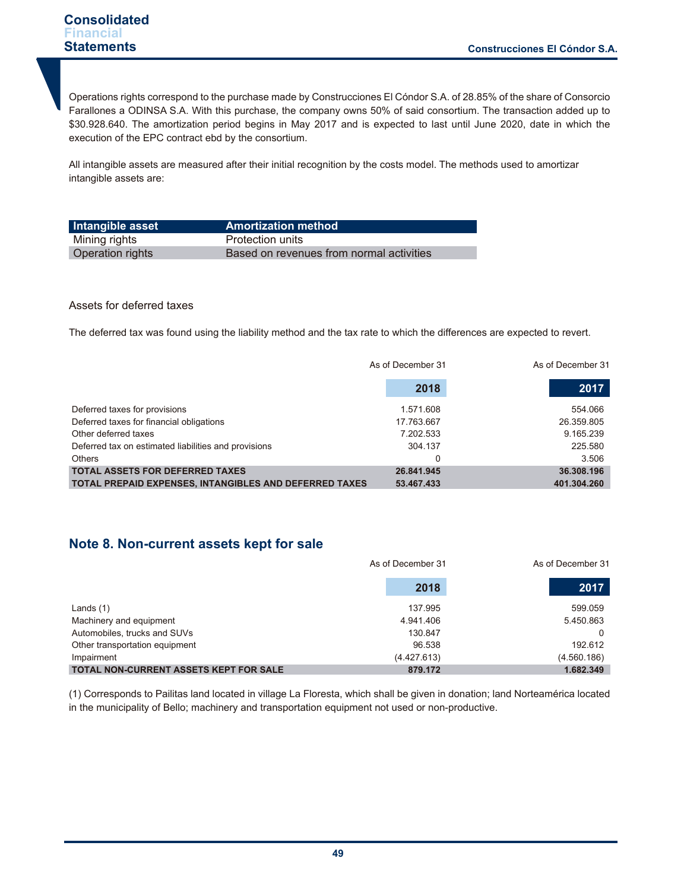Operations rights correspond to the purchase made by Construcciones El Cóndor S.A. of 28.85% of the share of Consorcio Farallones a ODINSA S.A. With this purchase, the company owns 50% of said consortium. The transaction added up to $30.928.640. The amortization period begins in May 2017 and is expected to last until June 2020, date in which the execution of the EPC contract ebd by the consortium.

All intangible assets are measured after their initial recognition by the costs model. The methods used to amortizar intangible assets are:

| Intangible asset | Amortization method |
|---|---|
| Mining rights | Protection units |
| Operation rights | Based on revenues from normal activities |

Assets for deferred taxes

The deferred tax was found using the liability method and the tax rate to which the differences are expected to revert.

| | As of December 31 2018 | As of December 31 2017 |
|---|---|---|
| Deferred taxes for provisions | 1.571.608 | 554.066 |
| Deferred taxes for financial obligations | 17.763.667 | 26.359.805 |
| Other deferred taxes | 7.202.533 | 9.165.239 |
| Deferred tax on estimated liabilities and provisions | 304.137 | 225.580 |
| Others | 0 | 3.506 |
| **TOTAL ASSETS FOR DEFERRED TAXES** | **26.841.945** | **36.308.196** |
| **TOTAL PREPAID EXPENSES, INTANGIBLES AND DEFERRED TAXES** | **53.467.433** | **401.304.260** |

## Note 8. Non-current assets kept for sale

| | As of December 31 2018 | As of December 31 2017 |
|---|---|---|
| Lands (1) | 137.995 | 599.059 |
| Machinery and equipment | 4.941.406 | 5.450.863 |
| Automobiles, trucks and SUVs | 130.847 | 0 |
| Other transportation equipment | 96.538 | 192.612 |
| Impairment | (4.427.613) | (4.560.186) |
| **TOTAL NON-CURRENT ASSETS KEPT FOR SALE** | **879.172** | **1.682.349** |

(1) Corresponds to Pailitas land located in village La Floresta, which shall be given in donation; land Norteamérica located in the municipality of Bello; machinery and transportation equipment not used or non-productive.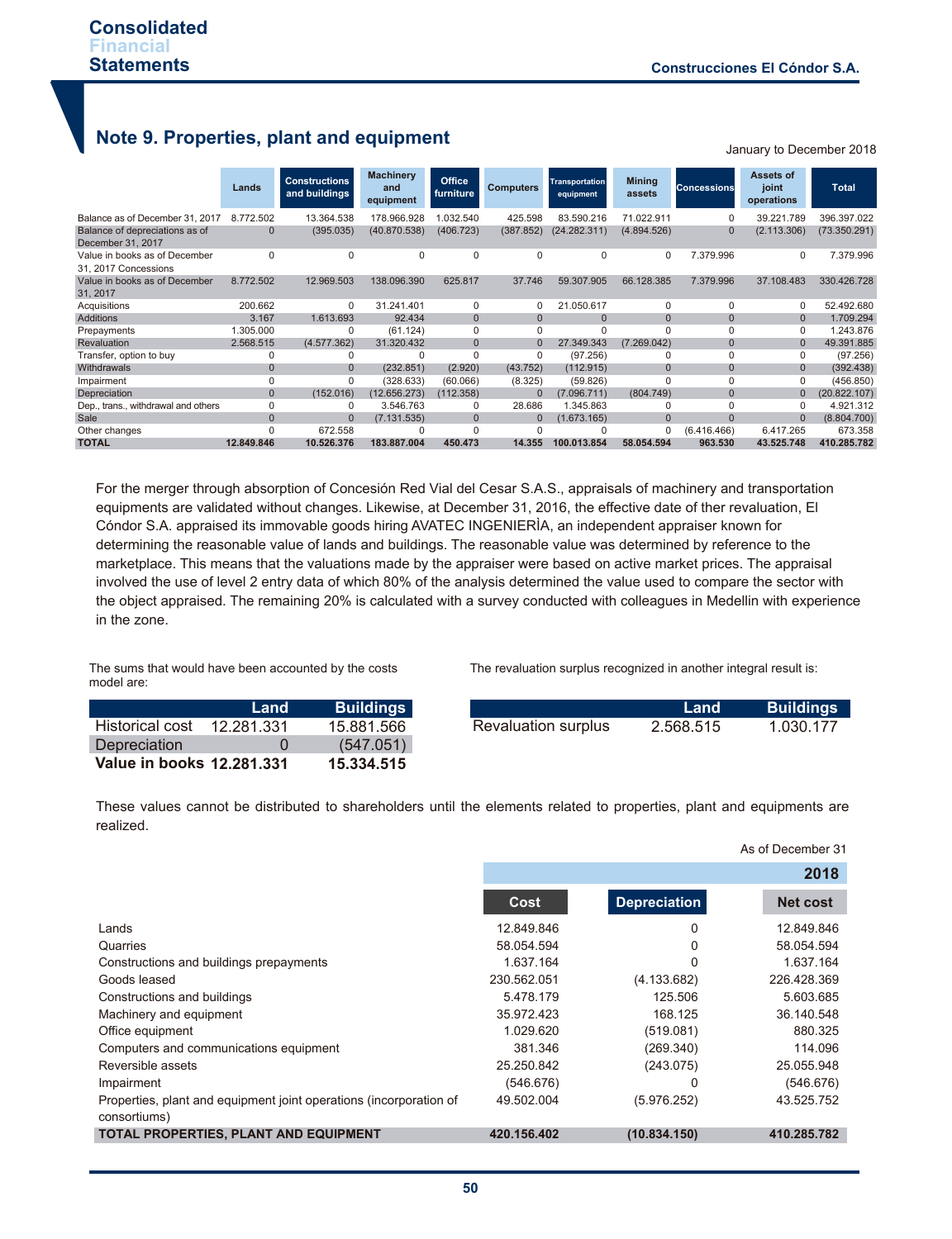## Note 9. Properties, plant and equipment

January to December 2018

| | Lands | Constructions and buildings | Machinery and equipment | Office furniture | Computers | Transportation equipment | Mining assets | Concessions | Assets of joint operations | Total |
|---|---|---|---|---|---|---|---|---|---|---|
| Balance as of December 31, 2017 | 8.772.502 | 13.364.538 | 178.966.928 | 1.032.540 | 425.598 | 83.590.216 | 71.022.911 | 0 | 39.221.789 | 396.397.022 |
| Balance of depreciations as of December 31, 2017 | 0 | (395.035) | (40.870.538) | (406.723) | (387.852) | (24.282.311) | (4.894.526) | 0 | (2.113.306) | (73.350.291) |
| Value in books as of December 31, 2017 Concessions | 0 | 0 | 0 | 0 | 0 | 0 | 0 | 7.379.996 | 0 | 7.379.996 |
| Value in books as of December 31, 2017 | 8.772.502 | 12.969.503 | 138.096.390 | 625.817 | 37.746 | 59.307.905 | 66.128.385 | 7.379.996 | 37.108.483 | 330.426.728 |
| Acquisitions | 200.662 | 0 | 31.241.401 | 0 | 0 | 21.050.617 | 0 | 0 | 0 | 52.492.680 |
| Additions | 3.167 | 1.613.693 | 92.434 | 0 | 0 | 0 | 0 | 0 | 0 | 1.709.294 |
| Prepayments | 1.305.000 | 0 | (61.124) | 0 | 0 | 0 | 0 | 0 | 0 | 1.243.876 |
| Revaluation | 2.568.515 | (4.577.362) | 31.320.432 | 0 | 0 | 27.349.343 | (7.269.042) | 0 | 0 | 49.391.885 |
| Transfer, option to buy | 0 | 0 | 0 | 0 | 0 | (97.256) | 0 | 0 | 0 | (97.256) |
| Withdrawals | 0 | 0 | (232.851) | (2.920) | (43.752) | (112.915) | 0 | 0 | 0 | (392.438) |
| Impairment | 0 | 0 | (328.633) | (60.066) | (8.325) | (59.826) | 0 | 0 | 0 | (456.850) |
| Depreciation | 0 | (152.016) | (12.656.273) | (112.358) | 0 | (7.096.711) | (804.749) | 0 | 0 | (20.822.107) |
| Dep., trans., withdrawal and others | 0 | 0 | 3.546.763 | 0 | 28.686 | 1.345.863 | 0 | 0 | 0 | 4.921.312 |
| Sale | 0 | 0 | (7.131.535) | 0 | 0 | (1.673.165) | 0 | 0 | 0 | (8.804.700) |
| Other changes | 0 | 672.558 | 0 | 0 | 0 | 0 | 0 | (6.416.466) | 6.417.265 | 673.358 |
| **TOTAL** | **12.849.846** | **10.526.376** | **183.887.004** | **450.473** | **14.355** | **100.013.854** | **58.054.594** | **963.530** | **43.525.748** | **410.285.782** |

For the merger through absorption of Concesión Red Vial del Cesar S.A.S., appraisals of machinery and transportation equipments are validated without changes. Likewise, at December 31, 2016, the effective date of ther revaluation, El Cóndor S.A. appraised its immovable goods hiring AVATEC INGENIERÌA, an independent appraiser known for determining the reasonable value of lands and buildings. The reasonable value was determined by reference to the marketplace. This means that the valuations made by the appraiser were based on active market prices. The appraisal involved the use of level 2 entry data of which 80% of the analysis determined the value used to compare the sector with the object appraised. The remaining 20% is calculated with a survey conducted with colleagues in Medellin with experience in the zone.

The sums that would have been accounted by the costs model are:

| | Land | Buildings |
|---|---|---|
| Historical cost | 12.281.331 | 15.881.566 |
| Depreciation | 0 | (547.051) |
| **Value in books** | **12.281.331** | **15.334.515** |

The revaluation surplus recognized in another integral result is:

| | Land | Buildings |
|---|---|---|
| Revaluation surplus | 2.568.515 | 1.030.177 |

These values cannot be distributed to shareholders until the elements related to properties, plant and equipments are realized.

As of December 31

| | 2018 | | |
|---|---|---|---|
| | Cost | Depreciation | Net cost |
| Lands | 12.849.846 | 0 | 12.849.846 |
| Quarries | 58.054.594 | 0 | 58.054.594 |
| Constructions and buildings prepayments | 1.637.164 | 0 | 1.637.164 |
| Goods leased | 230.562.051 | (4.133.682) | 226.428.369 |
| Constructions and buildings | 5.478.179 | 125.506 | 5.603.685 |
| Machinery and equipment | 35.972.423 | 168.125 | 36.140.548 |
| Office equipment | 1.029.620 | (519.081) | 880.325 |
| Computers and communications equipment | 381.346 | (269.340) | 114.096 |
| Reversible assets | 25.250.842 | (243.075) | 25.055.948 |
| Impairment | (546.676) | 0 | (546.676) |
| Properties, plant and equipment joint operations (incorporation of consortiums) | 49.502.004 | (5.976.252) | 43.525.752 |
| **TOTAL PROPERTIES, PLANT AND EQUIPMENT** | **420.156.402** | **(10.834.150)** | **410.285.782** |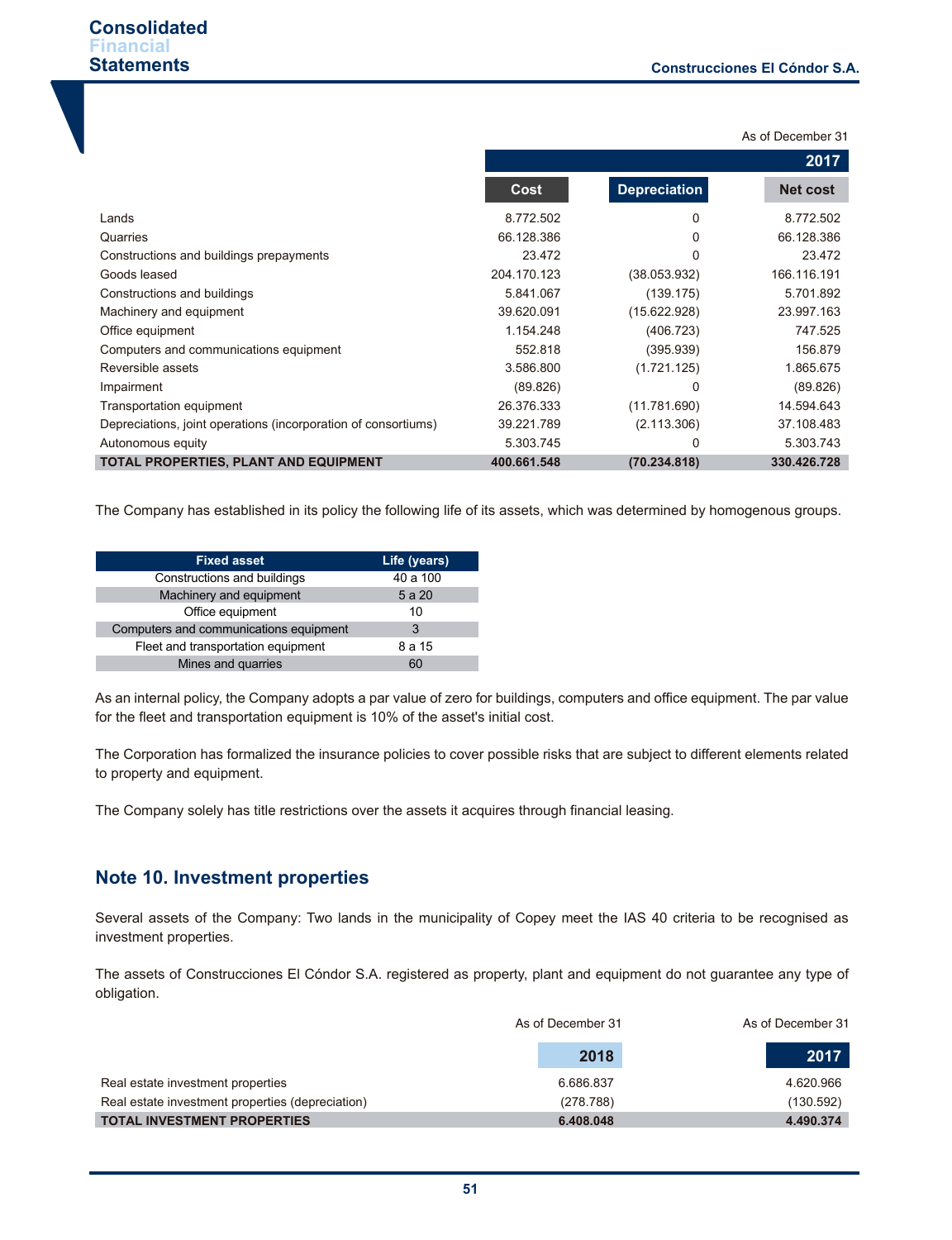| | As of December 31 | | |
|---|---|---|---|
| | 2017 | | |
| | Cost | Depreciation | Net cost |
| Lands | 8.772.502 | 0 | 8.772.502 |
| Quarries | 66.128.386 | 0 | 66.128.386 |
| Constructions and buildings prepayments | 23.472 | 0 | 23.472 |
| Goods leased | 204.170.123 | (38.053.932) | 166.116.191 |
| Constructions and buildings | 5.841.067 | (139.175) | 5.701.892 |
| Machinery and equipment | 39.620.091 | (15.622.928) | 23.997.163 |
| Office equipment | 1.154.248 | (406.723) | 747.525 |
| Computers and communications equipment | 552.818 | (395.939) | 156.879 |
| Reversible assets | 3.586.800 | (1.721.125) | 1.865.675 |
| Impairment | (89.826) | 0 | (89.826) |
| Transportation equipment | 26.376.333 | (11.781.690) | 14.594.643 |
| Depreciations, joint operations (incorporation of consortiums) | 39.221.789 | (2.113.306) | 37.108.483 |
| Autonomous equity | 5.303.745 | 0 | 5.303.743 |
| **TOTAL PROPERTIES, PLANT AND EQUIPMENT** | **400.661.548** | **(70.234.818)** | **330.426.728** |

The Company has established in its policy the following life of its assets, which was determined by homogenous groups.

| Fixed asset | Life (years) |
|---|---|
| Constructions and buildings | 40 a 100 |
| Machinery and equipment | 5 a 20 |
| Office equipment | 10 |
| Computers and communications equipment | 3 |
| Fleet and transportation equipment | 8 a 15 |
| Mines and quarries | 60 |

As an internal policy, the Company adopts a par value of zero for buildings, computers and office equipment. The par value for the fleet and transportation equipment is 10% of the asset's initial cost.

The Corporation has formalized the insurance policies to cover possible risks that are subject to different elements related to property and equipment.

The Company solely has title restrictions over the assets it acquires through financial leasing.

## Note 10. Investment properties

Several assets of the Company: Two lands in the municipality of Copey meet the IAS 40 criteria to be recognised as investment properties.

The assets of Construcciones El Cóndor S.A. registered as property, plant and equipment do not guarantee any type of obligation.

| | As of December 31 | As of December 31 |
|---|---|---|
| | 2018 | 2017 |
| Real estate investment properties | 6.686.837 | 4.620.966 |
| Real estate investment properties (depreciation) | (278.788) | (130.592) |
| **TOTAL INVESTMENT PROPERTIES** | **6.408.048** | **4.490.374** |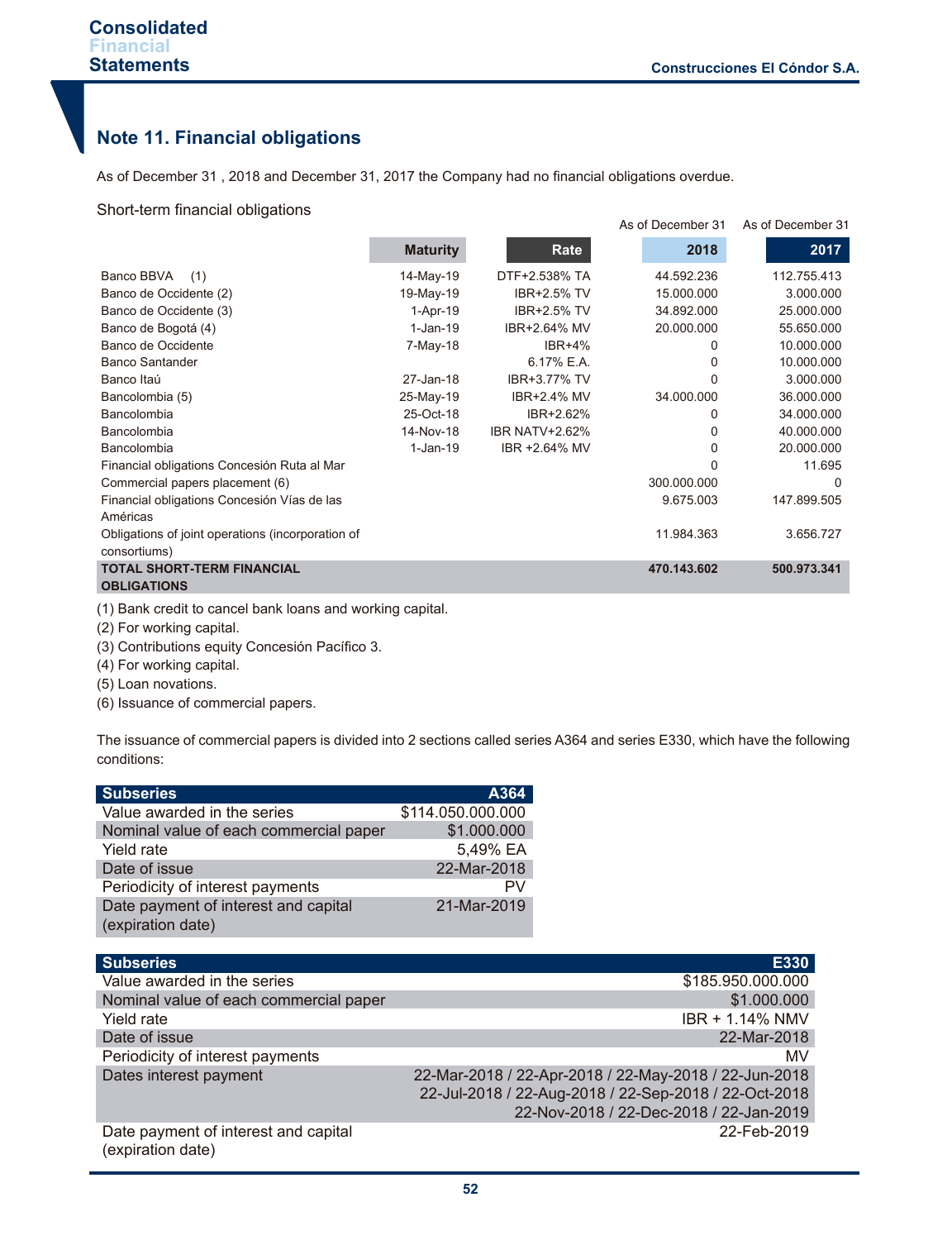## Note 11. Financial obligations

As of December 31 , 2018 and December 31, 2017 the Company had no financial obligations overdue.

Short-term financial obligations

| | Maturity | Rate | As of December 31 2018 | As of December 31 2017 |
|---|---|---|---|---|
| Banco BBVA (1) | 14-May-19 | DTF+2.538% TA | 44.592.236 | 112.755.413 |
| Banco de Occidente (2) | 19-May-19 | IBR+2.5% TV | 15.000.000 | 3.000.000 |
| Banco de Occidente (3) | 1-Apr-19 | IBR+2.5% TV | 34.892.000 | 25.000.000 |
| Banco de Bogotá (4) | 1-Jan-19 | IBR+2.64% MV | 20.000.000 | 55.650.000 |
| Banco de Occidente | 7-May-18 | IBR+4% | 0 | 10.000.000 |
| Banco Santander | | 6.17% E.A. | 0 | 10.000.000 |
| Banco Itaú | 27-Jan-18 | IBR+3.77% TV | 0 | 3.000.000 |
| Bancolombia (5) | 25-May-19 | IBR+2.4% MV | 34.000.000 | 36.000.000 |
| Bancolombia | 25-Oct-18 | IBR+2.62% | 0 | 34.000.000 |
| Bancolombia | 14-Nov-18 | IBR NATV+2.62% | 0 | 40.000.000 |
| Bancolombia | 1-Jan-19 | IBR +2.64% MV | 0 | 20.000.000 |
| Financial obligations Concesión Ruta al Mar | | | 0 | 11.695 |
| Commercial papers placement (6) | | | 300.000.000 | 0 |
| Financial obligations Concesión Vías de las Américas | | | 9.675.003 | 147.899.505 |
| Obligations of joint operations (incorporation of consortiums) | | | 11.984.363 | 3.656.727 |
| **TOTAL SHORT-TERM FINANCIAL OBLIGATIONS** | | | **470.143.602** | **500.973.341** |

(1) Bank credit to cancel bank loans and working capital.
(2) For working capital.
(3) Contributions equity Concesión Pacífico 3.
(4) For working capital.
(5) Loan novations.
(6) Issuance of commercial papers.

The issuance of commercial papers is divided into 2 sections called series A364 and series E330, which have the following conditions:

| Subseries | A364 |
|---|---|
| Value awarded in the series | $114.050.000.000 |
| Nominal value of each commercial paper | $1.000.000 |
| Yield rate | 5,49% EA |
| Date of issue | 22-Mar-2018 |
| Periodicity of interest payments | PV |
| Date payment of interest and capital (expiration date) | 21-Mar-2019 |

| Subseries | E330 |
|---|---|
| Value awarded in the series | $185.950.000.000 |
| Nominal value of each commercial paper | $1.000.000 |
| Yield rate | IBR + 1.14% NMV |
| Date of issue | 22-Mar-2018 |
| Periodicity of interest payments | MV |
| Dates interest payment | 22-Mar-2018 / 22-Apr-2018 / 22-May-2018 / 22-Jun-2018 22-Jul-2018 / 22-Aug-2018 / 22-Sep-2018 / 22-Oct-2018 22-Nov-2018 / 22-Dec-2018 / 22-Jan-2019 |
| Date payment of interest and capital (expiration date) | 22-Feb-2019 |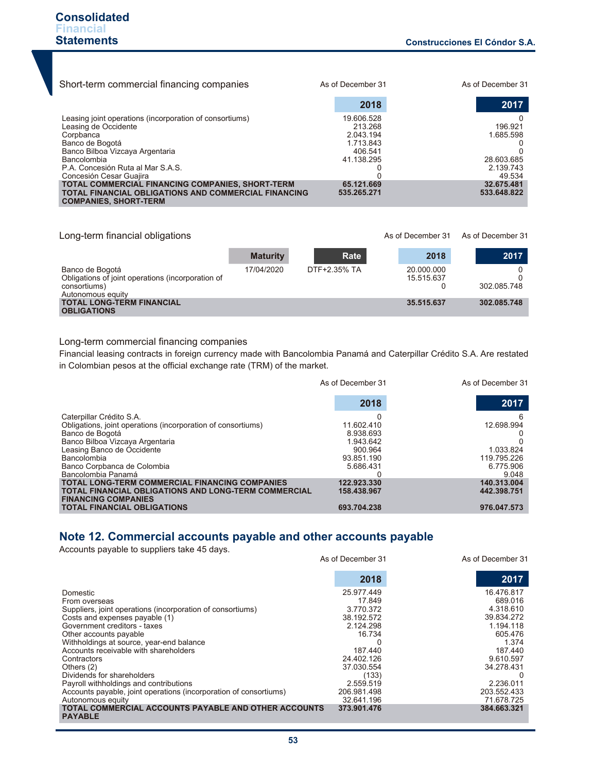Short-term commercial financing companies

| | As of December 31 2018 | As of December 31 2017 |
|---|---|---|
| Leasing joint operations (incorporation of consortiums) | 19.606.528 | 0 |
| Leasing de Occidente | 213.268 | 196.921 |
| Corpbanca | 2.043.194 | 1.685.598 |
| Banco de Bogotá | 1.713.843 | 0 |
| Banco Bilboa Vizcaya Argentaria | 406.541 | 0 |
| Bancolombia | 41.138.295 | 28.603.685 |
| P.A. Concesión Ruta al Mar S.A.S. | 0 | 2.139.743 |
| Concesión Cesar Guajira | 0 | 49.534 |
| **TOTAL COMMERCIAL FINANCING COMPANIES, SHORT-TERM** | **65.121.669** | **32.675.481** |
| **TOTAL FINANCIAL OBLIGATIONS AND COMMERCIAL FINANCING COMPANIES, SHORT-TERM** | **535.265.271** | **533.648.822** |

Long-term financial obligations

| | Maturity | Rate | As of December 31 2018 | As of December 31 2017 |
|---|---|---|---|---|
| Banco de Bogotá | 17/04/2020 | DTF+2.35% TA | 20.000.000 | 0 |
| Obligations of joint operations (incorporation of consortiums) | | | 15.515.637 | 0 |
| Autonomous equity | | | 0 | 302.085.748 |
| **TOTAL LONG-TERM FINANCIAL OBLIGATIONS** | | | **35.515.637** | **302.085.748** |

Long-term commercial financing companies

Financial leasing contracts in foreign currency made with Bancolombia Panamá and Caterpillar Crédito S.A. Are restated in Colombian pesos at the official exchange rate (TRM) of the market.

| | As of December 31 2018 | As of December 31 2017 |
|---|---|---|
| Caterpillar Crédito S.A. | 0 | 6 |
| Obligations, joint operations (incorporation of consortiums) | 11.602.410 | 12.698.994 |
| Banco de Bogotá | 8.938.693 | 0 |
| Banco Bilboa Vizcaya Argentaria | 1.943.642 | 0 |
| Leasing Banco de Occidente | 900.964 | 1.033.824 |
| Bancolombia | 93.851.190 | 119.795.226 |
| Banco Corpbanca de Colombia | 5.686.431 | 6.775.906 |
| Bancolombia Panamá | 0 | 9.048 |
| **TOTAL LONG-TERM COMMERCIAL FINANCING COMPANIES** | **122.923.330** | **140.313.004** |
| **TOTAL FINANCIAL OBLIGATIONS AND LONG-TERM COMMERCIAL FINANCING COMPANIES** | **158.438.967** | **442.398.751** |
| **TOTAL FINANCIAL OBLIGATIONS** | **693.704.238** | **976.047.573** |

## Note 12. Commercial accounts payable and other accounts payable

Accounts payable to suppliers take 45 days.

| | As of December 31 2018 | As of December 31 2017 |
|---|---|---|
| Domestic | 25.977.449 | 16.476.817 |
| From overseas | 17.849 | 689.016 |
| Suppliers, joint operations (incorporation of consortiums) | 3.770.372 | 4.318.610 |
| Costs and expenses payable (1) | 38.192.572 | 39.834.272 |
| Government creditors - taxes | 2.124.298 | 1.194.118 |
| Other accounts payable | 16.734 | 605.476 |
| Withholdings at source, year-end balance | 0 | 1.374 |
| Accounts receivable with shareholders | 187.440 | 187.440 |
| Contractors | 24.402.126 | 9.610.597 |
| Others (2) | 37.030.554 | 34.278.431 |
| Dividends for shareholders | (133) | 0 |
| Payroll withholdings and contributions | 2.559.519 | 2.236.011 |
| Accounts payable, joint operations (incorporation of consortiums) | 206.981.498 | 203.552.433 |
| Autonomous equity | 32.641.196 | 71.678.725 |
| **TOTAL COMMERCIAL ACCOUNTS PAYABLE AND OTHER ACCOUNTS PAYABLE** | **373.901.476** | **384.663.321** |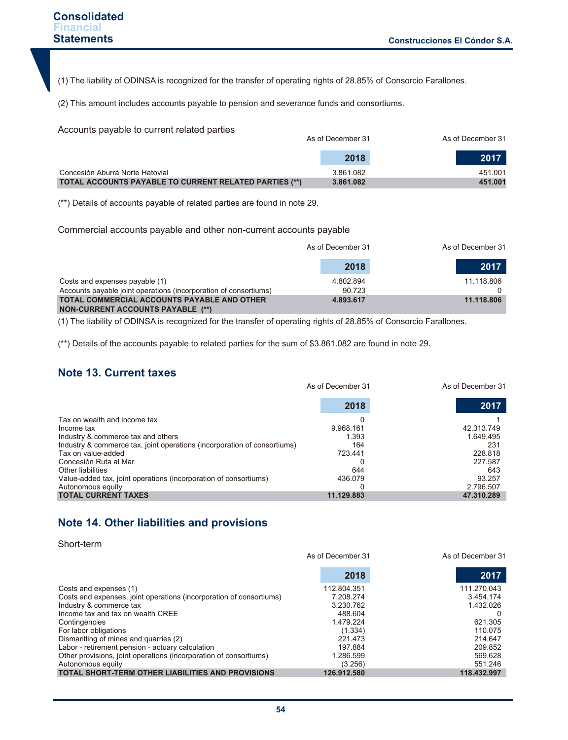(1) The liability of ODINSA is recognized for the transfer of operating rights of 28.85% of Consorcio Farallones.

(2) This amount includes accounts payable to pension and severance funds and consortiums.

Accounts payable to current related parties

| | As of December 31 2018 | As of December 31 2017 |
|---|---|---|
| Concesión Aburrá Norte Hatovial | 3.861.082 | 451.001 |
| **TOTAL ACCOUNTS PAYABLE TO CURRENT RELATED PARTIES (**)** | **3.861.082** | **451.001** |

(**) Details of accounts payable of related parties are found in note 29.

Commercial accounts payable and other non-current accounts payable

| | As of December 31 2018 | As of December 31 2017 |
|---|---|---|
| Costs and expenses payable (1) | 4.802.894 | 11.118.806 |
| Accounts payable joint operations (incorporation of consortiums) | 90.723 | 0 |
| **TOTAL COMMERCIAL ACCOUNTS PAYABLE AND OTHER NON-CURRENT ACCOUNTS PAYABLE (**)** | **4.893.617** | **11.118.806** |

(1) The liability of ODINSA is recognized for the transfer of operating rights of 28.85% of Consorcio Farallones.

(**) Details of the accounts payable to related parties for the sum of $3.861.082 are found in note 29.

## Note 13. Current taxes

| | As of December 31 2018 | As of December 31 2017 |
|---|---|---|
| Tax on wealth and income tax | 0 | 1 |
| Income tax | 9.968.161 | 42.313.749 |
| Industry & commerce tax and others | 1.393 | 1.649.495 |
| Industry & commerce tax, joint operations (incorporation of consortiums) | 164 | 231 |
| Tax on value-added | 723.441 | 228.818 |
| Concesión Ruta al Mar | 0 | 227.587 |
| Other liabilities | 644 | 643 |
| Value-added tax, joint operations (incorporation of consortiums) | 436.079 | 93.257 |
| Autonomous equity | 0 | 2.796.507 |
| **TOTAL CURRENT TAXES** | **11.129.883** | **47.310.289** |

## Note 14. Other liabilities and provisions

Short-term

| | As of December 31 2018 | As of December 31 2017 |
|---|---|---|
| Costs and expenses (1) | 112.804.351 | 111.270.043 |
| Costs and expenses, joint operations (incorporation of consortiums) | 7.208.274 | 3.454.174 |
| Industry & commerce tax | 3.230.762 | 1.432.026 |
| Income tax and tax on wealth CREE | 488.604 | 0 |
| Contingencies | 1.479.224 | 621.305 |
| For labor obligations | (1.334) | 110.075 |
| Dismantling of mines and quarries (2) | 221.473 | 214.647 |
| Labor - retirement pension - actuary calculation | 197.884 | 209.852 |
| Other provisions, joint operations (incorporation of consortiums) | 1.286.599 | 569.628 |
| Autonomous equity | (3.256) | 551.246 |
| **TOTAL SHORT-TERM OTHER LIABILITIES AND PROVISIONS** | **126.912.580** | **118.432.997** |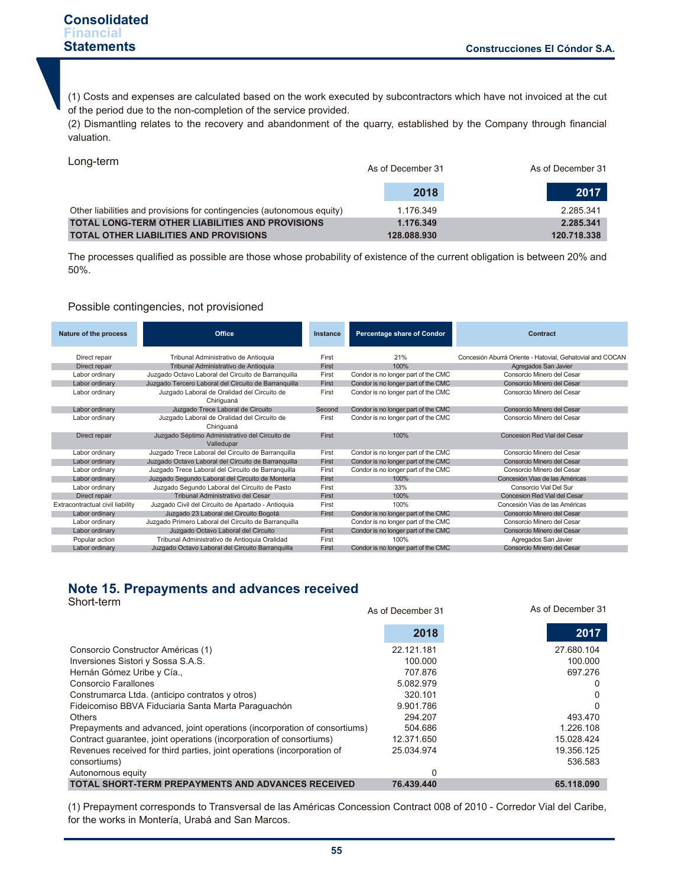(1) Costs and expenses are calculated based on the work executed by subcontractors which have not invoiced at the cut of the period due to the non-completion of the service provided.
(2) Dismantling relates to the recovery and abandonment of the quarry, established by the Company through financial valuation.

Long-term

| | As of December 31 2018 | As of December 31 2017 |
|---|---|---|
| Other liabilities and provisions for contingencies (autonomous equity) | 1.176.349 | 2.285.341 |
| **TOTAL LONG-TERM OTHER LIABILITIES AND PROVISIONS** | **1.176.349** | **2.285.341** |
| **TOTAL OTHER LIABILITIES AND PROVISIONS** | **128.088.930** | **120.718.338** |

The processes qualified as possible are those whose probability of existence of the current obligation is between 20% and 50%.

Possible contingencies, not provisioned

| Nature of the process | Office | Instance | Percentage share of Condor | Contract |
|---|---|---|---|---|
| Direct repair | Tribunal Administrativo de Antioquia | First | 21% | Concesión Aburrá Oriente - Hatovial, Gehatovial and COCAN |
| Direct repair | Tribunal Administrativo de Antioquia | First | 100% | Agregados San Javier |
| Labor ordinary | Juzgado Octavo Laboral del Circuito de Barranquilla | First | Condor is no longer part of the CMC | Consorcio Minero del Cesar |
| Labor ordinary | Juzgado Tercero Laboral del Circuito de Barranquilla | First | Condor is no longer part of the CMC | Consorcio Minero del Cesar |
| Labor ordinary | Juzgado Laboral de Oralidad del Circuito de Chiriguaná | First | Condor is no longer part of the CMC | Consorcio Minero del Cesar |
| Labor ordinary | Juzgado Trece Laboral de Circuito | Second | Condor is no longer part of the CMC | Consorcio Minero del Cesar |
| Labor ordinary | Juzgado Laboral de Oralidad del Circuito de Chiriguaná | First | Condor is no longer part of the CMC | Consorcio Minero del Cesar |
| Direct repair | Juzgado Séptimo Administrativo del Circuito de Valledupar | First | 100% | Concesion Red Vial del Cesar |
| Labor ordinary | Juzgado Trece Laboral del Circuito de Barranquilla | First | Condor is no longer part of the CMC | Consorcio Minero del Cesar |
| Labor ordinary | Juzgado Octavo Laboral del Circuito de Barranquilla | First | Condor is no longer part of the CMC | Consorcio Minero del Cesar |
| Labor ordinary | Juzgado Trece Laboral del Circuito de Barranquilla | First | Condor is no longer part of the CMC | Consorcio Minero del Cesar |
| Labor ordinary | Juzgado Segundo Laboral del Circuito de Montería | First | 100% | Concesión Vias de las Américas |
| Labor ordinary | Juzgado Segundo Laboral del Circuito de Pasto | First | 33% | Consorcio Vial Del Sur |
| Direct repair | Tribunal Administrativo del Cesar | First | 100% | Concesion Red Vial del Cesar |
| Extracontractual civil liability | Juzgado Civil del Circuito de Apartado - Antioquia | First | 100% | Concesión Vias de las Américas |
| Labor ordinary | Juzgado 23 Laboral del Circuito Bogotá | First | Condor is no longer part of the CMC | Consorcio Minero del Cesar |
| Labor ordinary | Juzgado Primero Laboral del Circuito de Barranquilla | | Condor is no longer part of the CMC | Consorcio Minero del Cesar |
| Labor ordinary | Juzgado Octavo Laboral del Circuito | First | Condor is no longer part of the CMC | Consorcio Minero del Cesar |
| Popular action | Tribunal Administrativo de Antioquia Oralidad | First | 100% | Agregados San Javier |
| Labor ordinary | Juzgado Octavo Laboral del Circuito Barranquilla | First | Condor is no longer part of the CMC | Consorcio Minero del Cesar |

## Note 15. Prepayments and advances received

Short-term

| | As of December 31 2018 | As of December 31 2017 |
|---|---|---|
| Consorcio Constructor Américas (1) | 22.121.181 | 27.680.104 |
| Inversiones Sistori y Sossa S.A.S. | 100.000 | 100.000 |
| Hernán Gómez Uribe y Cía., | 707.876 | 697.276 |
| Consorcio Farallones | 5.082.979 | 0 |
| Construmarca Ltda. (anticipo contratos y otros) | 320.101 | 0 |
| Fideicomiso BBVA Fiduciaria Santa Marta Paraguachón | 9.901.786 | 0 |
| Others | 294.207 | 493.470 |
| Prepayments and advanced, joint operations (incorporation of consortiums) | 504.686 | 1.226.108 |
| Contract guarantee, joint operations (incorporation of consortiums) | 12.371.650 | 15.028.424 |
| Revenues received for third parties, joint operations (incorporation of consortiums) | 25.034.974 | 19.356.125 |
| Autonomous equity | 0 | 536.583 |
| **TOTAL SHORT-TERM PREPAYMENTS AND ADVANCES RECEIVED** | **76.439.440** | **65.118.090** |

(1) Prepayment corresponds to Transversal de las Américas Concession Contract 008 of 2010 - Corredor Vial del Caribe, for the works in Montería, Urabá and San Marcos.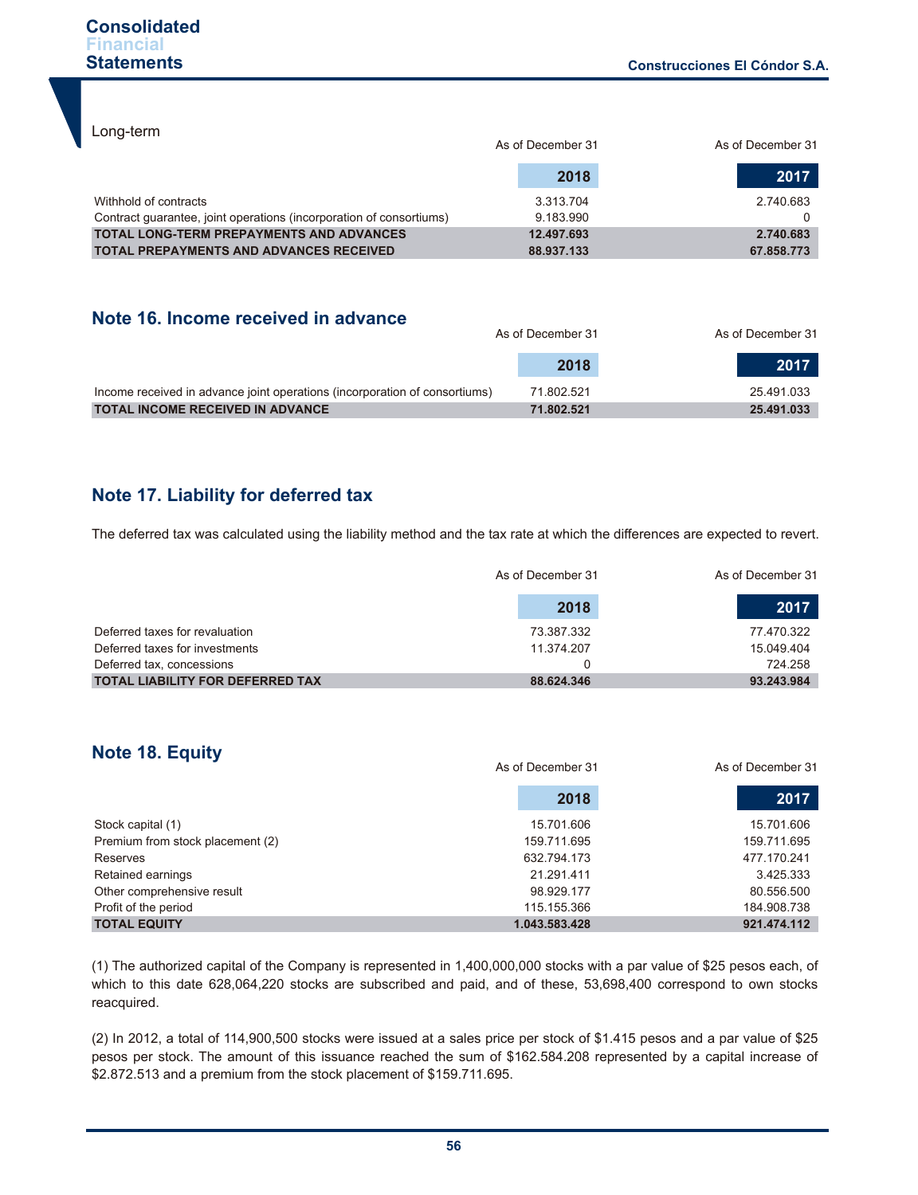Long-term

| | As of December 31 2018 | As of December 31 2017 |
|---|---|---|
| Withhold of contracts | 3.313.704 | 2.740.683 |
| Contract guarantee, joint operations (incorporation of consortiums) | 9.183.990 | 0 |
| **TOTAL LONG-TERM PREPAYMENTS AND ADVANCES** | **12.497.693** | **2.740.683** |
| **TOTAL PREPAYMENTS AND ADVANCES RECEIVED** | **88.937.133** | **67.858.773** |

## Note 16. Income received in advance

| | As of December 31 2018 | As of December 31 2017 |
|---|---|---|
| Income received in advance joint operations (incorporation of consortiums) | 71.802.521 | 25.491.033 |
| **TOTAL INCOME RECEIVED IN ADVANCE** | **71.802.521** | **25.491.033** |

## Note 17. Liability for deferred tax

The deferred tax was calculated using the liability method and the tax rate at which the differences are expected to revert.

| | As of December 31 2018 | As of December 31 2017 |
|---|---|---|
| Deferred taxes for revaluation | 73.387.332 | 77.470.322 |
| Deferred taxes for investments | 11.374.207 | 15.049.404 |
| Deferred tax, concessions | 0 | 724.258 |
| **TOTAL LIABILITY FOR DEFERRED TAX** | **88.624.346** | **93.243.984** |

## Note 18. Equity

| | As of December 31 2018 | As of December 31 2017 |
|---|---|---|
| Stock capital (1) | 15.701.606 | 15.701.606 |
| Premium from stock placement (2) | 159.711.695 | 159.711.695 |
| Reserves | 632.794.173 | 477.170.241 |
| Retained earnings | 21.291.411 | 3.425.333 |
| Other comprehensive result | 98.929.177 | 80.556.500 |
| Profit of the period | 115.155.366 | 184.908.738 |
| **TOTAL EQUITY** | **1.043.583.428** | **921.474.112** |

(1) The authorized capital of the Company is represented in 1,400,000,000 stocks with a par value of $25 pesos each, of which to this date 628,064,220 stocks are subscribed and paid, and of these, 53,698,400 correspond to own stocks reacquired.

(2) In 2012, a total of 114,900,500 stocks were issued at a sales price per stock of $1.415 pesos and a par value of $25 pesos per stock. The amount of this issuance reached the sum of $162.584.208 represented by a capital increase of $2.872.513 and a premium from the stock placement of $159.711.695.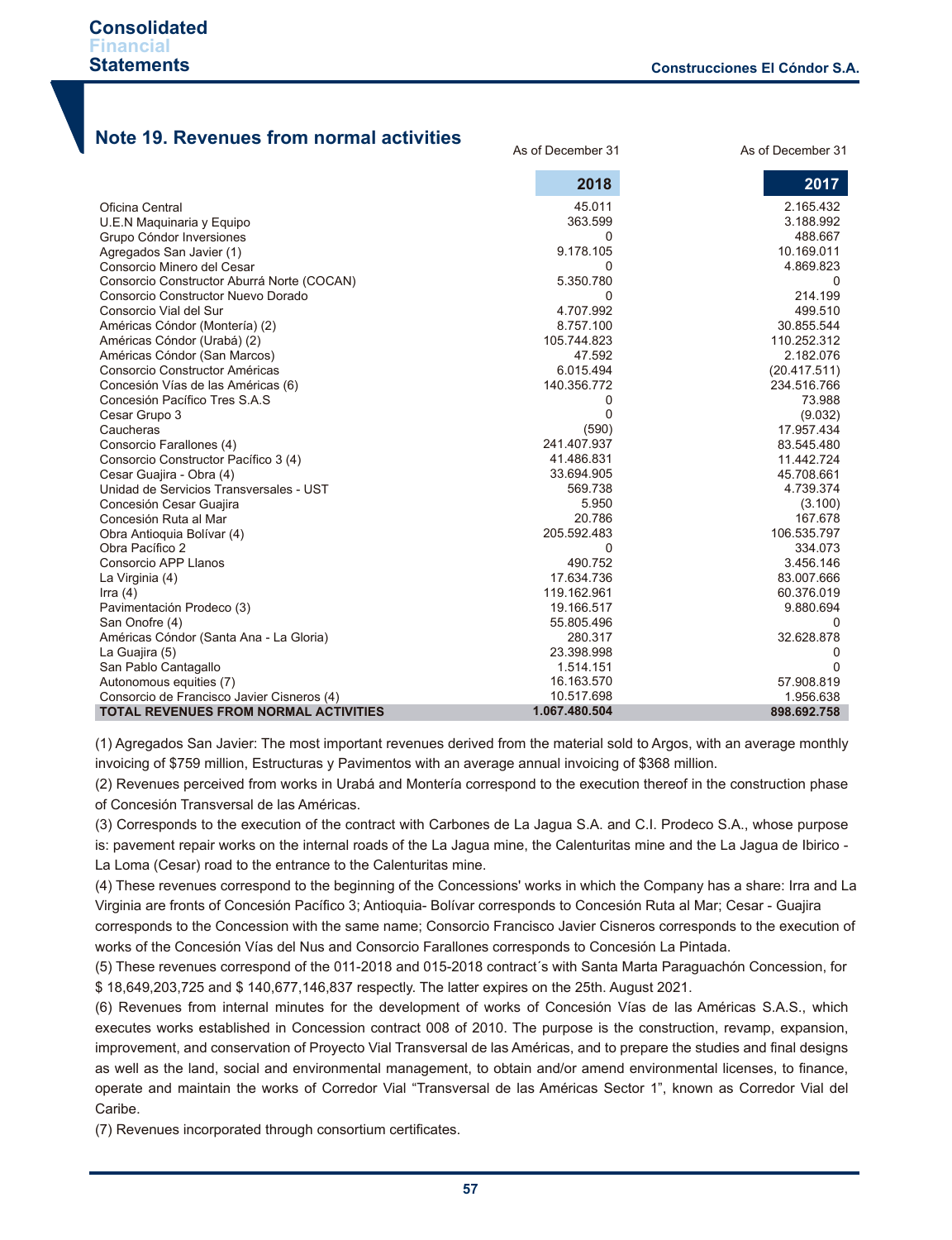## Note 19. Revenues from normal activities

| | As of December 31 2018 | As of December 31 2017 |
|---|---|---|
| Oficina Central | 45.011 | 2.165.432 |
| U.E.N Maquinaria y Equipo | 363.599 | 3.188.992 |
| Grupo Cóndor Inversiones | 0 | 488.667 |
| Agregados San Javier (1) | 9.178.105 | 10.169.011 |
| Consorcio Minero del Cesar | 0 | 4.869.823 |
| Consorcio Constructor Aburrá Norte (COCAN) | 5.350.780 | 0 |
| Consorcio Constructor Nuevo Dorado | 0 | 214.199 |
| Consorcio Vial del Sur | 4.707.992 | 499.510 |
| Américas Cóndor (Montería) (2) | 8.757.100 | 30.855.544 |
| Américas Cóndor (Urabá) (2) | 105.744.823 | 110.252.312 |
| Américas Cóndor (San Marcos) | 47.592 | 2.182.076 |
| Consorcio Constructor Américas | 6.015.494 | (20.417.511) |
| Concesión Vías de las Américas (6) | 140.356.772 | 234.516.766 |
| Concesión Pacífico Tres S.A.S | 0 | 73.988 |
| Cesar Grupo 3 | 0 | (9.032) |
| Caucheras | (590) | 17.957.434 |
| Consorcio Farallones (4) | 241.407.937 | 83.545.480 |
| Consorcio Constructor Pacífico 3 (4) | 41.486.831 | 11.442.724 |
| Cesar Guajira - Obra (4) | 33.694.905 | 45.708.661 |
| Unidad de Servicios Transversales - UST | 569.738 | 4.739.374 |
| Concesión Cesar Guajira | 5.950 | (3.100) |
| Concesión Ruta al Mar | 20.786 | 167.678 |
| Obra Antioquia Bolívar (4) | 205.592.483 | 106.535.797 |
| Obra Pacífico 2 | 0 | 334.073 |
| Consorcio APP Llanos | 490.752 | 3.456.146 |
| La Virginia (4) | 17.634.736 | 83.007.666 |
| Irra (4) | 119.162.961 | 60.376.019 |
| Pavimentación Prodeco (3) | 19.166.517 | 9.880.694 |
| San Onofre (4) | 55.805.496 | 0 |
| Américas Cóndor (Santa Ana - La Gloria) | 280.317 | 32.628.878 |
| La Guajira (5) | 23.398.998 | 0 |
| San Pablo Cantagallo | 1.514.151 | 0 |
| Autonomous equities (7) | 16.163.570 | 57.908.819 |
| Consorcio de Francisco Javier Cisneros (4) | 10.517.698 | 1.956.638 |
| **TOTAL REVENUES FROM NORMAL ACTIVITIES** | **1.067.480.504** | **898.692.758** |

(1) Agregados San Javier: The most important revenues derived from the material sold to Argos, with an average monthly invoicing of $759 million, Estructuras y Pavimentos with an average annual invoicing of $368 million.

(2) Revenues perceived from works in Urabá and Montería correspond to the execution thereof in the construction phase of Concesión Transversal de las Américas.

(3) Corresponds to the execution of the contract with Carbones de La Jagua S.A. and C.I. Prodeco S.A., whose purpose is: pavement repair works on the internal roads of the La Jagua mine, the Calenturitas mine and the La Jagua de Ibirico - La Loma (Cesar) road to the entrance to the Calenturitas mine.

(4) These revenues correspond to the beginning of the Concessions' works in which the Company has a share: Irra and La Virginia are fronts of Concesión Pacífico 3; Antioquia- Bolívar corresponds to Concesión Ruta al Mar; Cesar - Guajira corresponds to the Concession with the same name; Consorcio Francisco Javier Cisneros corresponds to the execution of works of the Concesión Vías del Nus and Consorcio Farallones corresponds to Concesión La Pintada.

(5) These revenues correspond of the 011-2018 and 015-2018 contract´s with Santa Marta Paraguachón Concession, for $ 18,649,203,725 and $ 140,677,146,837 respectly. The latter expires on the 25th. August 2021.

(6) Revenues from internal minutes for the development of works of Concesión Vías de las Américas S.A.S., which executes works established in Concession contract 008 of 2010. The purpose is the construction, revamp, expansion, improvement, and conservation of Proyecto Vial Transversal de las Américas, and to prepare the studies and final designs as well as the land, social and environmental management, to obtain and/or amend environmental licenses, to finance, operate and maintain the works of Corredor Vial "Transversal de las Américas Sector 1", known as Corredor Vial del Caribe.

(7) Revenues incorporated through consortium certificates.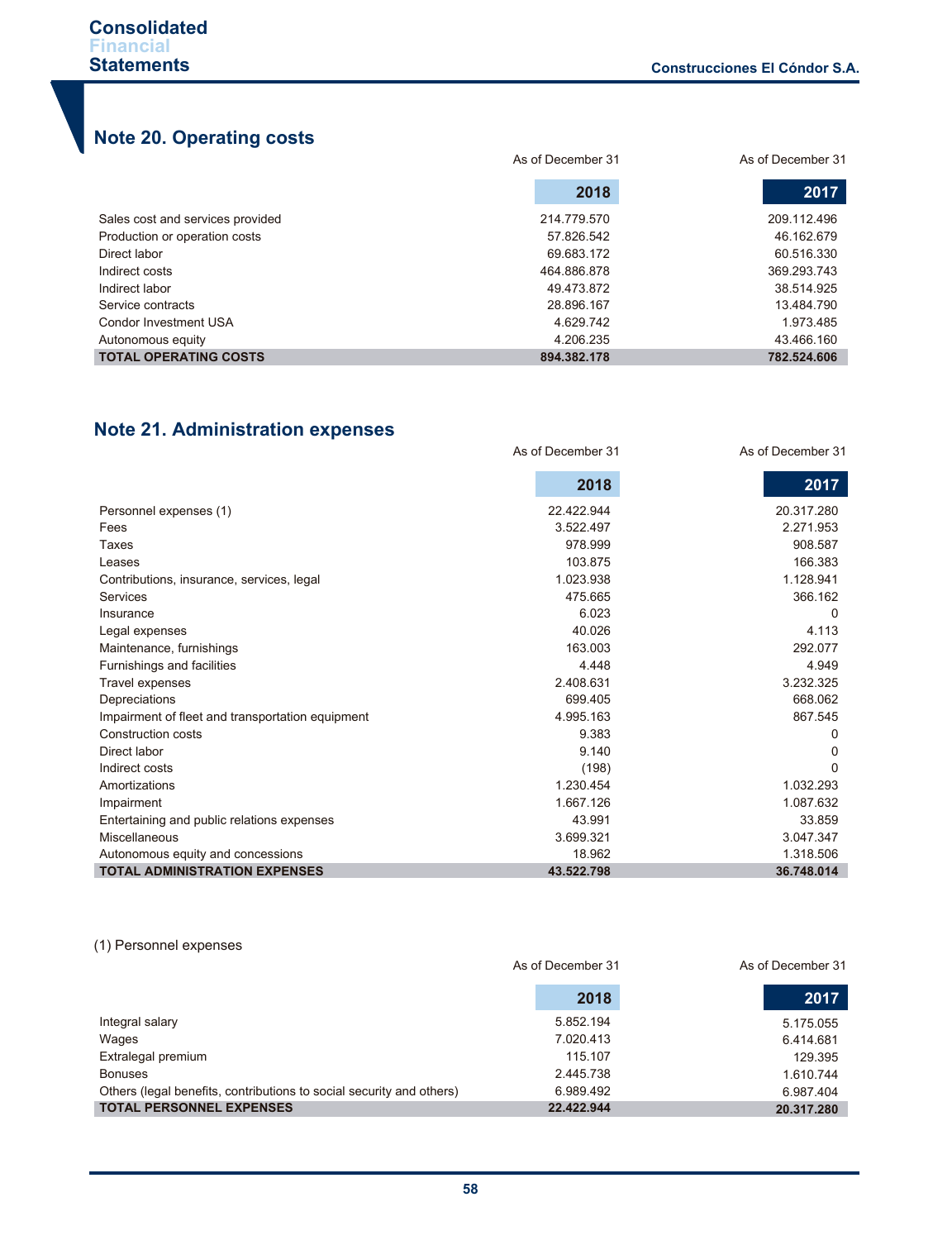## Note 20. Operating costs

| | As of December 31 2018 | As of December 31 2017 |
|---|---|---|
| Sales cost and services provided | 214.779.570 | 209.112.496 |
| Production or operation costs | 57.826.542 | 46.162.679 |
| Direct labor | 69.683.172 | 60.516.330 |
| Indirect costs | 464.886.878 | 369.293.743 |
| Indirect labor | 49.473.872 | 38.514.925 |
| Service contracts | 28.896.167 | 13.484.790 |
| Condor Investment USA | 4.629.742 | 1.973.485 |
| Autonomous equity | 4.206.235 | 43.466.160 |
| **TOTAL OPERATING COSTS** | **894.382.178** | **782.524.606** |

## Note 21. Administration expenses

| | As of December 31 2018 | As of December 31 2017 |
|---|---|---|
| Personnel expenses (1) | 22.422.944 | 20.317.280 |
| Fees | 3.522.497 | 2.271.953 |
| Taxes | 978.999 | 908.587 |
| Leases | 103.875 | 166.383 |
| Contributions, insurance, services, legal | 1.023.938 | 1.128.941 |
| Services | 475.665 | 366.162 |
| Insurance | 6.023 | 0 |
| Legal expenses | 40.026 | 4.113 |
| Maintenance, furnishings | 163.003 | 292.077 |
| Furnishings and facilities | 4.448 | 4.949 |
| Travel expenses | 2.408.631 | 3.232.325 |
| Depreciations | 699.405 | 668.062 |
| Impairment of fleet and transportation equipment | 4.995.163 | 867.545 |
| Construction costs | 9.383 | 0 |
| Direct labor | 9.140 | 0 |
| Indirect costs | (198) | 0 |
| Amortizations | 1.230.454 | 1.032.293 |
| Impairment | 1.667.126 | 1.087.632 |
| Entertaining and public relations expenses | 43.991 | 33.859 |
| Miscellaneous | 3.699.321 | 3.047.347 |
| Autonomous equity and concessions | 18.962 | 1.318.506 |
| **TOTAL ADMINISTRATION EXPENSES** | **43.522.798** | **36.748.014** |

(1) Personnel expenses

| | As of December 31 2018 | As of December 31 2017 |
|---|---|---|
| Integral salary | 5.852.194 | 5.175.055 |
| Wages | 7.020.413 | 6.414.681 |
| Extralegal premium | 115.107 | 129.395 |
| Bonuses | 2.445.738 | 1.610.744 |
| Others (legal benefits, contributions to social security and others) | 6.989.492 | 6.987.404 |
| **TOTAL PERSONNEL EXPENSES** | **22.422.944** | **20.317.280** |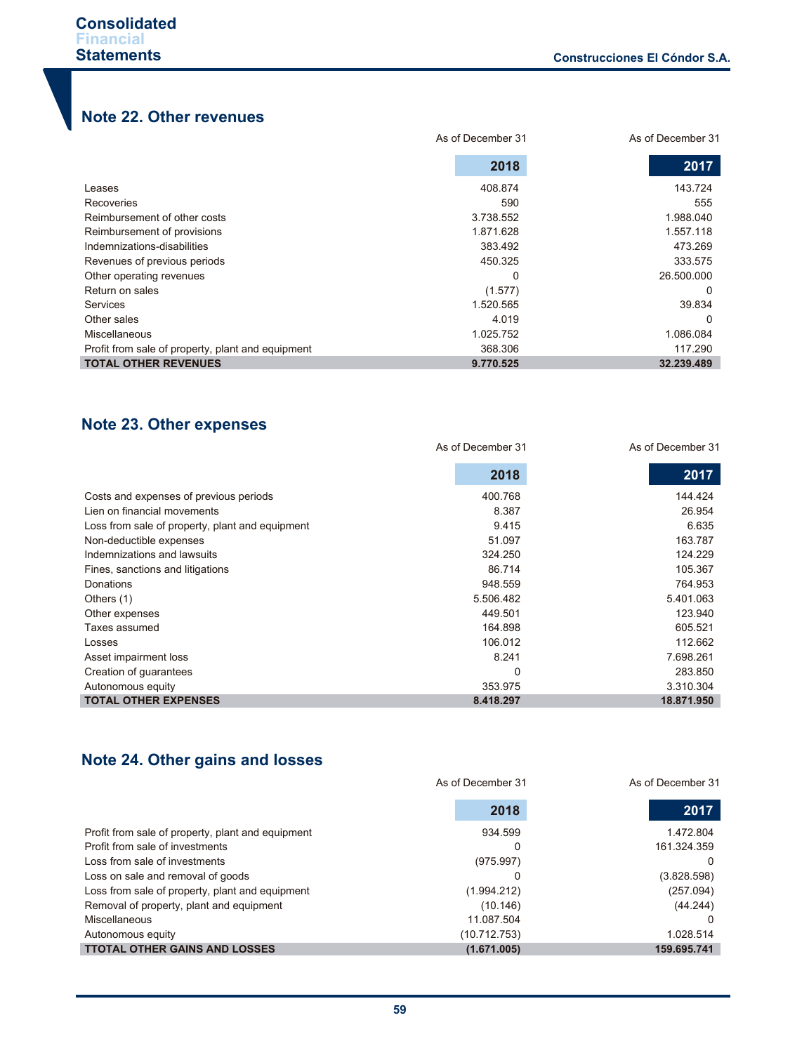## Note 22. Other revenues

| | As of December 31<br>2018 | As of December 31<br>2017 |
|---|---|---|
| Leases | 408.874 | 143.724 |
| Recoveries | 590 | 555 |
| Reimbursement of other costs | 3.738.552 | 1.988.040 |
| Reimbursement of provisions | 1.871.628 | 1.557.118 |
| Indemnizations-disabilities | 383.492 | 473.269 |
| Revenues of previous periods | 450.325 | 333.575 |
| Other operating revenues | 0 | 26.500.000 |
| Return on sales | (1.577) | 0 |
| Services | 1.520.565 | 39.834 |
| Other sales | 4.019 | 0 |
| Miscellaneous | 1.025.752 | 1.086.084 |
| Profit from sale of property, plant and equipment | 368.306 | 117.290 |
| **TOTAL OTHER REVENUES** | **9.770.525** | **32.239.489** |

## Note 23. Other expenses

| | As of December 31<br>2018 | As of December 31<br>2017 |
|---|---|---|
| Costs and expenses of previous periods | 400.768 | 144.424 |
| Lien on financial movements | 8.387 | 26.954 |
| Loss from sale of property, plant and equipment | 9.415 | 6.635 |
| Non-deductible expenses | 51.097 | 163.787 |
| Indemnizations and lawsuits | 324.250 | 124.229 |
| Fines, sanctions and litigations | 86.714 | 105.367 |
| Donations | 948.559 | 764.953 |
| Others (1) | 5.506.482 | 5.401.063 |
| Other expenses | 449.501 | 123.940 |
| Taxes assumed | 164.898 | 605.521 |
| Losses | 106.012 | 112.662 |
| Asset impairment loss | 8.241 | 7.698.261 |
| Creation of guarantees | 0 | 283.850 |
| Autonomous equity | 353.975 | 3.310.304 |
| **TOTAL OTHER EXPENSES** | **8.418.297** | **18.871.950** |

## Note 24. Other gains and losses

| | As of December 31<br>2018 | As of December 31<br>2017 |
|---|---|---|
| Profit from sale of property, plant and equipment | 934.599 | 1.472.804 |
| Profit from sale of investments | 0 | 161.324.359 |
| Loss from sale of investments | (975.997) | 0 |
| Loss on sale and removal of goods | 0 | (3.828.598) |
| Loss from sale of property, plant and equipment | (1.994.212) | (257.094) |
| Removal of property, plant and equipment | (10.146) | (44.244) |
| Miscellaneous | 11.087.504 | 0 |
| Autonomous equity | (10.712.753) | 1.028.514 |
| **TTOTAL OTHER GAINS AND LOSSES** | **(1.671.005)** | **159.695.741** |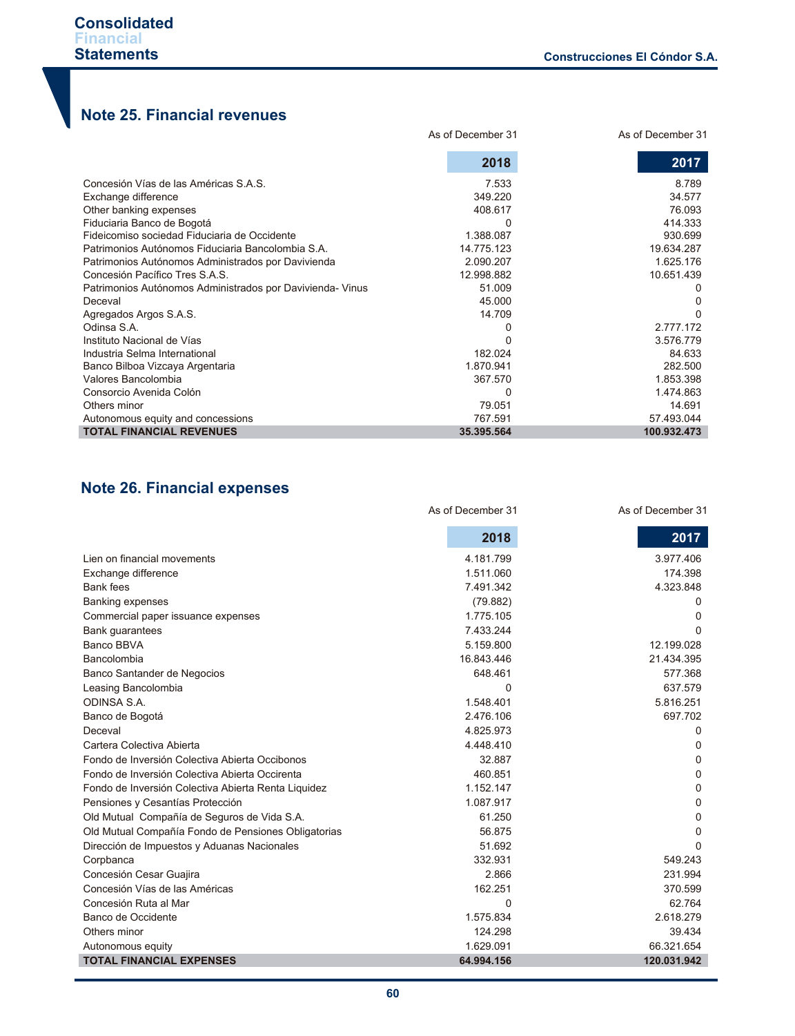## Note 25. Financial revenues

| | As of December 31<br>2018 | As of December 31<br>2017 |
|---|---|---|
| Concesión Vías de las Américas S.A.S. | 7.533 | 8.789 |
| Exchange difference | 349.220 | 34.577 |
| Other banking expenses | 408.617 | 76.093 |
| Fiduciaria Banco de Bogotá | 0 | 414.333 |
| Fideicomiso sociedad Fiduciaria de Occidente | 1.388.087 | 930.699 |
| Patrimonios Autónomos Fiduciaria Bancolombia S.A. | 14.775.123 | 19.634.287 |
| Patrimonios Autónomos Administrados por Davivienda | 2.090.207 | 1.625.176 |
| Concesión Pacífico Tres S.A.S. | 12.998.882 | 10.651.439 |
| Patrimonios Autónomos Administrados por Davivienda- Vinus | 51.009 | 0 |
| Deceval | 45.000 | 0 |
| Agregados Argos S.A.S. | 14.709 | 0 |
| Odinsa S.A. | 0 | 2.777.172 |
| Instituto Nacional de Vías | 0 | 3.576.779 |
| Industria Selma International | 182.024 | 84.633 |
| Banco Bilboa Vizcaya Argentaria | 1.870.941 | 282.500 |
| Valores Bancolombia | 367.570 | 1.853.398 |
| Consorcio Avenida Colón | 0 | 1.474.863 |
| Others minor | 79.051 | 14.691 |
| Autonomous equity and concessions | 767.591 | 57.493.044 |
| **TOTAL FINANCIAL REVENUES** | **35.395.564** | **100.932.473** |

## Note 26. Financial expenses

| | As of December 31<br>2018 | As of December 31<br>2017 |
|---|---|---|
| Lien on financial movements | 4.181.799 | 3.977.406 |
| Exchange difference | 1.511.060 | 174.398 |
| Bank fees | 7.491.342 | 4.323.848 |
| Banking expenses | (79.882) | 0 |
| Commercial paper issuance expenses | 1.775.105 | 0 |
| Bank guarantees | 7.433.244 | 0 |
| Banco BBVA | 5.159.800 | 12.199.028 |
| Bancolombia | 16.843.446 | 21.434.395 |
| Banco Santander de Negocios | 648.461 | 577.368 |
| Leasing Bancolombia | 0 | 637.579 |
| ODINSA S.A. | 1.548.401 | 5.816.251 |
| Banco de Bogotá | 2.476.106 | 697.702 |
| Deceval | 4.825.973 | 0 |
| Cartera Colectiva Abierta | 4.448.410 | 0 |
| Fondo de Inversión Colectiva Abierta Occibonos | 32.887 | 0 |
| Fondo de Inversión Colectiva Abierta Occirenta | 460.851 | 0 |
| Fondo de Inversión Colectiva Abierta Renta Liquidez | 1.152.147 | 0 |
| Pensiones y Cesantías Protección | 1.087.917 | 0 |
| Old Mutual Compañía de Seguros de Vida S.A. | 61.250 | 0 |
| Old Mutual Compañía Fondo de Pensiones Obligatorias | 56.875 | 0 |
| Dirección de Impuestos y Aduanas Nacionales | 51.692 | 0 |
| Corpbanca | 332.931 | 549.243 |
| Concesión Cesar Guajira | 2.866 | 231.994 |
| Concesión Vías de las Américas | 162.251 | 370.599 |
| Concesión Ruta al Mar | 0 | 62.764 |
| Banco de Occidente | 1.575.834 | 2.618.279 |
| Others minor | 124.298 | 39.434 |
| Autonomous equity | 1.629.091 | 66.321.654 |
| **TOTAL FINANCIAL EXPENSES** | **64.994.156** | **120.031.942** |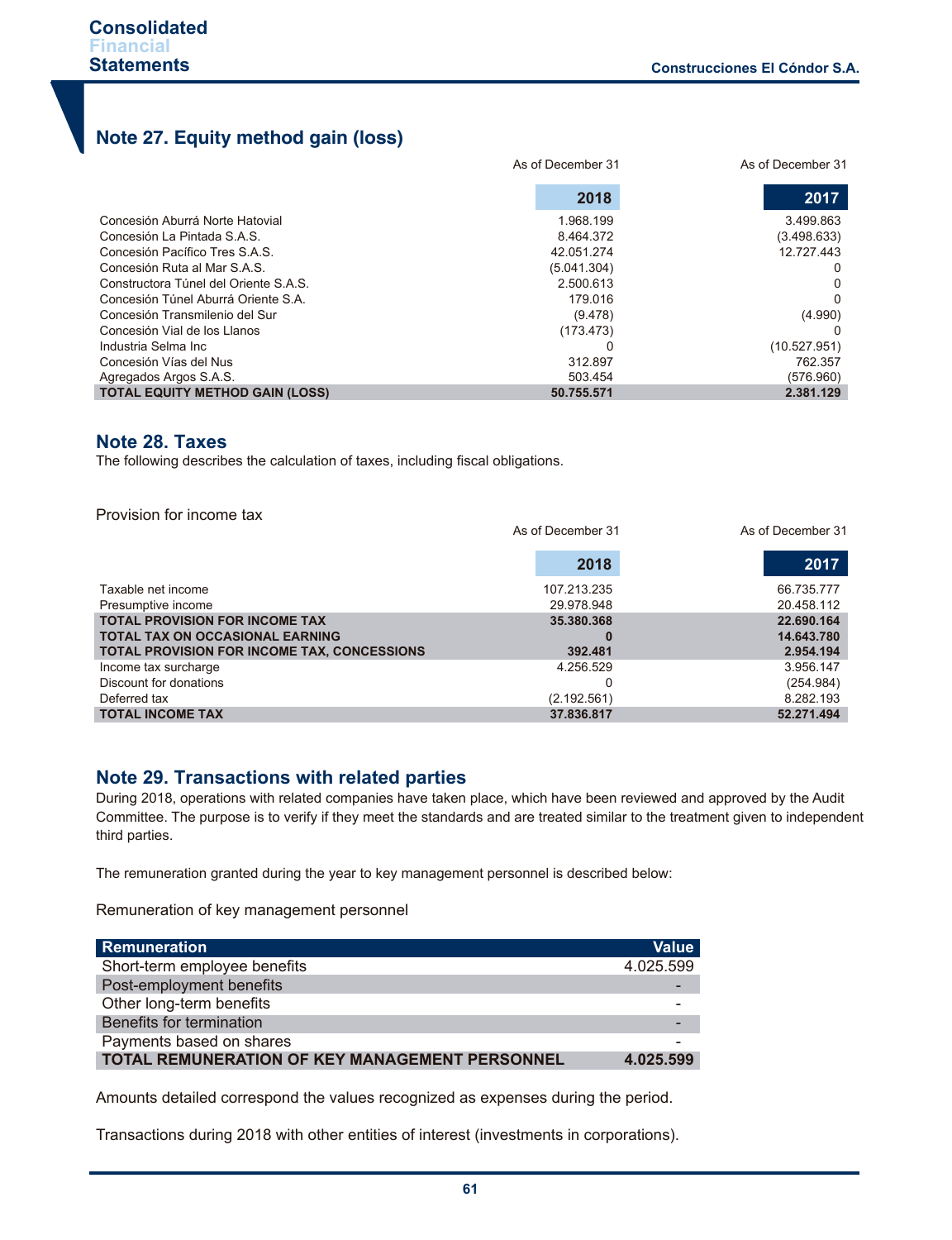## Note 27. Equity method gain (loss)

| | As of December 31 2018 | As of December 31 2017 |
|---|---|---|
| Concesión Aburrá Norte Hatovial | 1.968.199 | 3.499.863 |
| Concesión La Pintada S.A.S. | 8.464.372 | (3.498.633) |
| Concesión Pacífico Tres S.A.S. | 42.051.274 | 12.727.443 |
| Concesión Ruta al Mar S.A.S. | (5.041.304) | 0 |
| Constructora Túnel del Oriente S.A.S. | 2.500.613 | 0 |
| Concesión Túnel Aburrá Oriente S.A. | 179.016 | 0 |
| Concesión Transmilenio del Sur | (9.478) | (4.990) |
| Concesión Vial de los Llanos | (173.473) | 0 |
| Industria Selma Inc | 0 | (10.527.951) |
| Concesión Vías del Nus | 312.897 | 762.357 |
| Agregados Argos S.A.S. | 503.454 | (576.960) |
| **TOTAL EQUITY METHOD GAIN (LOSS)** | **50.755.571** | **2.381.129** |

## Note 28. Taxes

The following describes the calculation of taxes, including fiscal obligations.

Provision for income tax

| | As of December 31 2018 | As of December 31 2017 |
|---|---|---|
| Taxable net income | 107.213.235 | 66.735.777 |
| Presumptive income | 29.978.948 | 20.458.112 |
| **TOTAL PROVISION FOR INCOME TAX** | **35.380.368** | **22.690.164** |
| **TOTAL TAX ON OCCASIONAL EARNING** | **0** | **14.643.780** |
| **TOTAL PROVISION FOR INCOME TAX, CONCESSIONS** | **392.481** | **2.954.194** |
| Income tax surcharge | 4.256.529 | 3.956.147 |
| Discount for donations | 0 | (254.984) |
| Deferred tax | (2.192.561) | 8.282.193 |
| **TOTAL INCOME TAX** | **37.836.817** | **52.271.494** |

## Note 29. Transactions with related parties

During 2018, operations with related companies have taken place, which have been reviewed and approved by the Audit Committee. The purpose is to verify if they meet the standards and are treated similar to the treatment given to independent third parties.

The remuneration granted during the year to key management personnel is described below:

Remuneration of key management personnel

| Remuneration | Value |
|---|---|
| Short-term employee benefits | 4.025.599 |
| Post-employment benefits | - |
| Other long-term benefits | - |
| Benefits for termination | - |
| Payments based on shares | - |
| **TOTAL REMUNERATION OF KEY MANAGEMENT PERSONNEL** | **4.025.599** |

Amounts detailed correspond the values recognized as expenses during the period.

Transactions during 2018 with other entities of interest (investments in corporations).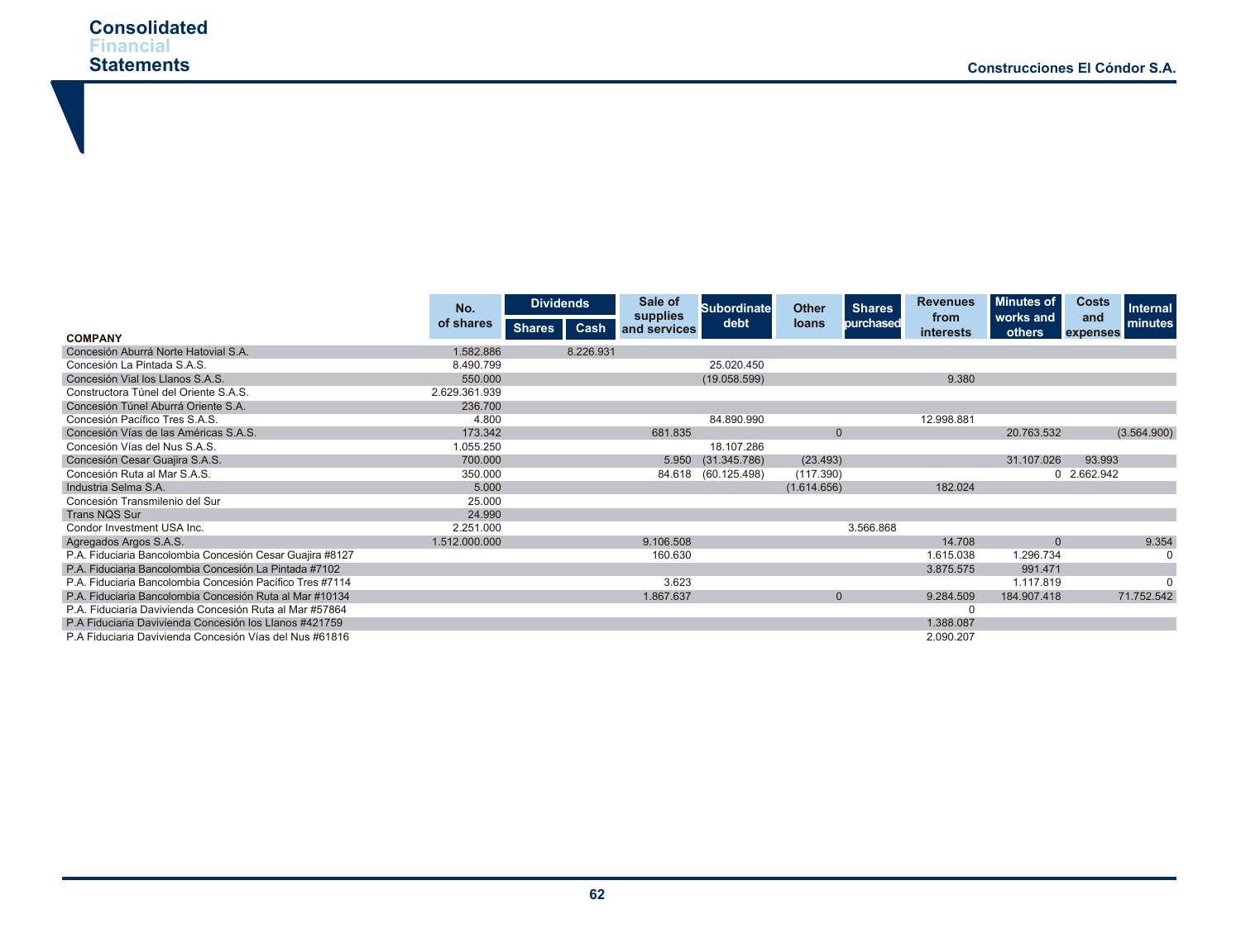| COMPANY | No. of shares | Dividends | | Sale of supplies and services | Subordinate debt | Other loans | Shares purchased | Revenues from interests | Minutes of works and others | Costs and expenses | Internal minutes |
|---|---|---|---|---|---|---|---|---|---|---|---|
| | | Shares | Cash | | | | | | | | |
| Concesión Aburrá Norte Hatovial S.A. | 1.582.886 | | 8.226.931 | | | | | | | | |
| Concesión La Pintada S.A.S. | 8.490.799 | | | | 25.020.450 | | | | | | |
| Concesión Vial los Llanos S.A.S. | 550.000 | | | | (19.058.599) | | | 9.380 | | | |
| Constructora Túnel del Oriente S.A.S. | 2.629.361.939 | | | | | | | | | | |
| Concesión Túnel Aburrá Oriente S.A. | 236.700 | | | | | | | | | | |
| Concesión Pacífico Tres S.A.S. | 4.800 | | | | 84.890.990 | | | 12.998.881 | | | |
| Concesión Vías de las Américas S.A.S. | 173.342 | | | 681.835 | | 0 | | | 20.763.532 | | (3.564.900) |
| Concesión Vías del Nus S.A.S. | 1.055.250 | | | | 18.107.286 | | | | | | |
| Concesión Cesar Guajira S.A.S. | 700.000 | | | 5.950 | (31.345.786) | (23.493) | | | 31.107.026 | 93.993 | |
| Concesión Ruta al Mar S.A.S. | 350.000 | | | 84.618 | (60.125.498) | (117.390) | | | 0 | 2.662.942 | |
| Industria Selma S.A. | 5.000 | | | | | (1.614.656) | | 182.024 | | | |
| Concesión Transmilenio del Sur | 25.000 | | | | | | | | | | |
| Trans NQS Sur | 24.990 | | | | | | | | | | |
| Condor Investment USA Inc. | 2.251.000 | | | | | | 3.566.868 | | | | |
| Agregados Argos S.A.S. | 1.512.000.000 | | | 9.106.508 | | | | 14.708 | 0 | | 9.354 |
| P.A. Fiduciaria Bancolombia Concesión Cesar Guajira #8127 | | | | 160.630 | | | | 1.615.038 | 1.296.734 | | 0 |
| P.A. Fiduciaria Bancolombia Concesión La Pintada #7102 | | | | | | | | 3.875.575 | 991.471 | | |
| P.A. Fiduciaria Bancolombia Concesión Pacífico Tres #7114 | | | | 3.623 | | | | | 1.117.819 | | 0 |
| P.A. Fiduciaria Bancolombia Concesión Ruta al Mar #10134 | | | | 1.867.637 | | 0 | | 9.284.509 | 184.907.418 | | 71.752.542 |
| P.A. Fiduciaria Davivienda Concesión Ruta al Mar #57864 | | | | | | | | 0 | | | |
| P.A Fiduciaria Davivienda Concesión los Llanos #421759 | | | | | | | | 1.388.087 | | | |
| P.A Fiduciaria Davivienda Concesión Vías del Nus #61816 | | | | | | | | 2.090.207 | | | |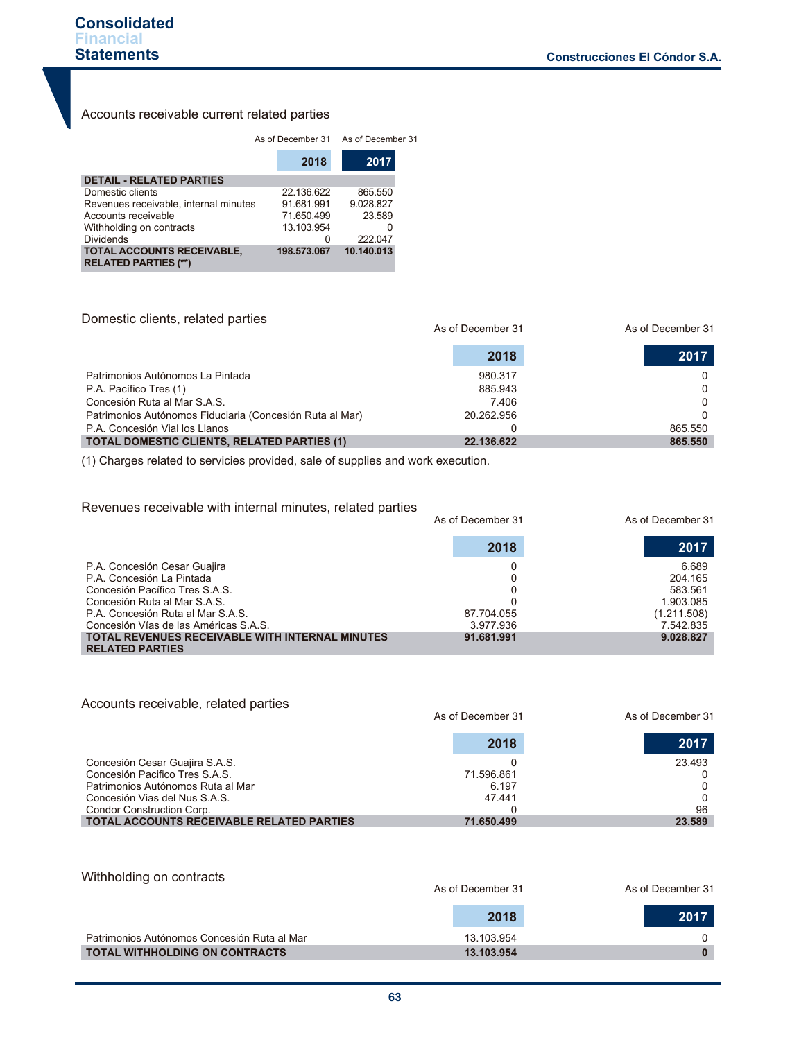### Accounts receivable current related parties

| | As of December 31 2018 | As of December 31 2017 |
|---|---|---|
| **DETAIL - RELATED PARTIES** | | |
| Domestic clients | 22.136.622 | 865.550 |
| Revenues receivable, internal minutes | 91.681.991 | 9.028.827 |
| Accounts receivable | 71.650.499 | 23.589 |
| Withholding on contracts | 13.103.954 | 0 |
| Dividends | 0 | 222.047 |
| **TOTAL ACCOUNTS RECEIVABLE, RELATED PARTIES (\*\*)** | **198.573.067** | **10.140.013** |

### Domestic clients, related parties

| | As of December 31 2018 | As of December 31 2017 |
|---|---|---|
| Patrimonios Autónomos La Pintada | 980.317 | 0 |
| P.A. Pacífico Tres (1) | 885.943 | 0 |
| Concesión Ruta al Mar S.A.S. | 7.406 | 0 |
| Patrimonios Autónomos Fiduciaria (Concesión Ruta al Mar) | 20.262.956 | 0 |
| P.A. Concesión Vial los Llanos | 0 | 865.550 |
| **TOTAL DOMESTIC CLIENTS, RELATED PARTIES (1)** | **22.136.622** | **865.550** |

(1) Charges related to servicies provided, sale of supplies and work execution.

### Revenues receivable with internal minutes, related parties

| | As of December 31 2018 | As of December 31 2017 |
|---|---|---|
| P.A. Concesión Cesar Guajira | 0 | 6.689 |
| P.A. Concesión La Pintada | 0 | 204.165 |
| Concesión Pacífico Tres S.A.S. | 0 | 583.561 |
| Concesión Ruta al Mar S.A.S. | 0 | 1.903.085 |
| P.A. Concesión Ruta al Mar S.A.S. | 87.704.055 | (1.211.508) |
| Concesión Vías de las Américas S.A.S. | 3.977.936 | 7.542.835 |
| **TOTAL REVENUES RECEIVABLE WITH INTERNAL MINUTES RELATED PARTIES** | **91.681.991** | **9.028.827** |

### Accounts receivable, related parties

| | As of December 31 2018 | As of December 31 2017 |
|---|---|---|
| Concesión Cesar Guajira S.A.S. | 0 | 23.493 |
| Concesión Pacifico Tres S.A.S. | 71.596.861 | 0 |
| Patrimonios Autónomos Ruta al Mar | 6.197 | 0 |
| Concesión Vias del Nus S.A.S. | 47.441 | 0 |
| Condor Construction Corp. | 0 | 96 |
| **TOTAL ACCOUNTS RECEIVABLE RELATED PARTIES** | **71.650.499** | **23.589** |

### Withholding on contracts

| | As of December 31 2018 | As of December 31 2017 |
|---|---|---|
| Patrimonios Autónomos Concesión Ruta al Mar | 13.103.954 | 0 |
| **TOTAL WITHHOLDING ON CONTRACTS** | **13.103.954** | **0** |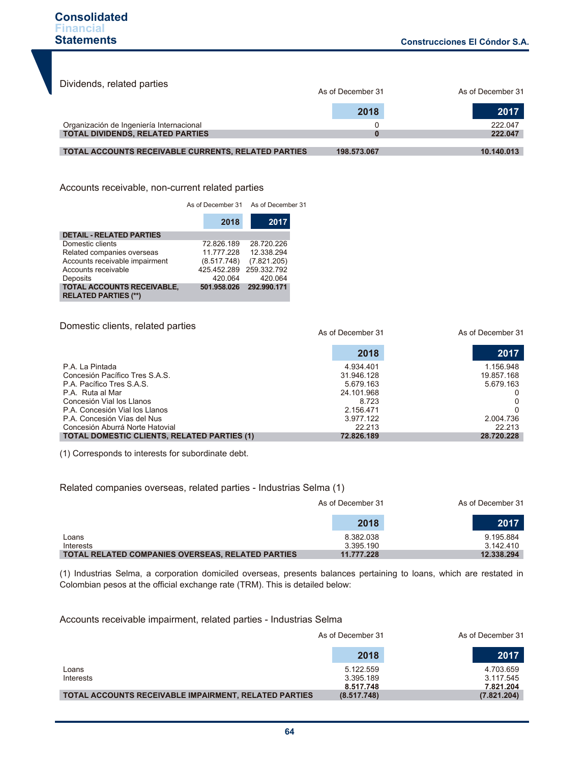Dividends, related parties

| | As of December 31 2018 | As of December 31 2017 |
|---|---|---|
| Organización de Ingeniería Internacional | 0 | 222.047 |
| **TOTAL DIVIDENDS, RELATED PARTIES** | **0** | **222.047** |
| | | |
| **TOTAL ACCOUNTS RECEIVABLE CURRENTS, RELATED PARTIES** | **198.573.067** | **10.140.013** |

Accounts receivable, non-current related parties

| | As of December 31 2018 | As of December 31 2017 |
|---|---|---|
| **DETAIL - RELATED PARTIES** | | |
| Domestic clients | 72.826.189 | 28.720.226 |
| Related companies overseas | 11.777.228 | 12.338.294 |
| Accounts receivable impairment | (8.517.748) | (7.821.205) |
| Accounts receivable | 425.452.289 | 259.332.792 |
| Deposits | 420.064 | 420.064 |
| **TOTAL ACCOUNTS RECEIVABLE, RELATED PARTIES (**)** | **501.958.026** | **292.990.171** |

Domestic clients, related parties

| | As of December 31 2018 | As of December 31 2017 |
|---|---|---|
| P.A. La Pintada | 4.934.401 | 1.156.948 |
| Concesión Pacífico Tres S.A.S. | 31.946.128 | 19.857.168 |
| P.A. Pacífico Tres S.A.S. | 5.679.163 | 5.679.163 |
| P.A. Ruta al Mar | 24.101.968 | 0 |
| Concesión Vial los Llanos | 8.723 | 0 |
| P.A. Concesión Vial los Llanos | 2.156.471 | 0 |
| P.A. Concesión Vías del Nus | 3.977.122 | 2.004.736 |
| Concesión Aburrá Norte Hatovial | 22.213 | 22.213 |
| **TOTAL DOMESTIC CLIENTS, RELATED PARTIES (1)** | **72.826.189** | **28.720.228** |

(1) Corresponds to interests for subordinate debt.

Related companies overseas, related parties - Industrias Selma (1)

| | As of December 31 2018 | As of December 31 2017 |
|---|---|---|
| Loans | 8.382.038 | 9.195.884 |
| Interests | 3.395.190 | 3.142.410 |
| **TOTAL RELATED COMPANIES OVERSEAS, RELATED PARTIES** | **11.777.228** | **12.338.294** |

(1) Industrias Selma, a corporation domiciled overseas, presents balances pertaining to loans, which are restated in Colombian pesos at the official exchange rate (TRM). This is detailed below:

Accounts receivable impairment, related parties - Industrias Selma

| | As of December 31 2018 | As of December 31 2017 |
|---|---|---|
| Loans | 5.122.559 | 4.703.659 |
| Interests | 3.395.189 | 3.117.545 |
| | **8.517.748** | **7.821.204** |
| **TOTAL ACCOUNTS RECEIVABLE IMPAIRMENT, RELATED PARTIES** | **(8.517.748)** | **(7.821.204)** |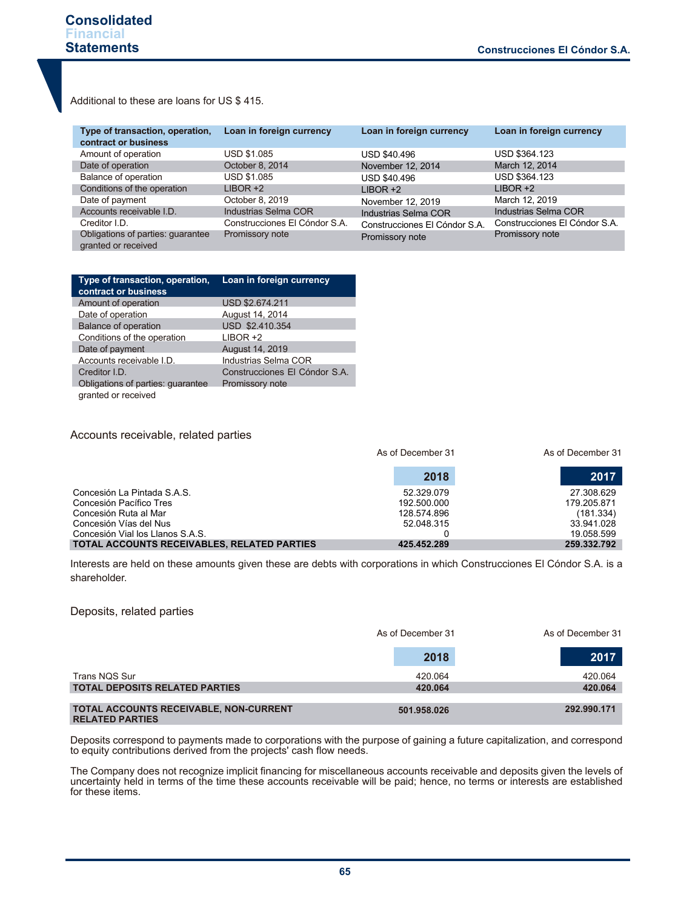Additional to these are loans for US $ 415.

| Type of transaction, operation, contract or business | Loan in foreign currency | Loan in foreign currency | Loan in foreign currency |
|---|---|---|---|
| Amount of operation | USD $1.085 | USD $40.496 | USD $364.123 |
| Date of operation | October 8, 2014 | November 12, 2014 | March 12, 2014 |
| Balance of operation | USD $1.085 | USD $40.496 | USD $364.123 |
| Conditions of the operation | LIBOR +2 | LIBOR +2 | LIBOR +2 |
| Date of payment | October 8, 2019 | November 12, 2019 | March 12, 2019 |
| Accounts receivable I.D. | Industrias Selma COR | Industrias Selma COR | Industrias Selma COR |
| Creditor I.D. | Construcciones El Cóndor S.A. | Construcciones El Cóndor S.A. | Construcciones El Cóndor S.A. |
| Obligations of parties: guarantee granted or received | Promissory note | Promissory note | Promissory note |

| Type of transaction, operation, contract or business | Loan in foreign currency |
|---|---|
| Amount of operation | USD $2.674.211 |
| Date of operation | August 14, 2014 |
| Balance of operation | USD $2.410.354 |
| Conditions of the operation | LIBOR +2 |
| Date of payment | August 14, 2019 |
| Accounts receivable I.D. | Industrias Selma COR |
| Creditor I.D. | Construcciones El Cóndor S.A. |
| Obligations of parties: guarantee granted or received | Promissory note |

## Accounts receivable, related parties

| | As of December 31 2018 | As of December 31 2017 |
|---|---|---|
| Concesión La Pintada S.A.S. | 52.329.079 | 27.308.629 |
| Concesión Pacífico Tres | 192.500.000 | 179.205.871 |
| Concesión Ruta al Mar | 128.574.896 | (181.334) |
| Concesión Vías del Nus | 52.048.315 | 33.941.028 |
| Concesión Vial los Llanos S.A.S. | 0 | 19.058.599 |
| **TOTAL ACCOUNTS RECEIVABLES, RELATED PARTIES** | **425.452.289** | **259.332.792** |

Interests are held on these amounts given these are debts with corporations in which Construcciones El Cóndor S.A. is a shareholder.

## Deposits, related parties

| | As of December 31 2018 | As of December 31 2017 |
|---|---|---|
| Trans NQS Sur | 420.064 | 420.064 |
| **TOTAL DEPOSITS RELATED PARTIES** | **420.064** | **420.064** |
| **TOTAL ACCOUNTS RECEIVABLE, NON-CURRENT RELATED PARTIES** | **501.958.026** | **292.990.171** |

Deposits correspond to payments made to corporations with the purpose of gaining a future capitalization, and correspond to equity contributions derived from the projects' cash flow needs.

The Company does not recognize implicit financing for miscellaneous accounts receivable and deposits given the levels of uncertainty held in terms of the time these accounts receivable will be paid; hence, no terms or interests are established for these items.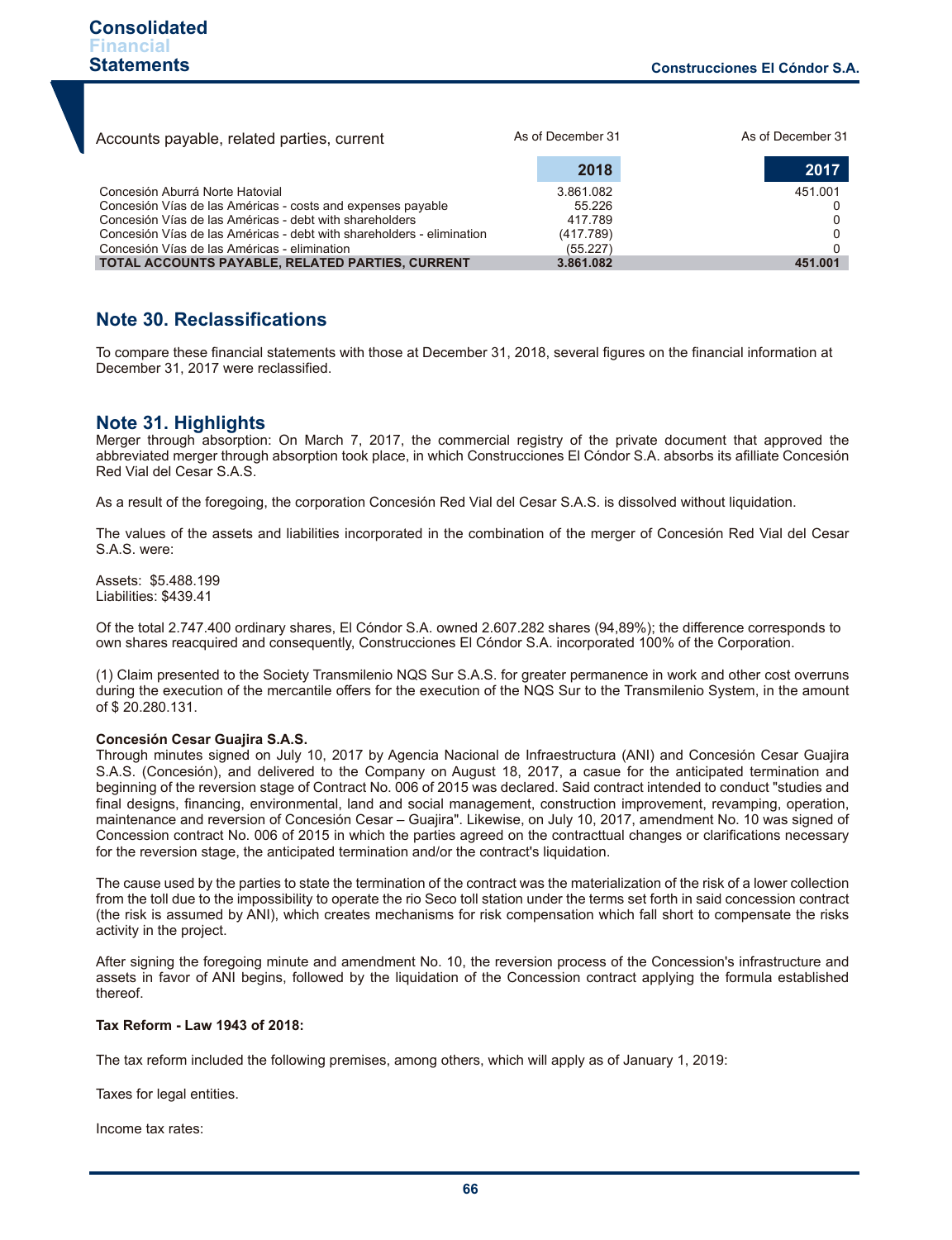| Accounts payable, related parties, current | As of December 31 2018 | As of December 31 2017 |
|---|---|---|
| Concesión Aburrá Norte Hatovial | 3.861.082 | 451.001 |
| Concesión Vías de las Américas - costs and expenses payable | 55.226 | 0 |
| Concesión Vías de las Américas - debt with shareholders | 417.789 | 0 |
| Concesión Vías de las Américas - debt with shareholders - elimination | (417.789) | 0 |
| Concesión Vías de las Américas - elimination | (55.227) | 0 |
| **TOTAL ACCOUNTS PAYABLE, RELATED PARTIES, CURRENT** | **3.861.082** | **451.001** |

## Note 30. Reclassifications

To compare these financial statements with those at December 31, 2018, several figures on the financial information at December 31, 2017 were reclassified.

## Note 31. Highlights

Merger through absorption: On March 7, 2017, the commercial registry of the private document that approved the abbreviated merger through absorption took place, in which Construcciones El Cóndor S.A. absorbs its afilliate Concesión Red Vial del Cesar S.A.S.

As a result of the foregoing, the corporation Concesión Red Vial del Cesar S.A.S. is dissolved without liquidation.

The values of the assets and liabilities incorporated in the combination of the merger of Concesión Red Vial del Cesar S.A.S. were:

Assets: $5.488.199
Liabilities: $439.41

Of the total 2.747.400 ordinary shares, El Cóndor S.A. owned 2.607.282 shares (94,89%); the difference corresponds to own shares reacquired and consequently, Construcciones El Cóndor S.A. incorporated 100% of the Corporation.

(1) Claim presented to the Society Transmilenio NQS Sur S.A.S. for greater permanence in work and other cost overruns during the execution of the mercantile offers for the execution of the NQS Sur to the Transmilenio System, in the amount of $ 20.280.131.

**Concesión Cesar Guajira S.A.S.**

Through minutes signed on July 10, 2017 by Agencia Nacional de Infraestructura (ANI) and Concesión Cesar Guajira S.A.S. (Concesión), and delivered to the Company on August 18, 2017, a casue for the anticipated termination and beginning of the reversion stage of Contract No. 006 of 2015 was declared. Said contract intended to conduct "studies and final designs, financing, environmental, land and social management, construction improvement, revamping, operation, maintenance and reversion of Concesión Cesar – Guajira". Likewise, on July 10, 2017, amendment No. 10 was signed of Concession contract No. 006 of 2015 in which the parties agreed on the contracttual changes or clarifications necessary for the reversion stage, the anticipated termination and/or the contract's liquidation.

The cause used by the parties to state the termination of the contract was the materialization of the risk of a lower collection from the toll due to the impossibility to operate the rio Seco toll station under the terms set forth in said concession contract (the risk is assumed by ANI), which creates mechanisms for risk compensation which fall short to compensate the risks activity in the project.

After signing the foregoing minute and amendment No. 10, the reversion process of the Concession's infrastructure and assets in favor of ANI begins, followed by the liquidation of the Concession contract applying the formula established thereof.

**Tax Reform - Law 1943 of 2018:**

The tax reform included the following premises, among others, which will apply as of January 1, 2019:

Taxes for legal entities.

Income tax rates: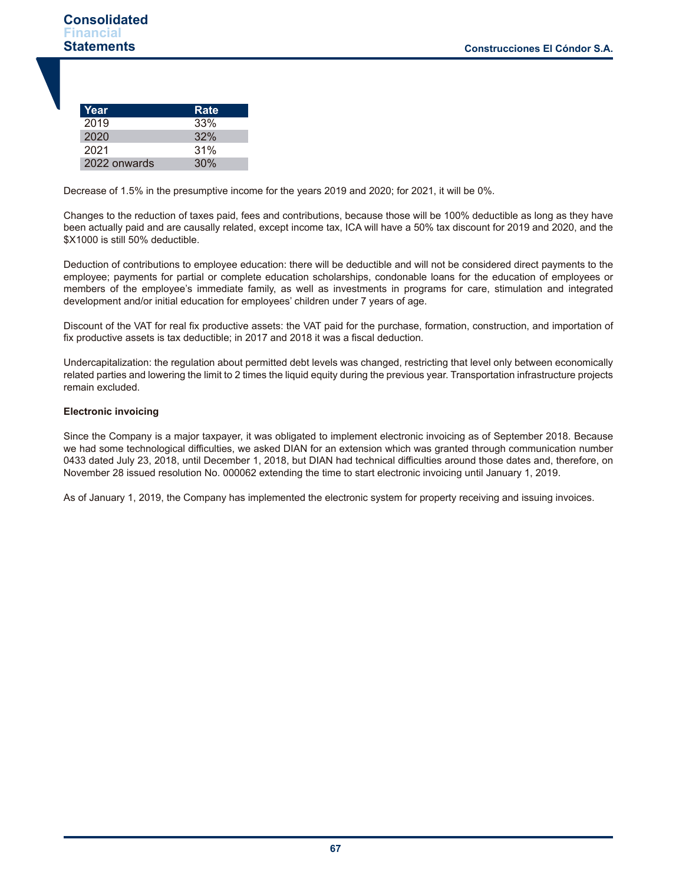| Year | Rate |
|---|---|
| 2019 | 33% |
| 2020 | 32% |
| 2021 | 31% |
| 2022 onwards | 30% |

Decrease of 1.5% in the presumptive income for the years 2019 and 2020; for 2021, it will be 0%.

Changes to the reduction of taxes paid, fees and contributions, because those will be 100% deductible as long as they have been actually paid and are causally related, except income tax, ICA will have a 50% tax discount for 2019 and 2020, and the $X1000 is still 50% deductible.

Deduction of contributions to employee education: there will be deductible and will not be considered direct payments to the employee; payments for partial or complete education scholarships, condonable loans for the education of employees or members of the employee's immediate family, as well as investments in programs for care, stimulation and integrated development and/or initial education for employees' children under 7 years of age.

Discount of the VAT for real fix productive assets: the VAT paid for the purchase, formation, construction, and importation of fix productive assets is tax deductible; in 2017 and 2018 it was a fiscal deduction.

Undercapitalization: the regulation about permitted debt levels was changed, restricting that level only between economically related parties and lowering the limit to 2 times the liquid equity during the previous year. Transportation infrastructure projects remain excluded.

**Electronic invoicing**

Since the Company is a major taxpayer, it was obligated to implement electronic invoicing as of September 2018. Because we had some technological difficulties, we asked DIAN for an extension which was granted through communication number 0433 dated July 23, 2018, until December 1, 2018, but DIAN had technical difficulties around those dates and, therefore, on November 28 issued resolution No. 000062 extending the time to start electronic invoicing until January 1, 2019.

As of January 1, 2019, the Company has implemented the electronic system for property receiving and issuing invoices.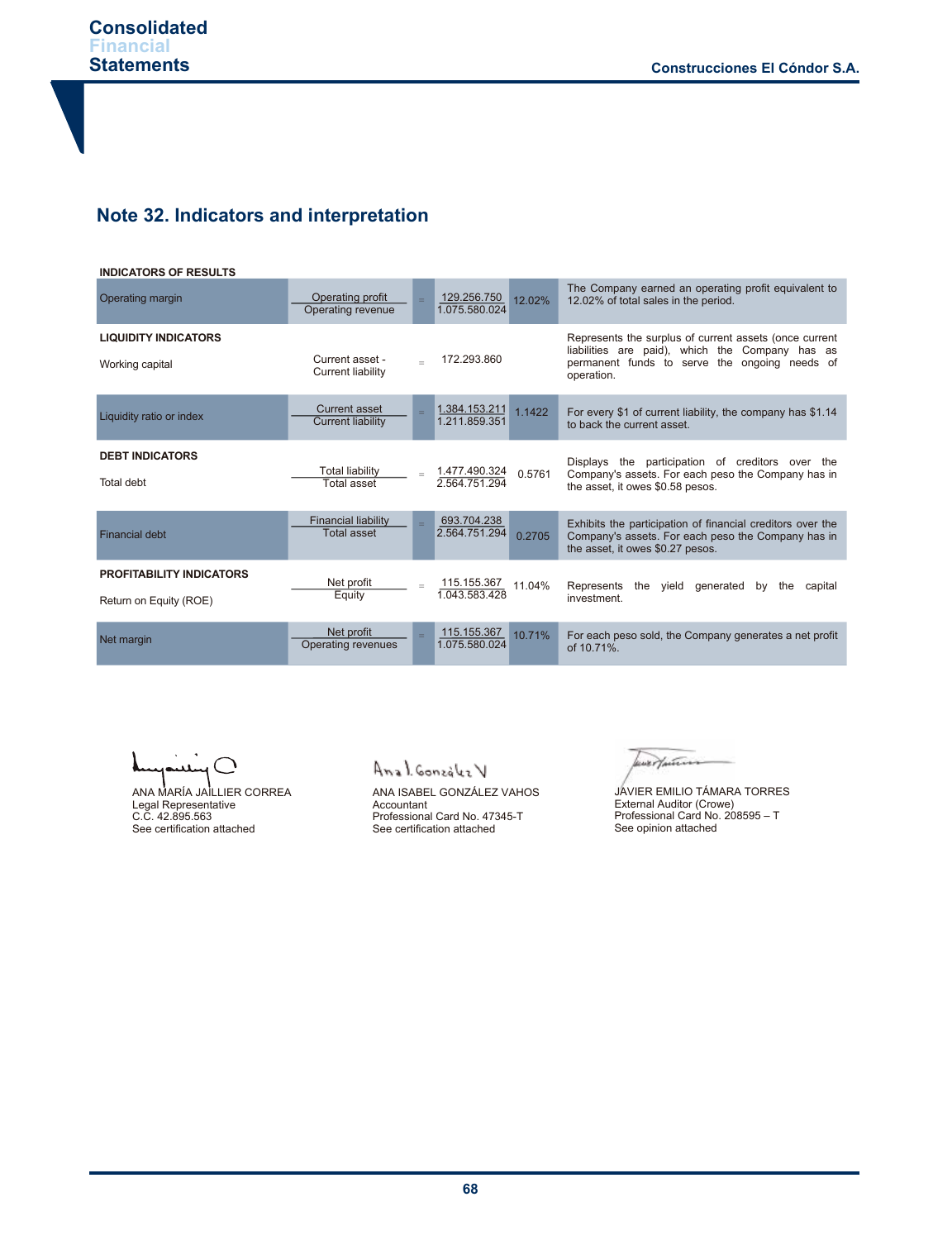## Note 32. Indicators and interpretation

| Indicator | Formula | | Figures | Result | Interpretation |
|---|---|---|---|---|---|
| **INDICATORS OF RESULTS** | | | | | |
| Operating margin | Operating profit / Operating revenue | = | 129.256.750 / 1.075.580.024 | 12.02% | The Company earned an operating profit equivalent to 12.02% of total sales in the period. |
| **LIQUIDITY INDICATORS** | | | | | |
| Working capital | Current asset - Current liability | = | 172.293.860 | | Represents the surplus of current assets (once current liabilities are paid), which the Company has as permanent funds to serve the ongoing needs of operation. |
| Liquidity ratio or index | Current asset / Current liability | = | 1.384.153.211 / 1.211.859.351 | 1.1422 | For every $1 of current liability, the company has $1.14 to back the current asset. |
| **DEBT INDICATORS** | | | | | |
| Total debt | Total liability / Total asset | = | 1.477.490.324 / 2.564.751.294 | 0.5761 | Displays the participation of creditors over the Company's assets. For each peso the Company has in the asset, it owes $0.58 pesos. |
| Financial debt | Financial liability / Total asset | = | 693.704.238 / 2.564.751.294 | 0.2705 | Exhibits the participation of financial creditors over the Company's assets. For each peso the Company has in the asset, it owes $0.27 pesos. |
| **PROFITABILITY INDICATORS** | | | | | |
| Return on Equity (ROE) | Net profit / Equity | = | 115.155.367 / 1.043.583.428 | 11.04% | Represents the yield generated by the capital investment. |
| Net margin | Net profit / Operating revenues | = | 115.155.367 / 1.075.580.024 | 10.71% | For each peso sold, the Company generates a net profit of 10.71%. |

ANA MARÍA JAILLIER CORREA
Legal Representative
C.C. 42.895.563
See certification attached

ANA ISABEL GONZÁLEZ VAHOS
Accountant
Professional Card No. 47345-T
See certification attached

JAVIER EMILIO TÁMARA TORRES
External Auditor (Crowe)
Professional Card No. 208595 – T
See opinion attached